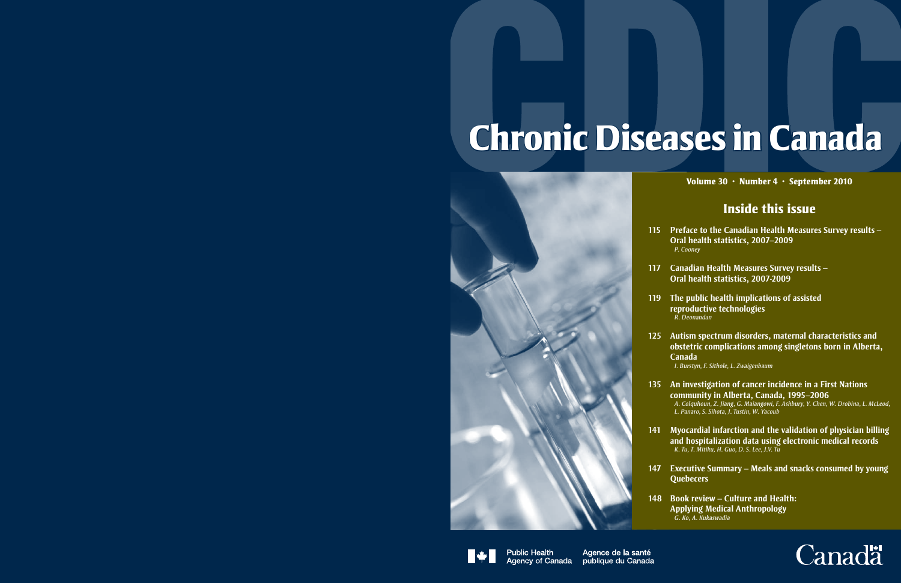# Chronic Diseases in Canada

**Volume 30 · Number 4 · September 2010**

## Inside this issue

**115** **Preface to the Canadian Health Measures Survey results – Oral health statistics, 2007–2009**
*P. Cooney*

**117** **Canadian Health Measures Survey results – Oral health statistics, 2007-2009**

**119** **The public health implications of assisted reproductive technologies**
*R. Deonandan*

**125** **Autism spectrum disorders, maternal characteristics and obstetric complications among singletons born in Alberta, Canada**
*I. Burstyn, F. Sithole, L. Zwaigenbaum*

**135** **An investigation of cancer incidence in a First Nations community in Alberta, Canada, 1995–2006**
*A. Colquhoun, Z. Jiang, G. Maiangowi, F. Ashbury, Y. Chen, W. Drobina, L. McLeod, L. Panaro, S. Sihota, J. Tustin, W. Yacoub*

**141** **Myocardial infarction and the validation of physician billing and hospitalization data using electronic medical records**
*K. Tu, T. Mitiku, H. Guo, D. S. Lee, J.V. Tu*

**147** **Executive Summary – Meals and snacks consumed by young Quebecers**

**148** **Book review – Culture and Health: Applying Medical Anthropology**
*G. Ko, A. Kukaswadia*

Public Health Agency of Canada · Agence de la santé publique du Canada

Canada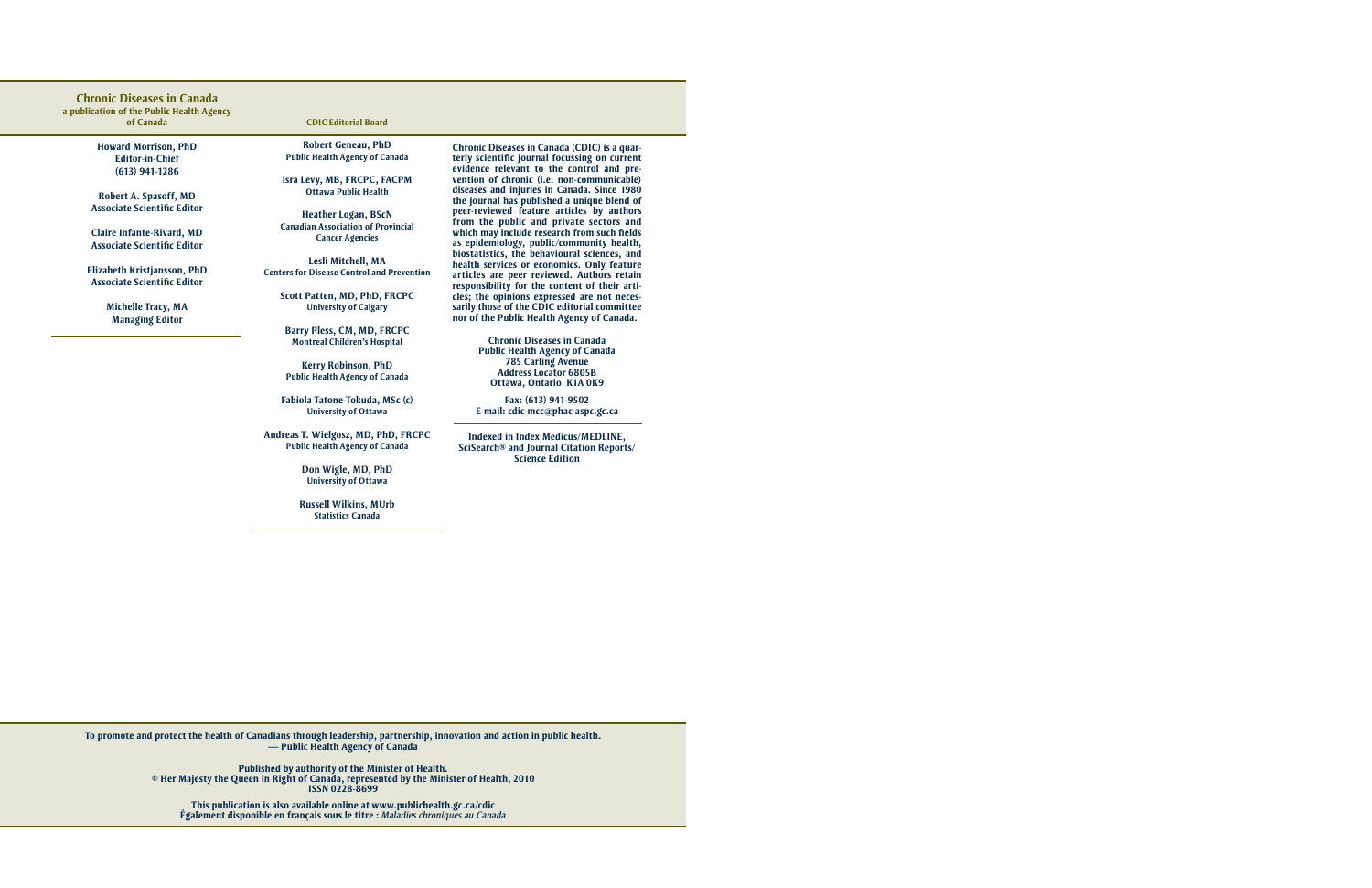## Chronic Diseases in Canada

**a publication of the Public Health Agency of Canada**

**Howard Morrison, PhD**
Editor-in-Chief
(613) 941-1286

**Robert A. Spasoff, MD**
Associate Scientific Editor

**Claire Infante-Rivard, MD**
Associate Scientific Editor

**Elizabeth Kristjansson, PhD**
Associate Scientific Editor

**Michelle Tracy, MA**
Managing Editor

### CDIC Editorial Board

**Robert Geneau, PhD**
Public Health Agency of Canada

**Isra Levy, MB, FRCPC, FACPM**
Ottawa Public Health

**Heather Logan, BScN**
Canadian Association of Provincial Cancer Agencies

**Lesli Mitchell, MA**
Centers for Disease Control and Prevention

**Scott Patten, MD, PhD, FRCPC**
University of Calgary

**Barry Pless, CM, MD, FRCPC**
Montreal Children's Hospital

**Kerry Robinson, PhD**
Public Health Agency of Canada

**Fabiola Tatone-Tokuda, MSc (c)**
University of Ottawa

**Andreas T. Wielgosz, MD, PhD, FRCPC**
Public Health Agency of Canada

**Don Wigle, MD, PhD**
University of Ottawa

**Russell Wilkins, MUrb**
Statistics Canada

Chronic Diseases in Canada (CDIC) is a quarterly scientific journal focussing on current evidence relevant to the control and prevention of chronic (i.e. non-communicable) diseases and injuries in Canada. Since 1980 the journal has published a unique blend of peer-reviewed feature articles by authors from the public and private sectors and which may include research from such fields as epidemiology, public/community health, biostatistics, the behavioural sciences, and health services or economics. Only feature articles are peer reviewed. Authors retain responsibility for the content of their articles; the opinions expressed are not necessarily those of the CDIC editorial committee nor of the Public Health Agency of Canada.

Chronic Diseases in Canada
Public Health Agency of Canada
785 Carling Avenue
Address Locator 6805B
Ottawa, Ontario K1A 0K9

Fax: (613) 941-9502
E-mail: cdic-mcc@phac-aspc.gc.ca

Indexed in Index Medicus/MEDLINE, SciSearch® and Journal Citation Reports/Science Edition

To promote and protect the health of Canadians through leadership, partnership, innovation and action in public health.
— Public Health Agency of Canada

Published by authority of the Minister of Health.
© Her Majesty the Queen in Right of Canada, represented by the Minister of Health, 2010
ISSN 0228-8699

This publication is also available online at www.publichealth.gc.ca/cdic
Également disponible en français sous le titre : *Maladies chroniques au Canada*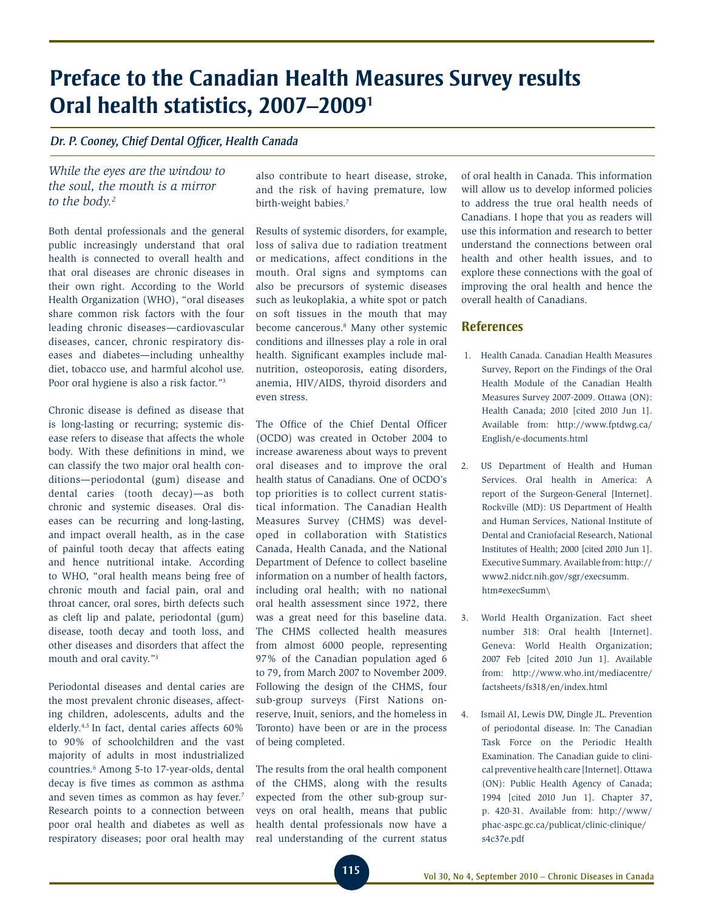# Preface to the Canadian Health Measures Survey results Oral health statistics, 2007–2009[1]

*Dr. P. Cooney, Chief Dental Officer, Health Canada*

*While the eyes are the window to the soul, the mouth is a mirror to the body.*[2]

Both dental professionals and the general public increasingly understand that oral health is connected to overall health and that oral diseases are chronic diseases in their own right. According to the World Health Organization (WHO), "oral diseases share common risk factors with the four leading chronic diseases—cardiovascular diseases, cancer, chronic respiratory diseases and diabetes—including unhealthy diet, tobacco use, and harmful alcohol use. Poor oral hygiene is also a risk factor."[3]

Chronic disease is defined as disease that is long-lasting or recurring; systemic disease refers to disease that affects the whole body. With these definitions in mind, we can classify the two major oral health conditions—periodontal (gum) disease and dental caries (tooth decay)—as both chronic and systemic diseases. Oral diseases can be recurring and long-lasting, and impact overall health, as in the case of painful tooth decay that affects eating and hence nutritional intake. According to WHO, "oral health means being free of chronic mouth and facial pain, oral and throat cancer, oral sores, birth defects such as cleft lip and palate, periodontal (gum) disease, tooth decay and tooth loss, and other diseases and disorders that affect the mouth and oral cavity."[3]

Periodontal diseases and dental caries are the most prevalent chronic diseases, affecting children, adolescents, adults and the elderly.[4,5] In fact, dental caries affects 60% to 90% of schoolchildren and the vast majority of adults in most industrialized countries.[6] Among 5-to 17-year-olds, dental decay is five times as common as asthma and seven times as common as hay fever.[7] Research points to a connection between poor oral health and diabetes as well as respiratory diseases; poor oral health may also contribute to heart disease, stroke, and the risk of having premature, low birth-weight babies.[7]

Results of systemic disorders, for example, loss of saliva due to radiation treatment or medications, affect conditions in the mouth. Oral signs and symptoms can also be precursors of systemic diseases such as leukoplakia, a white spot or patch on soft tissues in the mouth that may become cancerous.[8] Many other systemic conditions and illnesses play a role in oral health. Significant examples include malnutrition, osteoporosis, eating disorders, anemia, HIV/AIDS, thyroid disorders and even stress.

The Office of the Chief Dental Officer (OCDO) was created in October 2004 to increase awareness about ways to prevent oral diseases and to improve the oral health status of Canadians. One of OCDO's top priorities is to collect current statistical information. The Canadian Health Measures Survey (CHMS) was developed in collaboration with Statistics Canada, Health Canada, and the National Department of Defence to collect baseline information on a number of health factors, including oral health; with no national oral health assessment since 1972, there was a great need for this baseline data. The CHMS collected health measures from almost 6000 people, representing 97% of the Canadian population aged 6 to 79, from March 2007 to November 2009. Following the design of the CHMS, four sub-group surveys (First Nations on-reserve, Inuit, seniors, and the homeless in Toronto) have been or are in the process of being completed.

The results from the oral health component of the CHMS, along with the results expected from the other sub-group surveys on oral health, means that public health dental professionals now have a real understanding of the current status of oral health in Canada. This information will allow us to develop informed policies to address the true oral health needs of Canadians. I hope that you as readers will use this information and research to better understand the connections between oral health and other health issues, and to explore these connections with the goal of improving the oral health and hence the overall health of Canadians.

## References

1. Health Canada. Canadian Health Measures Survey, Report on the Findings of the Oral Health Module of the Canadian Health Measures Survey 2007-2009. Ottawa (ON): Health Canada; 2010 [cited 2010 Jun 1]. Available from: http://www.fptdwg.ca/English/e-documents.html

2. US Department of Health and Human Services. Oral health in America: A report of the Surgeon-General [Internet]. Rockville (MD): US Department of Health and Human Services, National Institute of Dental and Craniofacial Research, National Institutes of Health; 2000 [cited 2010 Jun 1]. Executive Summary. Available from: http://www2.nidcr.nih.gov/sgr/execsumm.htm#execSumm\

3. World Health Organization. Fact sheet number 318: Oral health [Internet]. Geneva: World Health Organization; 2007 Feb [cited 2010 Jun 1]. Available from: http://www.who.int/mediacentre/factsheets/fs318/en/index.html

4. Ismail AI, Lewis DW, Dingle JL. Prevention of periodontal disease. In: The Canadian Task Force on the Periodic Health Examination. The Canadian guide to clinical preventive health care [Internet]. Ottawa (ON): Public Health Agency of Canada; 1994 [cited 2010 Jun 1]. Chapter 37, p. 420-31. Available from: http://www/phac-aspc.gc.ca/publicat/clinic-clinique/s4c37e.pdf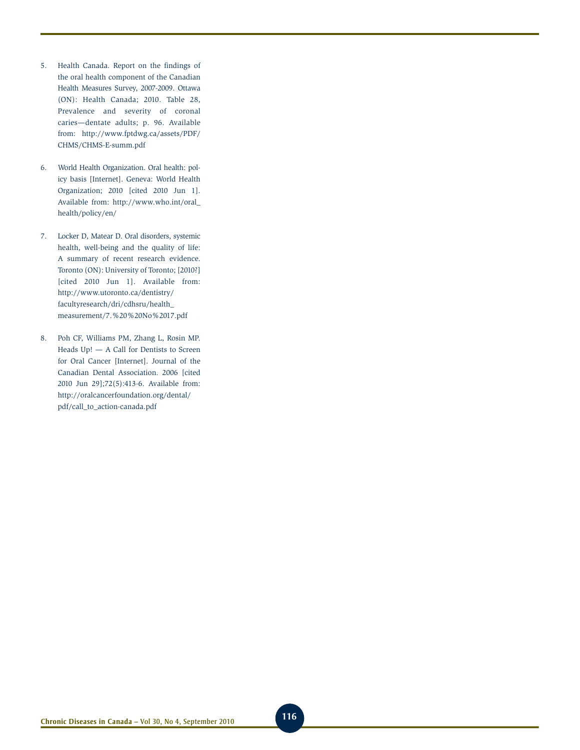5. Health Canada. Report on the findings of the oral health component of the Canadian Health Measures Survey, 2007-2009. Ottawa (ON): Health Canada; 2010. Table 28, Prevalence and severity of coronal caries—dentate adults; p. 96. Available from: http://www.fptdwg.ca/assets/PDF/CHMS/CHMS-E-summ.pdf

6. World Health Organization. Oral health: policy basis [Internet]. Geneva: World Health Organization; 2010 [cited 2010 Jun 1]. Available from: http://www.who.int/oral_health/policy/en/

7. Locker D, Matear D. Oral disorders, systemic health, well-being and the quality of life: A summary of recent research evidence. Toronto (ON): University of Toronto; [2010?] [cited 2010 Jun 1]. Available from: http://www.utoronto.ca/dentistry/facultyresearch/dri/cdhsru/health_measurement/7.%20%20No%2017.pdf

8. Poh CF, Williams PM, Zhang L, Rosin MP. Heads Up! — A Call for Dentists to Screen for Oral Cancer [Internet]. Journal of the Canadian Dental Association. 2006 [cited 2010 Jun 29];72(5):413-6. Available from: http://oralcancerfoundation.org/dental/pdf/call_to_action-canada.pdf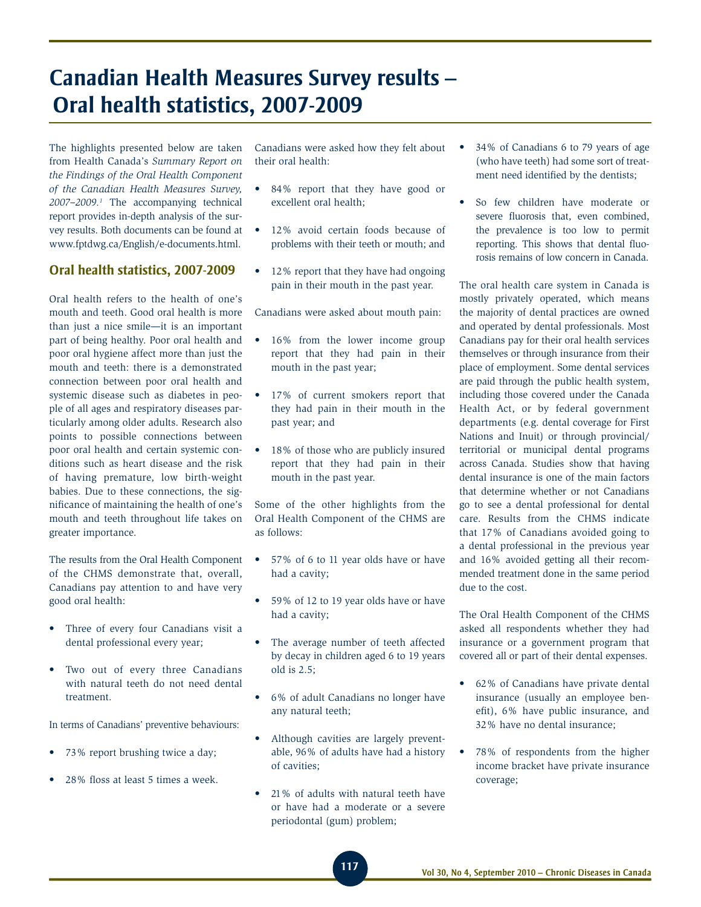# Canadian Health Measures Survey results – Oral health statistics, 2007-2009

The highlights presented below are taken from Health Canada's *Summary Report on the Findings of the Oral Health Component of the Canadian Health Measures Survey, 2007–2009.*[1] The accompanying technical report provides in-depth analysis of the survey results. Both documents can be found at www.fptdwg.ca/English/e-documents.html.

## Oral health statistics, 2007-2009

Oral health refers to the health of one's mouth and teeth. Good oral health is more than just a nice smile—it is an important part of being healthy. Poor oral health and poor oral hygiene affect more than just the mouth and teeth: there is a demonstrated connection between poor oral health and systemic disease such as diabetes in people of all ages and respiratory diseases particularly among older adults. Research also points to possible connections between poor oral health and certain systemic conditions such as heart disease and the risk of having premature, low birth-weight babies. Due to these connections, the significance of maintaining the health of one's mouth and teeth throughout life takes on greater importance.

The results from the Oral Health Component of the CHMS demonstrate that, overall, Canadians pay attention to and have very good oral health:

- Three of every four Canadians visit a dental professional every year;
- Two out of every three Canadians with natural teeth do not need dental treatment.

In terms of Canadians' preventive behaviours:

- 73% report brushing twice a day;
- 28% floss at least 5 times a week.

Canadians were asked how they felt about their oral health:

- 84% report that they have good or excellent oral health;
- 12% avoid certain foods because of problems with their teeth or mouth; and
- 12% report that they have had ongoing pain in their mouth in the past year.

Canadians were asked about mouth pain:

- 16% from the lower income group report that they had pain in their mouth in the past year;
- 17% of current smokers report that they had pain in their mouth in the past year; and
- 18% of those who are publicly insured report that they had pain in their mouth in the past year.

Some of the other highlights from the Oral Health Component of the CHMS are as follows:

- 57% of 6 to 11 year olds have or have had a cavity;
- 59% of 12 to 19 year olds have or have had a cavity;
- The average number of teeth affected by decay in children aged 6 to 19 years old is 2.5;
- 6% of adult Canadians no longer have any natural teeth;
- Although cavities are largely preventable, 96% of adults have had a history of cavities;
- 21% of adults with natural teeth have or have had a moderate or a severe periodontal (gum) problem;
- 34% of Canadians 6 to 79 years of age (who have teeth) had some sort of treatment need identified by the dentists;
- So few children have moderate or severe fluorosis that, even combined, the prevalence is too low to permit reporting. This shows that dental fluorosis remains of low concern in Canada.

The oral health care system in Canada is mostly privately operated, which means the majority of dental practices are owned and operated by dental professionals. Most Canadians pay for their oral health services themselves or through insurance from their place of employment. Some dental services are paid through the public health system, including those covered under the Canada Health Act, or by federal government departments (e.g. dental coverage for First Nations and Inuit) or through provincial/territorial or municipal dental programs across Canada. Studies show that having dental insurance is one of the main factors that determine whether or not Canadians go to see a dental professional for dental care. Results from the CHMS indicate that 17% of Canadians avoided going to a dental professional in the previous year and 16% avoided getting all their recommended treatment done in the same period due to the cost.

The Oral Health Component of the CHMS asked all respondents whether they had insurance or a government program that covered all or part of their dental expenses.

- 62% of Canadians have private dental insurance (usually an employee benefit), 6% have public insurance, and 32% have no dental insurance;
- 78% of respondents from the higher income bracket have private insurance coverage;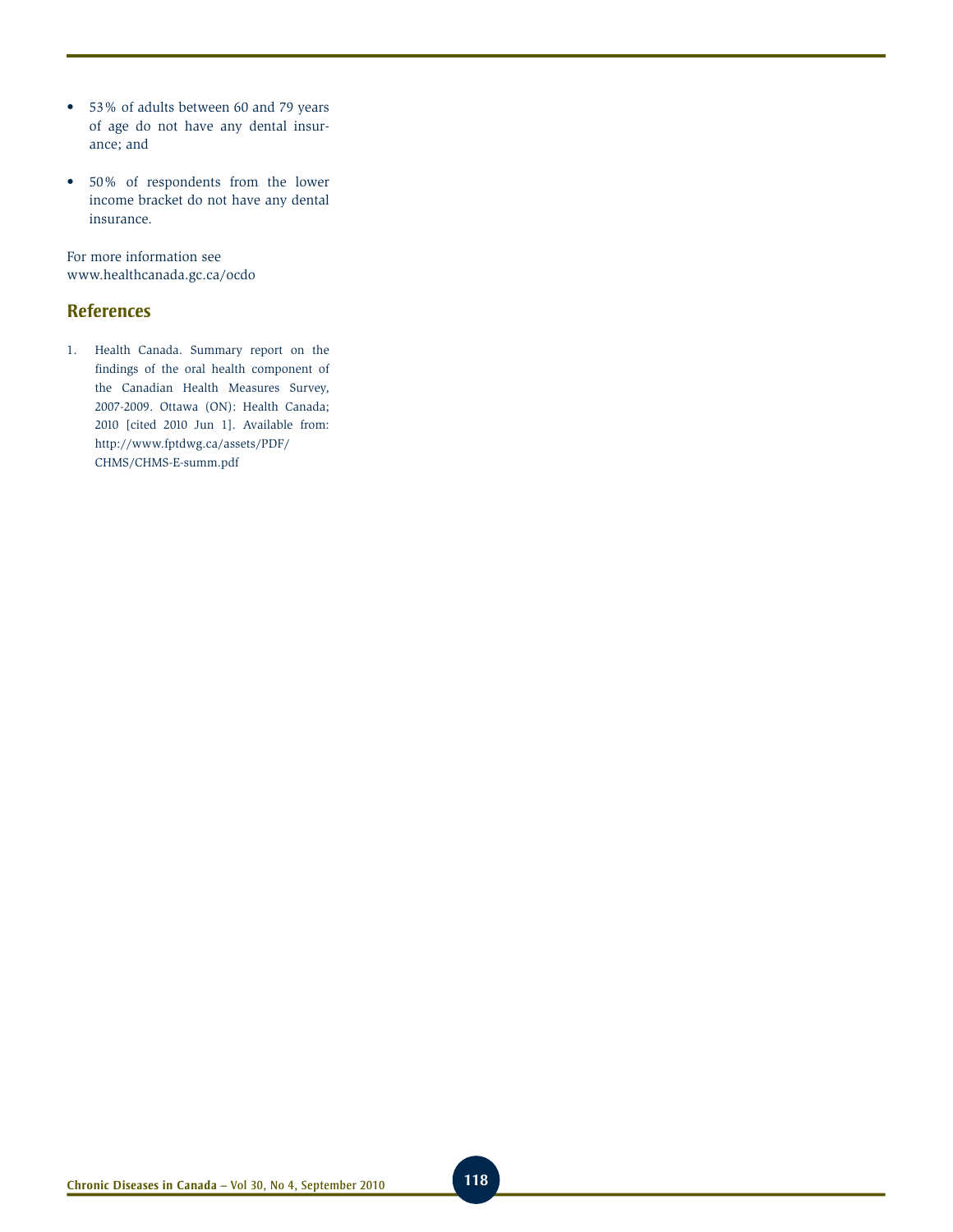- 53% of adults between 60 and 79 years of age do not have any dental insurance; and
- 50% of respondents from the lower income bracket do not have any dental insurance.

For more information see www.healthcanada.gc.ca/ocdo

## References

1. Health Canada. Summary report on the findings of the oral health component of the Canadian Health Measures Survey, 2007-2009. Ottawa (ON): Health Canada; 2010 [cited 2010 Jun 1]. Available from: http://www.fptdwg.ca/assets/PDF/CHMS/CHMS-E-summ.pdf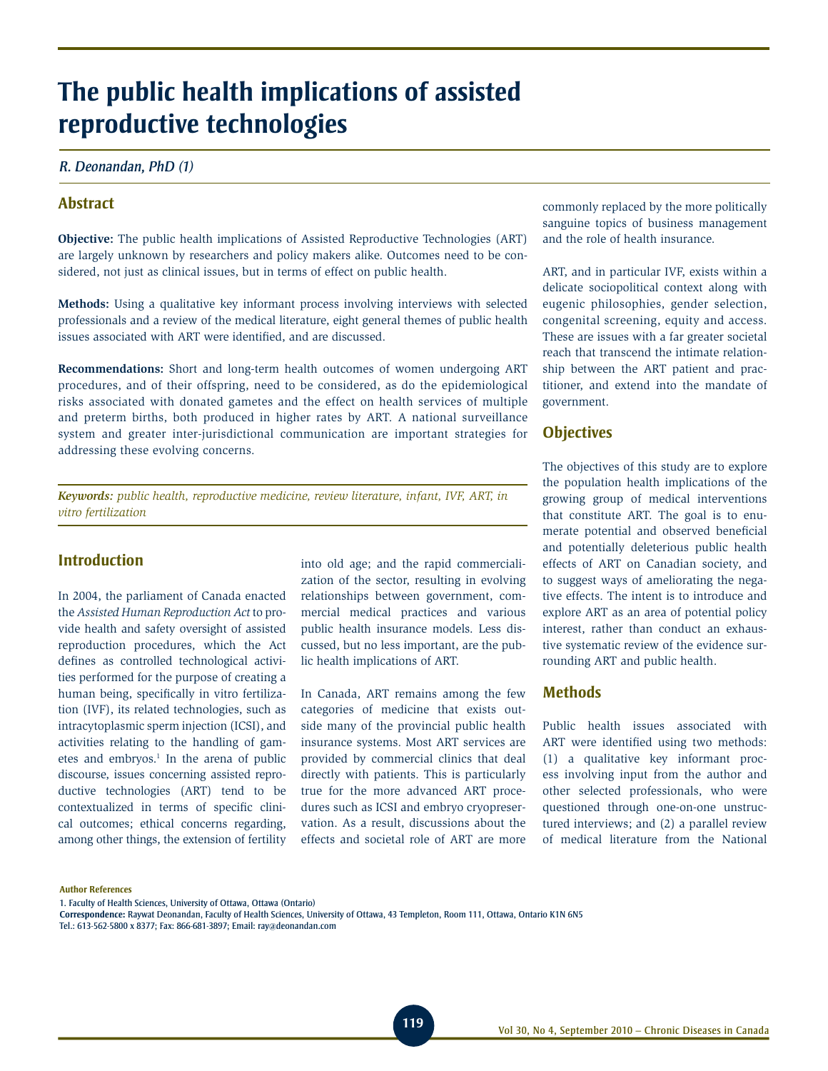# The public health implications of assisted reproductive technologies

*R. Deonandan, PhD (1)*

## Abstract

**Objective:** The public health implications of Assisted Reproductive Technologies (ART) are largely unknown by researchers and policy makers alike. Outcomes need to be considered, not just as clinical issues, but in terms of effect on public health.

**Methods:** Using a qualitative key informant process involving interviews with selected professionals and a review of the medical literature, eight general themes of public health issues associated with ART were identified, and are discussed.

**Recommendations:** Short and long-term health outcomes of women undergoing ART procedures, and of their offspring, need to be considered, as do the epidemiological risks associated with donated gametes and the effect on health services of multiple and preterm births, both produced in higher rates by ART. A national surveillance system and greater inter-jurisdictional communication are important strategies for addressing these evolving concerns.

***Keywords:** public health, reproductive medicine, review literature, infant, IVF, ART, in vitro fertilization*

## Introduction

In 2004, the parliament of Canada enacted the *Assisted Human Reproduction Act* to provide health and safety oversight of assisted reproduction procedures, which the Act defines as controlled technological activities performed for the purpose of creating a human being, specifically in vitro fertilization (IVF), its related technologies, such as intracytoplasmic sperm injection (ICSI), and activities relating to the handling of gametes and embryos.[1] In the arena of public discourse, issues concerning assisted reproductive technologies (ART) tend to be contextualized in terms of specific clinical outcomes; ethical concerns regarding, among other things, the extension of fertility into old age; and the rapid commercialization of the sector, resulting in evolving relationships between government, commercial medical practices and various public health insurance models. Less discussed, but no less important, are the public health implications of ART.

In Canada, ART remains among the few categories of medicine that exists outside many of the provincial public health insurance systems. Most ART services are provided by commercial clinics that deal directly with patients. This is particularly true for the more advanced ART procedures such as ICSI and embryo cryopreservation. As a result, discussions about the effects and societal role of ART are more commonly replaced by the more politically sanguine topics of business management and the role of health insurance.

ART, and in particular IVF, exists within a delicate sociopolitical context along with eugenic philosophies, gender selection, congenital screening, equity and access. These are issues with a far greater societal reach that transcend the intimate relationship between the ART patient and practitioner, and extend into the mandate of government.

## Objectives

The objectives of this study are to explore the population health implications of the growing group of medical interventions that constitute ART. The goal is to enumerate potential and observed beneficial and potentially deleterious public health effects of ART on Canadian society, and to suggest ways of ameliorating the negative effects. The intent is to introduce and explore ART as an area of potential policy interest, rather than conduct an exhaustive systematic review of the evidence surrounding ART and public health.

## Methods

Public health issues associated with ART were identified using two methods: (1) a qualitative key informant process involving input from the author and other selected professionals, who were questioned through one-on-one unstructured interviews; and (2) a parallel review of medical literature from the National

**Author References**

1. Faculty of Health Sciences, University of Ottawa, Ottawa (Ontario)

**Correspondence:** Raywat Deonandan, Faculty of Health Sciences, University of Ottawa, 43 Templeton, Room 111, Ottawa, Ontario K1N 6N5
Tel.: 613-562-5800 x 8377; Fax: 866-681-3897; Email: ray@deonandan.com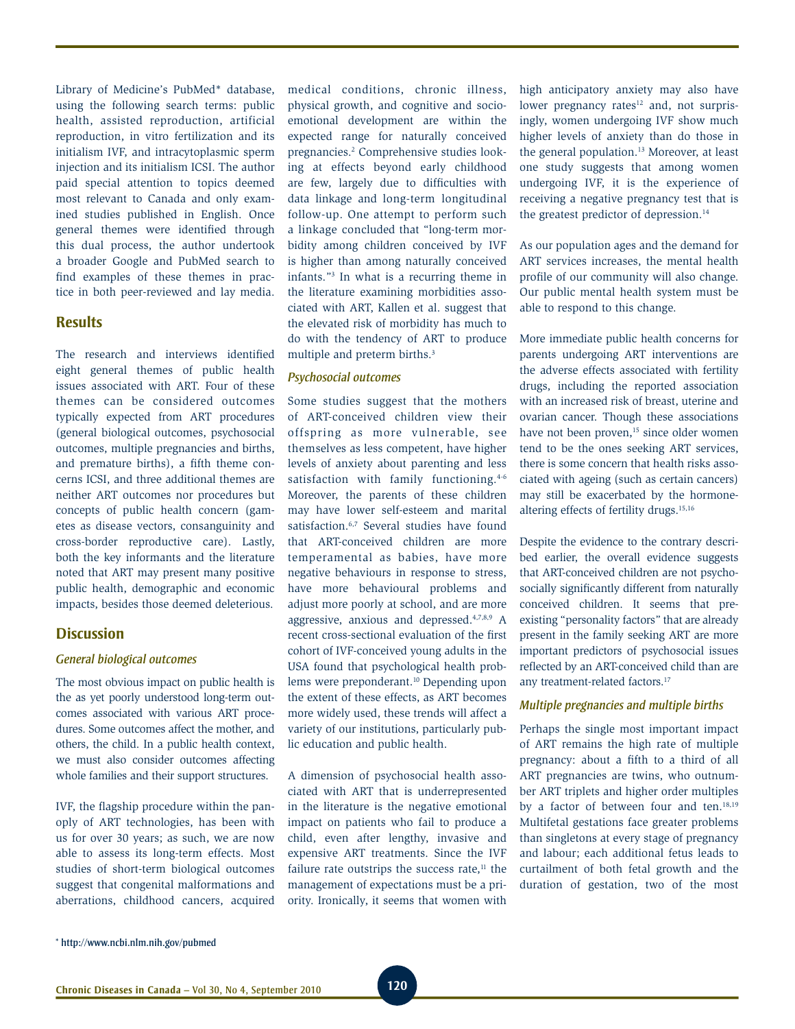Library of Medicine's PubMed* database, using the following search terms: public health, assisted reproduction, artificial reproduction, in vitro fertilization and its initialism IVF, and intracytoplasmic sperm injection and its initialism ICSI. The author paid special attention to topics deemed most relevant to Canada and only examined studies published in English. Once general themes were identified through this dual process, the author undertook a broader Google and PubMed search to find examples of these themes in practice in both peer-reviewed and lay media.

## Results

The research and interviews identified eight general themes of public health issues associated with ART. Four of these themes can be considered outcomes typically expected from ART procedures (general biological outcomes, psychosocial outcomes, multiple pregnancies and births, and premature births), a fifth theme concerns ICSI, and three additional themes are neither ART outcomes nor procedures but concepts of public health concern (gametes as disease vectors, consanguinity and cross-border reproductive care). Lastly, both the key informants and the literature noted that ART may present many positive public health, demographic and economic impacts, besides those deemed deleterious.

## Discussion

### *General biological outcomes*

The most obvious impact on public health is the as yet poorly understood long-term outcomes associated with various ART procedures. Some outcomes affect the mother, and others, the child. In a public health context, we must also consider outcomes affecting whole families and their support structures.

IVF, the flagship procedure within the panoply of ART technologies, has been with us for over 30 years; as such, we are now able to assess its long-term effects. Most studies of short-term biological outcomes suggest that congenital malformations and aberrations, childhood cancers, acquired medical conditions, chronic illness, physical growth, and cognitive and socio-emotional development are within the expected range for naturally conceived pregnancies.[2] Comprehensive studies looking at effects beyond early childhood are few, largely due to difficulties with data linkage and long-term longitudinal follow-up. One attempt to perform such a linkage concluded that "long-term morbidity among children conceived by IVF is higher than among naturally conceived infants."[3] In what is a recurring theme in the literature examining morbidities associated with ART, Kallen et al. suggest that the elevated risk of morbidity has much to do with the tendency of ART to produce multiple and preterm births.[3]

### *Psychosocial outcomes*

Some studies suggest that the mothers of ART-conceived children view their offspring as more vulnerable, see themselves as less competent, have higher levels of anxiety about parenting and less satisfaction with family functioning.[4-6] Moreover, the parents of these children may have lower self-esteem and marital satisfaction.[6,7] Several studies have found that ART-conceived children are more temperamental as babies, have more negative behaviours in response to stress, have more behavioural problems and adjust more poorly at school, and are more aggressive, anxious and depressed.[4,7,8,9] A recent cross-sectional evaluation of the first cohort of IVF-conceived young adults in the USA found that psychological health problems were preponderant.[10] Depending upon the extent of these effects, as ART becomes more widely used, these trends will affect a variety of our institutions, particularly public education and public health.

A dimension of psychosocial health associated with ART that is underrepresented in the literature is the negative emotional impact on patients who fail to produce a child, even after lengthy, invasive and expensive ART treatments. Since the IVF failure rate outstrips the success rate,[11] the management of expectations must be a priority. Ironically, it seems that women with high anticipatory anxiety may also have lower pregnancy rates[12] and, not surprisingly, women undergoing IVF show much higher levels of anxiety than do those in the general population.[13] Moreover, at least one study suggests that among women undergoing IVF, it is the experience of receiving a negative pregnancy test that is the greatest predictor of depression.[14]

As our population ages and the demand for ART services increases, the mental health profile of our community will also change. Our public mental health system must be able to respond to this change.

More immediate public health concerns for parents undergoing ART interventions are the adverse effects associated with fertility drugs, including the reported association with an increased risk of breast, uterine and ovarian cancer. Though these associations have not been proven,[15] since older women tend to be the ones seeking ART services, there is some concern that health risks associated with ageing (such as certain cancers) may still be exacerbated by the hormone-altering effects of fertility drugs.[15,16]

Despite the evidence to the contrary described earlier, the overall evidence suggests that ART-conceived children are not psychosocially significantly different from naturally conceived children. It seems that pre-existing "personality factors" that are already present in the family seeking ART are more important predictors of psychosocial issues reflected by an ART-conceived child than are any treatment-related factors.[17]

### *Multiple pregnancies and multiple births*

Perhaps the single most important impact of ART remains the high rate of multiple pregnancy: about a fifth to a third of all ART pregnancies are twins, who outnumber ART triplets and higher order multiples by a factor of between four and ten.[18,19] Multifetal gestations face greater problems than singletons at every stage of pregnancy and labour; each additional fetus leads to curtailment of both fetal growth and the duration of gestation, two of the most

\* http://www.ncbi.nlm.nih.gov/pubmed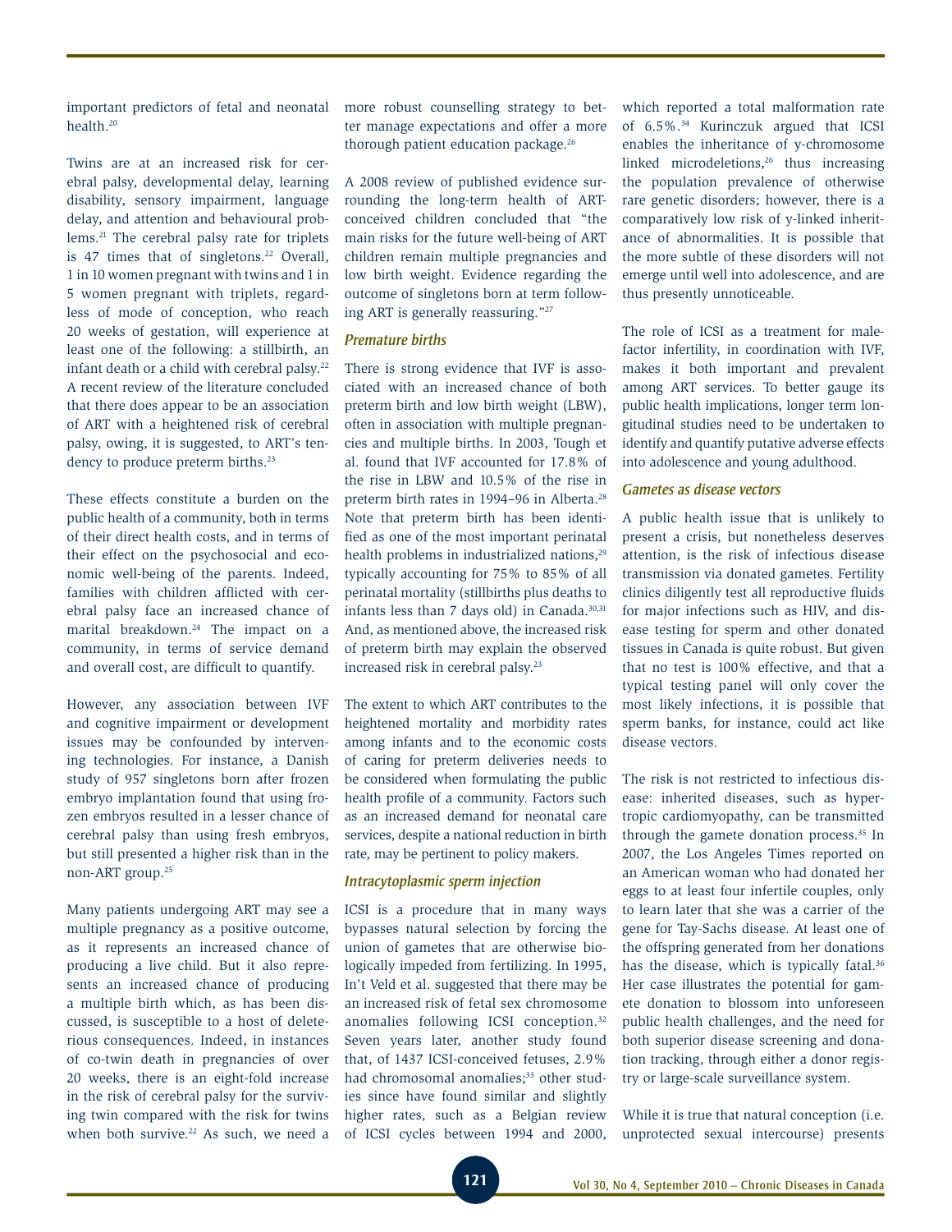important predictors of fetal and neonatal health.[20]

Twins are at an increased risk for cerebral palsy, developmental delay, learning disability, sensory impairment, language delay, and attention and behavioural problems.[21] The cerebral palsy rate for triplets is 47 times that of singletons.[22] Overall, 1 in 10 women pregnant with twins and 1 in 5 women pregnant with triplets, regardless of mode of conception, who reach 20 weeks of gestation, will experience at least one of the following: a stillbirth, an infant death or a child with cerebral palsy.[22] A recent review of the literature concluded that there does appear to be an association of ART with a heightened risk of cerebral palsy, owing, it is suggested, to ART's tendency to produce preterm births.[23]

These effects constitute a burden on the public health of a community, both in terms of their direct health costs, and in terms of their effect on the psychosocial and economic well-being of the parents. Indeed, families with children afflicted with cerebral palsy face an increased chance of marital breakdown.[24] The impact on a community, in terms of service demand and overall cost, are difficult to quantify.

However, any association between IVF and cognitive impairment or development issues may be confounded by intervening technologies. For instance, a Danish study of 957 singletons born after frozen embryo implantation found that using frozen embryos resulted in a lesser chance of cerebral palsy than using fresh embryos, but still presented a higher risk than in the non-ART group.[25]

Many patients undergoing ART may see a multiple pregnancy as a positive outcome, as it represents an increased chance of producing a live child. But it also represents an increased chance of producing a multiple birth which, as has been discussed, is susceptible to a host of deleterious consequences. Indeed, in instances of co-twin death in pregnancies of over 20 weeks, there is an eight-fold increase in the risk of cerebral palsy for the surviving twin compared with the risk for twins when both survive.[22] As such, we need a more robust counselling strategy to better manage expectations and offer a more thorough patient education package.[26]

A 2008 review of published evidence surrounding the long-term health of ART-conceived children concluded that "the main risks for the future well-being of ART children remain multiple pregnancies and low birth weight. Evidence regarding the outcome of singletons born at term following ART is generally reassuring."[27]

### *Premature births*

There is strong evidence that IVF is associated with an increased chance of both preterm birth and low birth weight (LBW), often in association with multiple pregnancies and multiple births. In 2003, Tough et al. found that IVF accounted for 17.8% of the rise in LBW and 10.5% of the rise in preterm birth rates in 1994–96 in Alberta.[28] Note that preterm birth has been identified as one of the most important perinatal health problems in industrialized nations,[29] typically accounting for 75% to 85% of all perinatal mortality (stillbirths plus deaths to infants less than 7 days old) in Canada.[30,31] And, as mentioned above, the increased risk of preterm birth may explain the observed increased risk in cerebral palsy.[23]

The extent to which ART contributes to the heightened mortality and morbidity rates among infants and to the economic costs of caring for preterm deliveries needs to be considered when formulating the public health profile of a community. Factors such as an increased demand for neonatal care services, despite a national reduction in birth rate, may be pertinent to policy makers.

### *Intracytoplasmic sperm injection*

ICSI is a procedure that in many ways bypasses natural selection by forcing the union of gametes that are otherwise biologically impeded from fertilizing. In 1995, In't Veld et al. suggested that there may be an increased risk of fetal sex chromosome anomalies following ICSI conception.[32] Seven years later, another study found that, of 1437 ICSI-conceived fetuses, 2.9% had chromosomal anomalies;[33] other studies since have found similar and slightly higher rates, such as a Belgian review of ICSI cycles between 1994 and 2000, which reported a total malformation rate of 6.5%.[34] Kurinczuk argued that ICSI enables the inheritance of y-chromosome linked microdeletions,[26] thus increasing the population prevalence of otherwise rare genetic disorders; however, there is a comparatively low risk of y-linked inheritance of abnormalities. It is possible that the more subtle of these disorders will not emerge until well into adolescence, and are thus presently unnoticeable.

The role of ICSI as a treatment for male-factor infertility, in coordination with IVF, makes it both important and prevalent among ART services. To better gauge its public health implications, longer term longitudinal studies need to be undertaken to identify and quantify putative adverse effects into adolescence and young adulthood.

### *Gametes as disease vectors*

A public health issue that is unlikely to present a crisis, but nonetheless deserves attention, is the risk of infectious disease transmission via donated gametes. Fertility clinics diligently test all reproductive fluids for major infections such as HIV, and disease testing for sperm and other donated tissues in Canada is quite robust. But given that no test is 100% effective, and that a typical testing panel will only cover the most likely infections, it is possible that sperm banks, for instance, could act like disease vectors.

The risk is not restricted to infectious disease: inherited diseases, such as hypertropic cardiomyopathy, can be transmitted through the gamete donation process.[35] In 2007, the Los Angeles Times reported on an American woman who had donated her eggs to at least four infertile couples, only to learn later that she was a carrier of the gene for Tay-Sachs disease. At least one of the offspring generated from her donations has the disease, which is typically fatal.[36] Her case illustrates the potential for gamete donation to blossom into unforeseen public health challenges, and the need for both superior disease screening and donation tracking, through either a donor registry or large-scale surveillance system.

While it is true that natural conception (i.e. unprotected sexual intercourse) presents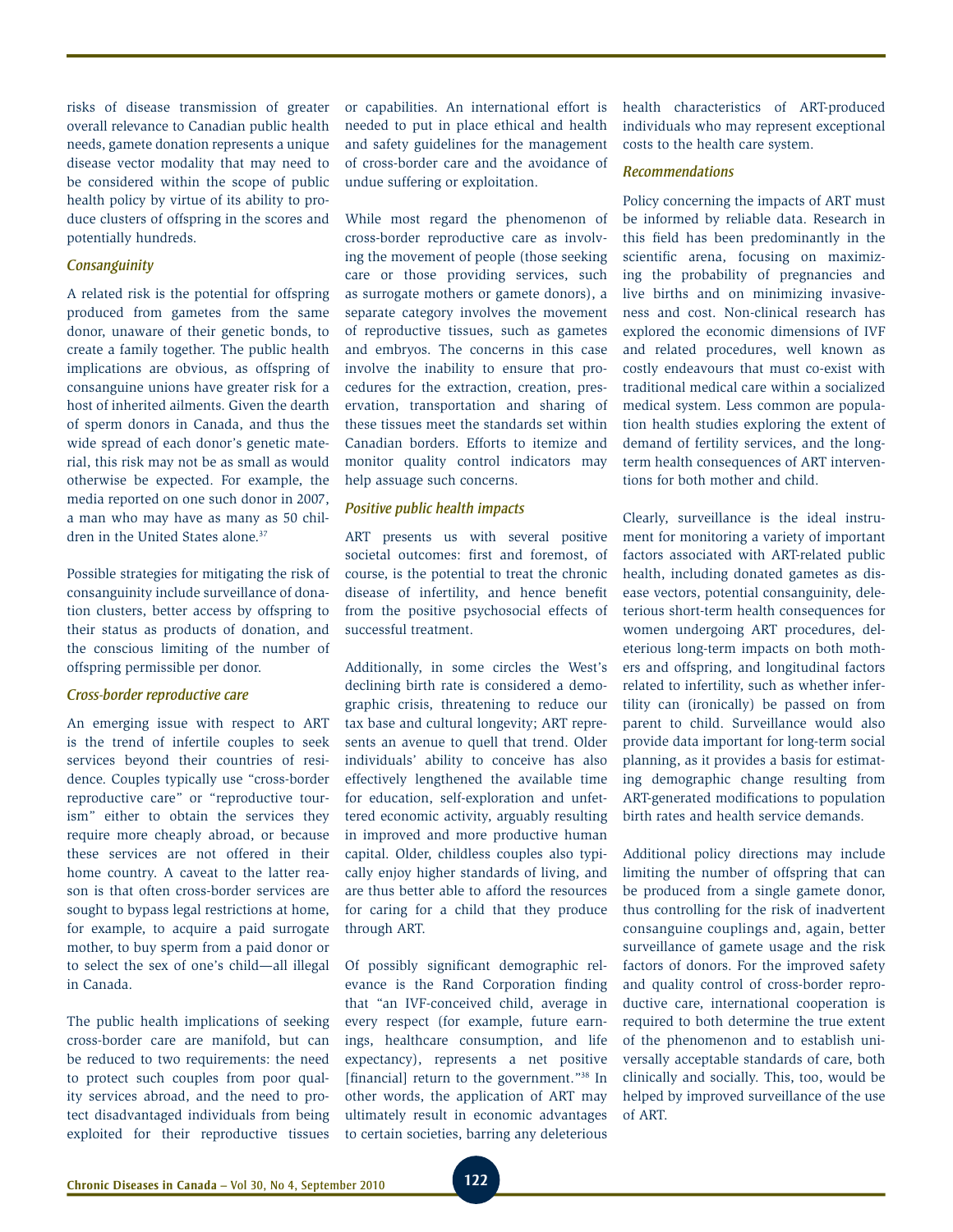risks of disease transmission of greater overall relevance to Canadian public health needs, gamete donation represents a unique disease vector modality that may need to be considered within the scope of public health policy by virtue of its ability to produce clusters of offspring in the scores and potentially hundreds.

### *Consanguinity*

A related risk is the potential for offspring produced from gametes from the same donor, unaware of their genetic bonds, to create a family together. The public health implications are obvious, as offspring of consanguine unions have greater risk for a host of inherited ailments. Given the dearth of sperm donors in Canada, and thus the wide spread of each donor's genetic material, this risk may not be as small as would otherwise be expected. For example, the media reported on one such donor in 2007, a man who may have as many as 50 children in the United States alone.[37]

Possible strategies for mitigating the risk of consanguinity include surveillance of donation clusters, better access by offspring to their status as products of donation, and the conscious limiting of the number of offspring permissible per donor.

### *Cross-border reproductive care*

An emerging issue with respect to ART is the trend of infertile couples to seek services beyond their countries of residence. Couples typically use "cross-border reproductive care" or "reproductive tourism" either to obtain the services they require more cheaply abroad, or because these services are not offered in their home country. A caveat to the latter reason is that often cross-border services are sought to bypass legal restrictions at home, for example, to acquire a paid surrogate mother, to buy sperm from a paid donor or to select the sex of one's child—all illegal in Canada.

The public health implications of seeking cross-border care are manifold, but can be reduced to two requirements: the need to protect such couples from poor quality services abroad, and the need to protect disadvantaged individuals from being exploited for their reproductive tissues or capabilities. An international effort is needed to put in place ethical and health and safety guidelines for the management of cross-border care and the avoidance of undue suffering or exploitation.

While most regard the phenomenon of cross-border reproductive care as involving the movement of people (those seeking care or those providing services, such as surrogate mothers or gamete donors), a separate category involves the movement of reproductive tissues, such as gametes and embryos. The concerns in this case involve the inability to ensure that procedures for the extraction, creation, preservation, transportation and sharing of these tissues meet the standards set within Canadian borders. Efforts to itemize and monitor quality control indicators may help assuage such concerns.

### *Positive public health impacts*

ART presents us with several positive societal outcomes: first and foremost, of course, is the potential to treat the chronic disease of infertility, and hence benefit from the positive psychosocial effects of successful treatment.

Additionally, in some circles the West's declining birth rate is considered a demographic crisis, threatening to reduce our tax base and cultural longevity; ART represents an avenue to quell that trend. Older individuals' ability to conceive has also effectively lengthened the available time for education, self-exploration and unfettered economic activity, arguably resulting in improved and more productive human capital. Older, childless couples also typically enjoy higher standards of living, and are thus better able to afford the resources for caring for a child that they produce through ART.

Of possibly significant demographic relevance is the Rand Corporation finding that "an IVF-conceived child, average in every respect (for example, future earnings, healthcare consumption, and life expectancy), represents a net positive [financial] return to the government."[38] In other words, the application of ART may ultimately result in economic advantages to certain societies, barring any deleterious health characteristics of ART-produced individuals who may represent exceptional costs to the health care system.

### *Recommendations*

Policy concerning the impacts of ART must be informed by reliable data. Research in this field has been predominantly in the scientific arena, focusing on maximizing the probability of pregnancies and live births and on minimizing invasiveness and cost. Non-clinical research has explored the economic dimensions of IVF and related procedures, well known as costly endeavours that must co-exist with traditional medical care within a socialized medical system. Less common are population health studies exploring the extent of demand of fertility services, and the long-term health consequences of ART interventions for both mother and child.

Clearly, surveillance is the ideal instrument for monitoring a variety of important factors associated with ART-related public health, including donated gametes as disease vectors, potential consanguinity, deleterious short-term health consequences for women undergoing ART procedures, deleterious long-term impacts on both mothers and offspring, and longitudinal factors related to infertility, such as whether infertility can (ironically) be passed on from parent to child. Surveillance would also provide data important for long-term social planning, as it provides a basis for estimating demographic change resulting from ART-generated modifications to population birth rates and health service demands.

Additional policy directions may include limiting the number of offspring that can be produced from a single gamete donor, thus controlling for the risk of inadvertent consanguine couplings and, again, better surveillance of gamete usage and the risk factors of donors. For the improved safety and quality control of cross-border reproductive care, international cooperation is required to both determine the true extent of the phenomenon and to establish universally acceptable standards of care, both clinically and socially. This, too, would be helped by improved surveillance of the use of ART.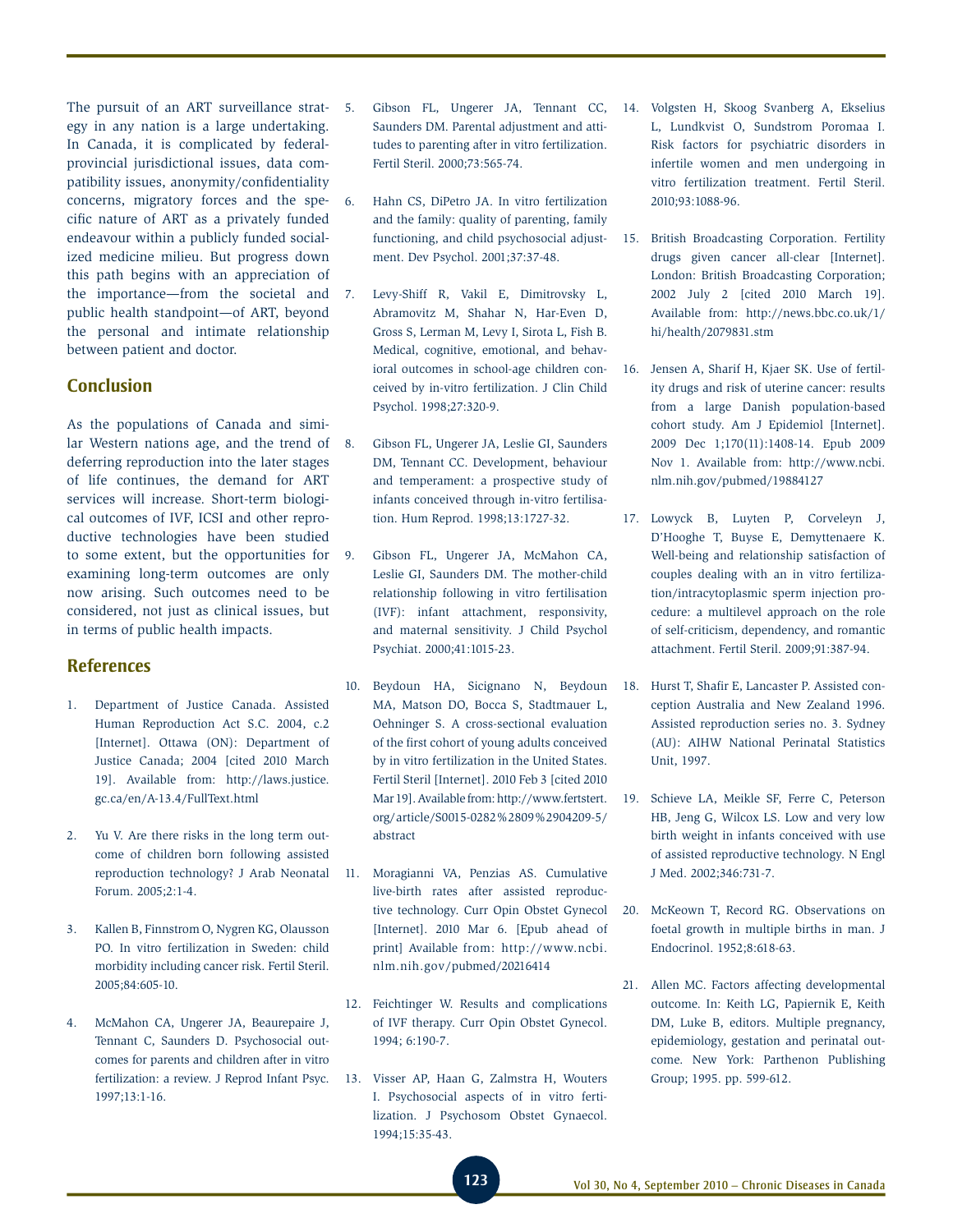The pursuit of an ART surveillance strategy in any nation is a large undertaking. In Canada, it is complicated by federal-provincial jurisdictional issues, data compatibility issues, anonymity/confidentiality concerns, migratory forces and the specific nature of ART as a privately funded endeavour within a publicly funded socialized medicine milieu. But progress down this path begins with an appreciation of the importance—from the societal and public health standpoint—of ART, beyond the personal and intimate relationship between patient and doctor.

## Conclusion

As the populations of Canada and similar Western nations age, and the trend of deferring reproduction into the later stages of life continues, the demand for ART services will increase. Short-term biological outcomes of IVF, ICSI and other reproductive technologies have been studied to some extent, but the opportunities for examining long-term outcomes are only now arising. Such outcomes need to be considered, not just as clinical issues, but in terms of public health impacts.

## References

1. Department of Justice Canada. Assisted Human Reproduction Act S.C. 2004, c.2 [Internet]. Ottawa (ON): Department of Justice Canada; 2004 [cited 2010 March 19]. Available from: http://laws.justice.gc.ca/en/A-13.4/FullText.html

2. Yu V. Are there risks in the long term outcome of children born following assisted reproduction technology? J Arab Neonatal Forum. 2005;2:1-4.

3. Kallen B, Finnstrom O, Nygren KG, Olausson PO. In vitro fertilization in Sweden: child morbidity including cancer risk. Fertil Steril. 2005;84:605-10.

4. McMahon CA, Ungerer JA, Beaurepaire J, Tennant C, Saunders D. Psychosocial outcomes for parents and children after in vitro fertilization: a review. J Reprod Infant Psyc. 1997;13:1-16.

5. Gibson FL, Ungerer JA, Tennant CC, Saunders DM. Parental adjustment and attitudes to parenting after in vitro fertilization. Fertil Steril. 2000;73:565-74.

6. Hahn CS, DiPetro JA. In vitro fertilization and the family: quality of parenting, family functioning, and child psychosocial adjustment. Dev Psychol. 2001;37:37-48.

7. Levy-Shiff R, Vakil E, Dimitrovsky L, Abramovitz M, Shahar N, Har-Even D, Gross S, Lerman M, Levy I, Sirota L, Fish B. Medical, cognitive, emotional, and behavioral outcomes in school-age children conceived by in-vitro fertilization. J Clin Child Psychol. 1998;27:320-9.

8. Gibson FL, Ungerer JA, Leslie GI, Saunders DM, Tennant CC. Development, behaviour and temperament: a prospective study of infants conceived through in-vitro fertilisation. Hum Reprod. 1998;13:1727-32.

9. Gibson FL, Ungerer JA, McMahon CA, Leslie GI, Saunders DM. The mother-child relationship following in vitro fertilisation (IVF): infant attachment, responsivity, and maternal sensitivity. J Child Psychol Psychiat. 2000;41:1015-23.

10. Beydoun HA, Sicignano N, Beydoun MA, Matson DO, Bocca S, Stadtmauer L, Oehninger S. A cross-sectional evaluation of the first cohort of young adults conceived by in vitro fertilization in the United States. Fertil Steril [Internet]. 2010 Feb 3 [cited 2010 Mar 19]. Available from: http://www.fertstert.org/article/S0015-0282%2809%2904209-5/abstract

11. Moragianni VA, Penzias AS. Cumulative live-birth rates after assisted reproductive technology. Curr Opin Obstet Gynecol [Internet]. 2010 Mar 6. [Epub ahead of print] Available from: http://www.ncbi.nlm.nih.gov/pubmed/20216414

12. Feichtinger W. Results and complications of IVF therapy. Curr Opin Obstet Gynecol. 1994; 6:190-7.

13. Visser AP, Haan G, Zalmstra H, Wouters I. Psychosocial aspects of in vitro fertilization. J Psychosom Obstet Gynaecol. 1994;15:35-43.

14. Volgsten H, Skoog Svanberg A, Ekselius L, Lundkvist O, Sundstrom Poromaa I. Risk factors for psychiatric disorders in infertile women and men undergoing in vitro fertilization treatment. Fertil Steril. 2010;93:1088-96.

15. British Broadcasting Corporation. Fertility drugs given cancer all-clear [Internet]. London: British Broadcasting Corporation; 2002 July 2 [cited 2010 March 19]. Available from: http://news.bbc.co.uk/1/hi/health/2079831.stm

16. Jensen A, Sharif H, Kjaer SK. Use of fertility drugs and risk of uterine cancer: results from a large Danish population-based cohort study. Am J Epidemiol [Internet]. 2009 Dec 1;170(11):1408-14. Epub 2009 Nov 1. Available from: http://www.ncbi.nlm.nih.gov/pubmed/19884127

17. Lowyck B, Luyten P, Corveleyn J, D'Hooghe T, Buyse E, Demyttenaere K. Well-being and relationship satisfaction of couples dealing with an in vitro fertilization/intracytoplasmic sperm injection procedure: a multilevel approach on the role of self-criticism, dependency, and romantic attachment. Fertil Steril. 2009;91:387-94.

18. Hurst T, Shafir E, Lancaster P. Assisted conception Australia and New Zealand 1996. Assisted reproduction series no. 3. Sydney (AU): AIHW National Perinatal Statistics Unit, 1997.

19. Schieve LA, Meikle SF, Ferre C, Peterson HB, Jeng G, Wilcox LS. Low and very low birth weight in infants conceived with use of assisted reproductive technology. N Engl J Med. 2002;346:731-7.

20. McKeown T, Record RG. Observations on foetal growth in multiple births in man. J Endocrinol. 1952;8:618-63.

21. Allen MC. Factors affecting developmental outcome. In: Keith LG, Papiernik E, Keith DM, Luke B, editors. Multiple pregnancy, epidemiology, gestation and perinatal outcome. New York: Parthenon Publishing Group; 1995. pp. 599-612.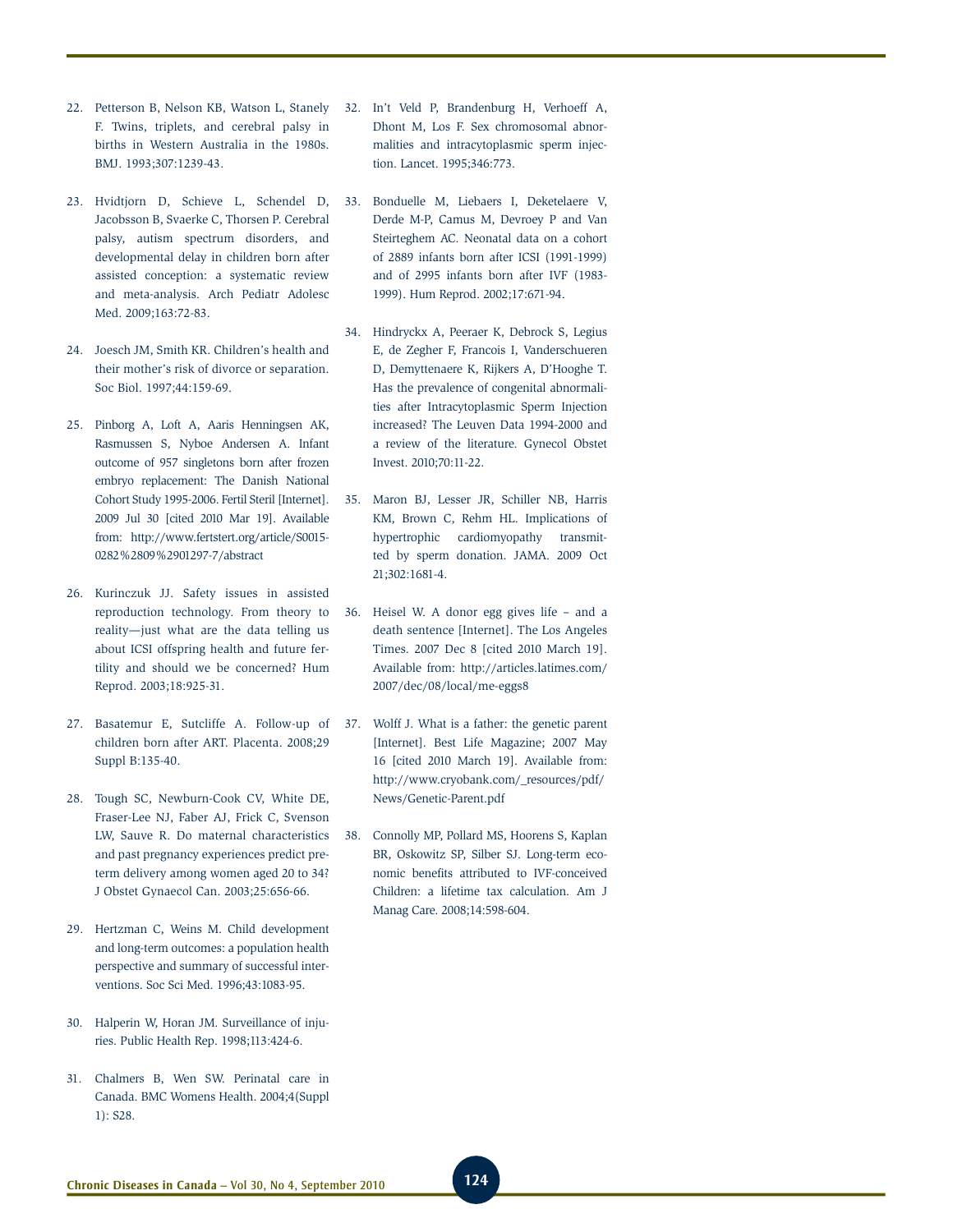22. Petterson B, Nelson KB, Watson L, Stanely F. Twins, triplets, and cerebral palsy in births in Western Australia in the 1980s. BMJ. 1993;307:1239-43.

23. Hvidtjorn D, Schieve L, Schendel D, Jacobsson B, Svaerke C, Thorsen P. Cerebral palsy, autism spectrum disorders, and developmental delay in children born after assisted conception: a systematic review and meta-analysis. Arch Pediatr Adolesc Med. 2009;163:72-83.

24. Joesch JM, Smith KR. Children's health and their mother's risk of divorce or separation. Soc Biol. 1997;44:159-69.

25. Pinborg A, Loft A, Aaris Henningsen AK, Rasmussen S, Nyboe Andersen A. Infant outcome of 957 singletons born after frozen embryo replacement: The Danish National Cohort Study 1995-2006. Fertil Steril [Internet]. 2009 Jul 30 [cited 2010 Mar 19]. Available from: http://www.fertstert.org/article/S0015-0282%2809%2901297-7/abstract

26. Kurinczuk JJ. Safety issues in assisted reproduction technology. From theory to reality—just what are the data telling us about ICSI offspring health and future fertility and should we be concerned? Hum Reprod. 2003;18:925-31.

27. Basatemur E, Sutcliffe A. Follow-up of children born after ART. Placenta. 2008;29 Suppl B:135-40.

28. Tough SC, Newburn-Cook CV, White DE, Fraser-Lee NJ, Faber AJ, Frick C, Svenson LW, Sauve R. Do maternal characteristics and past pregnancy experiences predict preterm delivery among women aged 20 to 34? J Obstet Gynaecol Can. 2003;25:656-66.

29. Hertzman C, Weins M. Child development and long-term outcomes: a population health perspective and summary of successful interventions. Soc Sci Med. 1996;43:1083-95.

30. Halperin W, Horan JM. Surveillance of injuries. Public Health Rep. 1998;113:424-6.

31. Chalmers B, Wen SW. Perinatal care in Canada. BMC Womens Health. 2004;4(Suppl 1): S28.

32. In't Veld P, Brandenburg H, Verhoeff A, Dhont M, Los F. Sex chromosomal abnormalities and intracytoplasmic sperm injection. Lancet. 1995;346:773.

33. Bonduelle M, Liebaers I, Deketelaere V, Derde M-P, Camus M, Devroey P and Van Steirteghem AC. Neonatal data on a cohort of 2889 infants born after ICSI (1991-1999) and of 2995 infants born after IVF (1983-1999). Hum Reprod. 2002;17:671-94.

34. Hindryckx A, Peeraer K, Debrock S, Legius E, de Zegher F, Francois I, Vanderschueren D, Demyttenaere K, Rijkers A, D'Hooghe T. Has the prevalence of congenital abnormalities after Intracytoplasmic Sperm Injection increased? The Leuven Data 1994-2000 and a review of the literature. Gynecol Obstet Invest. 2010;70:11-22.

35. Maron BJ, Lesser JR, Schiller NB, Harris KM, Brown C, Rehm HL. Implications of hypertrophic cardiomyopathy transmitted by sperm donation. JAMA. 2009 Oct 21;302:1681-4.

36. Heisel W. A donor egg gives life – and a death sentence [Internet]. The Los Angeles Times. 2007 Dec 8 [cited 2010 March 19]. Available from: http://articles.latimes.com/2007/dec/08/local/me-eggs8

37. Wolff J. What is a father: the genetic parent [Internet]. Best Life Magazine; 2007 May 16 [cited 2010 March 19]. Available from: http://www.cryobank.com/_resources/pdf/News/Genetic-Parent.pdf

38. Connolly MP, Pollard MS, Hoorens S, Kaplan BR, Oskowitz SP, Silber SJ. Long-term economic benefits attributed to IVF-conceived Children: a lifetime tax calculation. Am J Manag Care. 2008;14:598-604.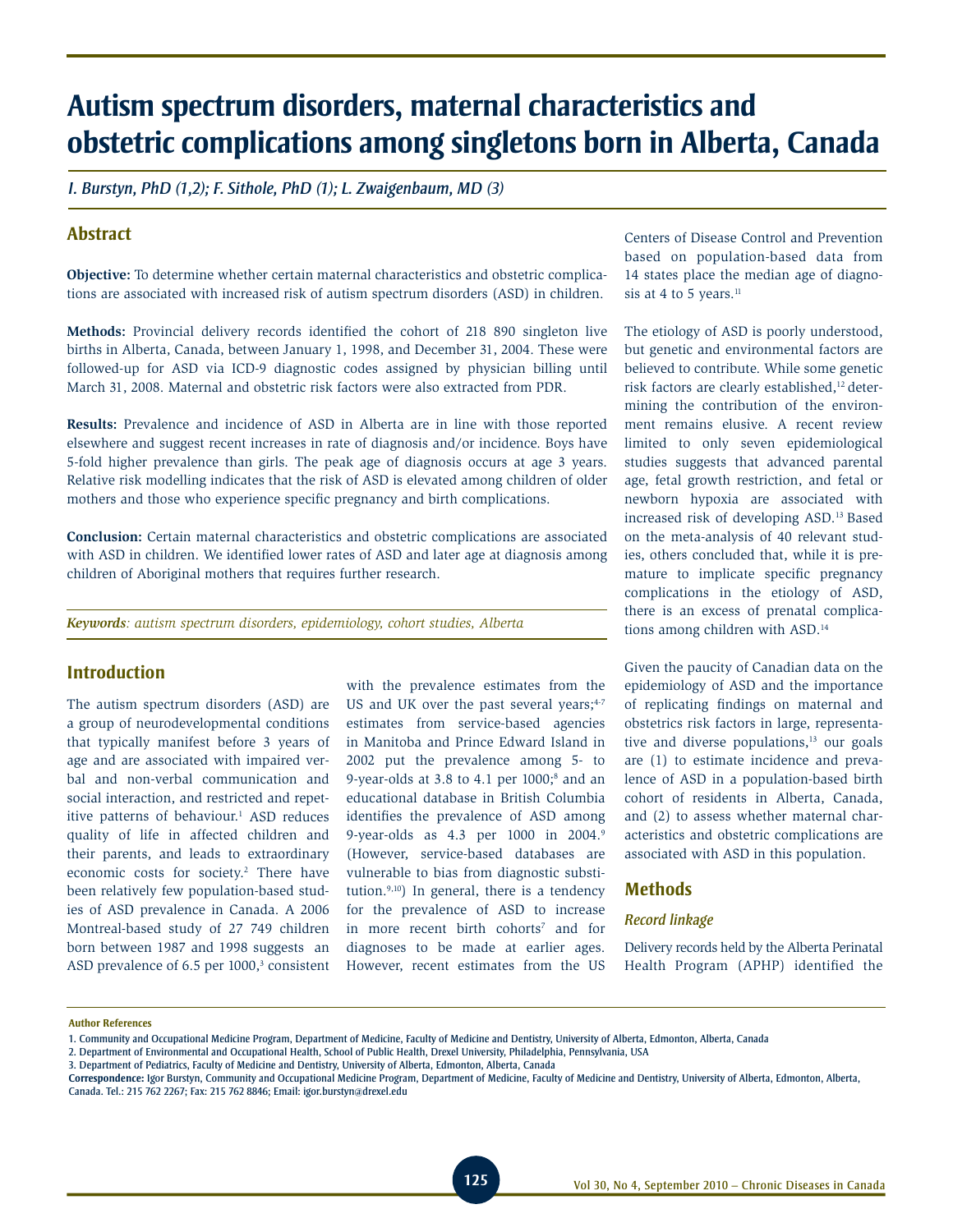# Autism spectrum disorders, maternal characteristics and obstetric complications among singletons born in Alberta, Canada

*I. Burstyn, PhD (1,2); F. Sithole, PhD (1); L. Zwaigenbaum, MD (3)*

## Abstract

**Objective:** To determine whether certain maternal characteristics and obstetric complications are associated with increased risk of autism spectrum disorders (ASD) in children.

**Methods:** Provincial delivery records identified the cohort of 218 890 singleton live births in Alberta, Canada, between January 1, 1998, and December 31, 2004. These were followed-up for ASD via ICD-9 diagnostic codes assigned by physician billing until March 31, 2008. Maternal and obstetric risk factors were also extracted from PDR.

**Results:** Prevalence and incidence of ASD in Alberta are in line with those reported elsewhere and suggest recent increases in rate of diagnosis and/or incidence. Boys have 5-fold higher prevalence than girls. The peak age of diagnosis occurs at age 3 years. Relative risk modelling indicates that the risk of ASD is elevated among children of older mothers and those who experience specific pregnancy and birth complications.

**Conclusion:** Certain maternal characteristics and obstetric complications are associated with ASD in children. We identified lower rates of ASD and later age at diagnosis among children of Aboriginal mothers that requires further research.

***Keywords**: autism spectrum disorders, epidemiology, cohort studies, Alberta*

## Introduction

The autism spectrum disorders (ASD) are a group of neurodevelopmental conditions that typically manifest before 3 years of age and are associated with impaired verbal and non-verbal communication and social interaction, and restricted and repetitive patterns of behaviour.[1] ASD reduces quality of life in affected children and their parents, and leads to extraordinary economic costs for society.[2] There have been relatively few population-based studies of ASD prevalence in Canada. A 2006 Montreal-based study of 27 749 children born between 1987 and 1998 suggests an ASD prevalence of 6.5 per 1000,[3] consistent with the prevalence estimates from the US and UK over the past several years;[4-7] estimates from service-based agencies in Manitoba and Prince Edward Island in 2002 put the prevalence among 5- to 9-year-olds at 3.8 to 4.1 per 1000;[8] and an educational database in British Columbia identifies the prevalence of ASD among 9-year-olds as 4.3 per 1000 in 2004.[9] (However, service-based databases are vulnerable to bias from diagnostic substitution.[9,10]) In general, there is a tendency for the prevalence of ASD to increase in more recent birth cohorts[7] and for diagnoses to be made at earlier ages. However, recent estimates from the US Centers of Disease Control and Prevention based on population-based data from 14 states place the median age of diagnosis at 4 to 5 years.[11]

The etiology of ASD is poorly understood, but genetic and environmental factors are believed to contribute. While some genetic risk factors are clearly established,[12] determining the contribution of the environment remains elusive. A recent review limited to only seven epidemiological studies suggests that advanced parental age, fetal growth restriction, and fetal or newborn hypoxia are associated with increased risk of developing ASD.[13] Based on the meta-analysis of 40 relevant studies, others concluded that, while it is premature to implicate specific pregnancy complications in the etiology of ASD, there is an excess of prenatal complications among children with ASD.[14]

Given the paucity of Canadian data on the epidemiology of ASD and the importance of replicating findings on maternal and obstetrics risk factors in large, representative and diverse populations,[13] our goals are (1) to estimate incidence and prevalence of ASD in a population-based birth cohort of residents in Alberta, Canada, and (2) to assess whether maternal characteristics and obstetric complications are associated with ASD in this population.

## Methods

### Record linkage

Delivery records held by the Alberta Perinatal Health Program (APHP) identified the

**Author References**

1. Community and Occupational Medicine Program, Department of Medicine, Faculty of Medicine and Dentistry, University of Alberta, Edmonton, Alberta, Canada
2. Department of Environmental and Occupational Health, School of Public Health, Drexel University, Philadelphia, Pennsylvania, USA
3. Department of Pediatrics, Faculty of Medicine and Dentistry, University of Alberta, Edmonton, Alberta, Canada

**Correspondence:** Igor Burstyn, Community and Occupational Medicine Program, Department of Medicine, Faculty of Medicine and Dentistry, University of Alberta, Edmonton, Alberta, Canada. Tel.: 215 762 2267; Fax: 215 762 8846; Email: igor.burstyn@drexel.edu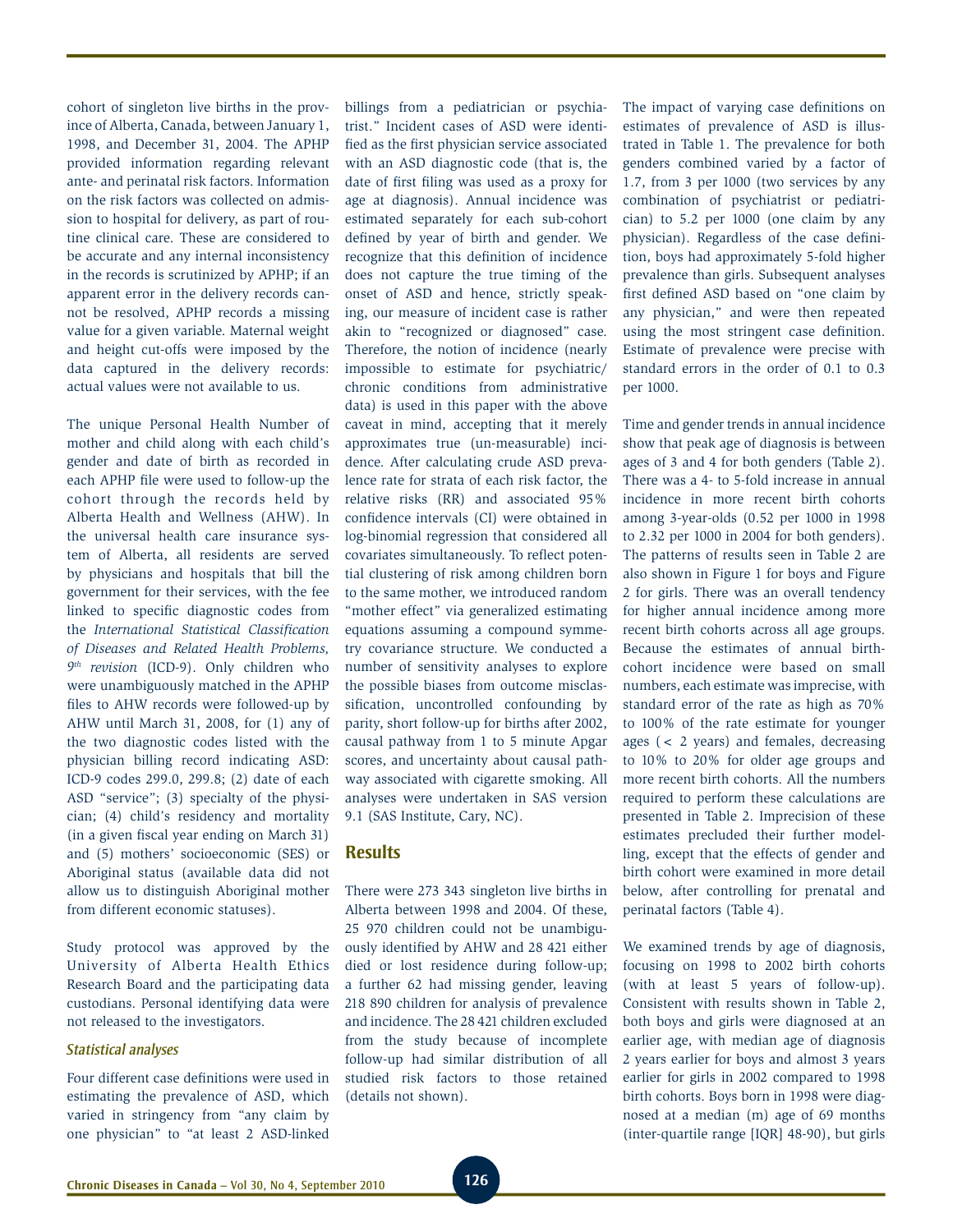cohort of singleton live births in the province of Alberta, Canada, between January 1, 1998, and December 31, 2004. The APHP provided information regarding relevant ante- and perinatal risk factors. Information on the risk factors was collected on admission to hospital for delivery, as part of routine clinical care. These are considered to be accurate and any internal inconsistency in the records is scrutinized by APHP; if an apparent error in the delivery records cannot be resolved, APHP records a missing value for a given variable. Maternal weight and height cut-offs were imposed by the data captured in the delivery records: actual values were not available to us.

The unique Personal Health Number of mother and child along with each child's gender and date of birth as recorded in each APHP file were used to follow-up the cohort through the records held by Alberta Health and Wellness (AHW). In the universal health care insurance system of Alberta, all residents are served by physicians and hospitals that bill the government for their services, with the fee linked to specific diagnostic codes from the *International Statistical Classification of Diseases and Related Health Problems, 9th revision* (ICD-9). Only children who were unambiguously matched in the APHP files to AHW records were followed-up by AHW until March 31, 2008, for (1) any of the two diagnostic codes listed with the physician billing record indicating ASD: ICD-9 codes 299.0, 299.8; (2) date of each ASD "service"; (3) specialty of the physician; (4) child's residency and mortality (in a given fiscal year ending on March 31) and (5) mothers' socioeconomic (SES) or Aboriginal status (available data did not allow us to distinguish Aboriginal mother from different economic statuses).

Study protocol was approved by the University of Alberta Health Ethics Research Board and the participating data custodians. Personal identifying data were not released to the investigators.

### Statistical analyses

Four different case definitions were used in estimating the prevalence of ASD, which varied in stringency from "any claim by one physician" to "at least 2 ASD-linked billings from a pediatrician or psychiatrist." Incident cases of ASD were identified as the first physician service associated with an ASD diagnostic code (that is, the date of first filing was used as a proxy for age at diagnosis). Annual incidence was estimated separately for each sub-cohort defined by year of birth and gender. We recognize that this definition of incidence does not capture the true timing of the onset of ASD and hence, strictly speaking, our measure of incident case is rather akin to "recognized or diagnosed" case. Therefore, the notion of incidence (nearly impossible to estimate for psychiatric/chronic conditions from administrative data) is used in this paper with the above caveat in mind, accepting that it merely approximates true (un-measurable) incidence. After calculating crude ASD prevalence rate for strata of each risk factor, the relative risks (RR) and associated 95% confidence intervals (CI) were obtained in log-binomial regression that considered all covariates simultaneously. To reflect potential clustering of risk among children born to the same mother, we introduced random "mother effect" via generalized estimating equations assuming a compound symmetry covariance structure. We conducted a number of sensitivity analyses to explore the possible biases from outcome misclassification, uncontrolled confounding by parity, short follow-up for births after 2002, causal pathway from 1 to 5 minute Apgar scores, and uncertainty about causal pathway associated with cigarette smoking. All analyses were undertaken in SAS version 9.1 (SAS Institute, Cary, NC).

## Results

There were 273 343 singleton live births in Alberta between 1998 and 2004. Of these, 25 970 children could not be unambiguously identified by AHW and 28 421 either died or lost residence during follow-up; a further 62 had missing gender, leaving 218 890 children for analysis of prevalence and incidence. The 28 421 children excluded from the study because of incomplete follow-up had similar distribution of all studied risk factors to those retained (details not shown).

The impact of varying case definitions on estimates of prevalence of ASD is illustrated in Table 1. The prevalence for both genders combined varied by a factor of 1.7, from 3 per 1000 (two services by any combination of psychiatrist or pediatrician) to 5.2 per 1000 (one claim by any physician). Regardless of the case definition, boys had approximately 5-fold higher prevalence than girls. Subsequent analyses first defined ASD based on "one claim by any physician," and were then repeated using the most stringent case definition. Estimate of prevalence were precise with standard errors in the order of 0.1 to 0.3 per 1000.

Time and gender trends in annual incidence show that peak age of diagnosis is between ages of 3 and 4 for both genders (Table 2). There was a 4- to 5-fold increase in annual incidence in more recent birth cohorts among 3-year-olds (0.52 per 1000 in 1998 to 2.32 per 1000 in 2004 for both genders). The patterns of results seen in Table 2 are also shown in Figure 1 for boys and Figure 2 for girls. There was an overall tendency for higher annual incidence among more recent birth cohorts across all age groups. Because the estimates of annual birth-cohort incidence were based on small numbers, each estimate was imprecise, with standard error of the rate as high as 70% to 100% of the rate estimate for younger ages (< 2 years) and females, decreasing to 10% to 20% for older age groups and more recent birth cohorts. All the numbers required to perform these calculations are presented in Table 2. Imprecision of these estimates precluded their further modelling, except that the effects of gender and birth cohort were examined in more detail below, after controlling for prenatal and perinatal factors (Table 4).

We examined trends by age of diagnosis, focusing on 1998 to 2002 birth cohorts (with at least 5 years of follow-up). Consistent with results shown in Table 2, both boys and girls were diagnosed at an earlier age, with median age of diagnosis 2 years earlier for boys and almost 3 years earlier for girls in 2002 compared to 1998 birth cohorts. Boys born in 1998 were diagnosed at a median (m) age of 69 months (inter-quartile range [IQR] 48-90), but girls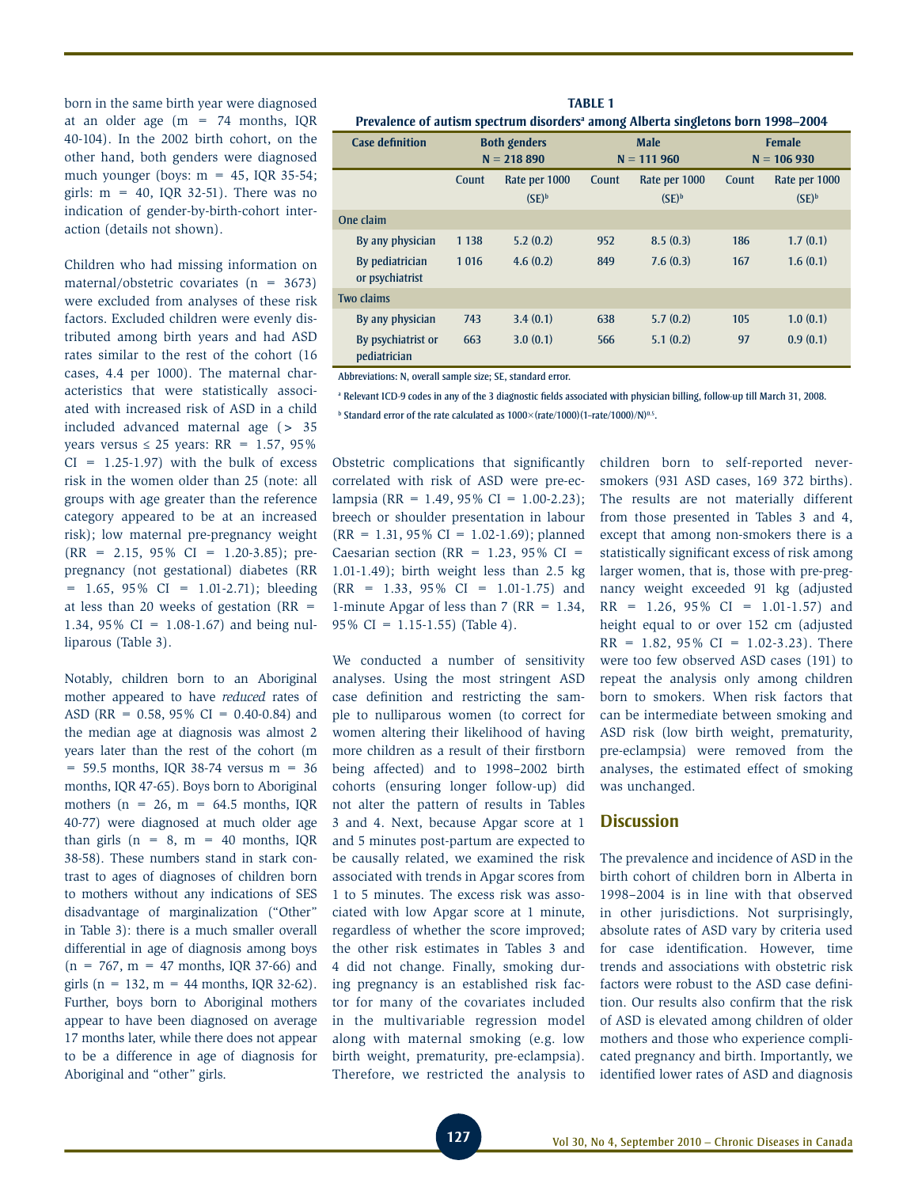born in the same birth year were diagnosed at an older age (m = 74 months, IQR 40-104). In the 2002 birth cohort, on the other hand, both genders were diagnosed much younger (boys: m = 45, IQR 35-54; girls: m = 40, IQR 32-51). There was no indication of gender-by-birth-cohort interaction (details not shown).

Children who had missing information on maternal/obstetric covariates (n = 3673) were excluded from analyses of these risk factors. Excluded children were evenly distributed among birth years and had ASD rates similar to the rest of the cohort (16 cases, 4.4 per 1000). The maternal characteristics that were statistically associated with increased risk of ASD in a child included advanced maternal age (> 35 years versus ≤ 25 years: RR = 1.57, 95% CI = 1.25-1.97) with the bulk of excess risk in the women older than 25 (note: all groups with age greater than the reference category appeared to be at an increased risk); low maternal pre-pregnancy weight (RR = 2.15, 95% CI = 1.20-3.85); pre-pregnancy (not gestational) diabetes (RR = 1.65, 95% CI = 1.01-2.71); bleeding at less than 20 weeks of gestation (RR = 1.34, 95% CI = 1.08-1.67) and being nulliparous (Table 3).

Notably, children born to an Aboriginal mother appeared to have *reduced* rates of ASD (RR = 0.58, 95% CI = 0.40-0.84) and the median age at diagnosis was almost 2 years later than the rest of the cohort (m = 59.5 months, IQR 38-74 versus m = 36 months, IQR 47-65). Boys born to Aboriginal mothers (n = 26, m = 64.5 months, IQR 40-77) were diagnosed at much older age than girls (n = 8, m = 40 months, IQR 38-58). These numbers stand in stark contrast to ages of diagnoses of children born to mothers without any indications of SES disadvantage of marginalization ("Other" in Table 3): there is a much smaller overall differential in age of diagnosis among boys (n = 767, m = 47 months, IQR 37-66) and girls (n = 132, m = 44 months, IQR 32-62). Further, boys born to Aboriginal mothers appear to have been diagnosed on average 17 months later, while there does not appear to be a difference in age of diagnosis for Aboriginal and "other" girls.

**TABLE 1**
**Prevalence of autism spectrum disorders[a] among Alberta singletons born 1998–2004**

| Case definition | Both genders N = 218 890 | | Male N = 111 960 | | Female N = 106 930 | |
|---|---|---|---|---|---|---|
| | Count | Rate per 1000 (SE)[b] | Count | Rate per 1000 (SE)[b] | Count | Rate per 1000 (SE)[b] |
| **One claim** | | | | | | |
| By any physician | 1 138 | 5.2 (0.2) | 952 | 8.5 (0.3) | 186 | 1.7 (0.1) |
| By pediatrician or psychiatrist | 1 016 | 4.6 (0.2) | 849 | 7.6 (0.3) | 167 | 1.6 (0.1) |
| **Two claims** | | | | | | |
| By any physician | 743 | 3.4 (0.1) | 638 | 5.7 (0.2) | 105 | 1.0 (0.1) |
| By psychiatrist or pediatrician | 663 | 3.0 (0.1) | 566 | 5.1 (0.2) | 97 | 0.9 (0.1) |

Abbreviations: N, overall sample size; SE, standard error.

[a] Relevant ICD-9 codes in any of the 3 diagnostic fields associated with physician billing, follow-up till March 31, 2008.

[b] Standard error of the rate calculated as $1000\times(\text{rate}/1000)(1-\text{rate}/1000)/N)^{0.5}$.

Obstetric complications that significantly correlated with risk of ASD were pre-eclampsia (RR = 1.49, 95% CI = 1.00-2.23); breech or shoulder presentation in labour (RR = 1.31, 95% CI = 1.02-1.69); planned Caesarian section (RR = 1.23, 95% CI = 1.01-1.49); birth weight less than 2.5 kg (RR = 1.33, 95% CI = 1.01-1.75) and 1-minute Apgar of less than 7 (RR = 1.34, 95% CI = 1.15-1.55) (Table 4).

We conducted a number of sensitivity analyses. Using the most stringent ASD case definition and restricting the sample to nulliparous women (to correct for women altering their likelihood of having more children as a result of their firstborn being affected) and to 1998–2002 birth cohorts (ensuring longer follow-up) did not alter the pattern of results in Tables 3 and 4. Next, because Apgar score at 1 and 5 minutes post-partum are expected to be causally related, we examined the risk associated with trends in Apgar scores from 1 to 5 minutes. The excess risk was associated with low Apgar score at 1 minute, regardless of whether the score improved; the other risk estimates in Tables 3 and 4 did not change. Finally, smoking during pregnancy is an established risk factor for many of the covariates included in the multivariable regression model along with maternal smoking (e.g. low birth weight, prematurity, pre-eclampsia). Therefore, we restricted the analysis to children born to self-reported never-smokers (931 ASD cases, 169 372 births). The results are not materially different from those presented in Tables 3 and 4, except that among non-smokers there is a statistically significant excess of risk among larger women, that is, those with pre-pregnancy weight exceeded 91 kg (adjusted RR = 1.26, 95% CI = 1.01-1.57) and height equal to or over 152 cm (adjusted RR = 1.82, 95% CI = 1.02-3.23). There were too few observed ASD cases (191) to repeat the analysis only among children born to smokers. When risk factors that can be intermediate between smoking and ASD risk (low birth weight, prematurity, pre-eclampsia) were removed from the analyses, the estimated effect of smoking was unchanged.

## Discussion

The prevalence and incidence of ASD in the birth cohort of children born in Alberta in 1998–2004 is in line with that observed in other jurisdictions. Not surprisingly, absolute rates of ASD vary by criteria used for case identification. However, time trends and associations with obstetric risk factors were robust to the ASD case definition. Our results also confirm that the risk of ASD is elevated among children of older mothers and those who experience complicated pregnancy and birth. Importantly, we identified lower rates of ASD and diagnosis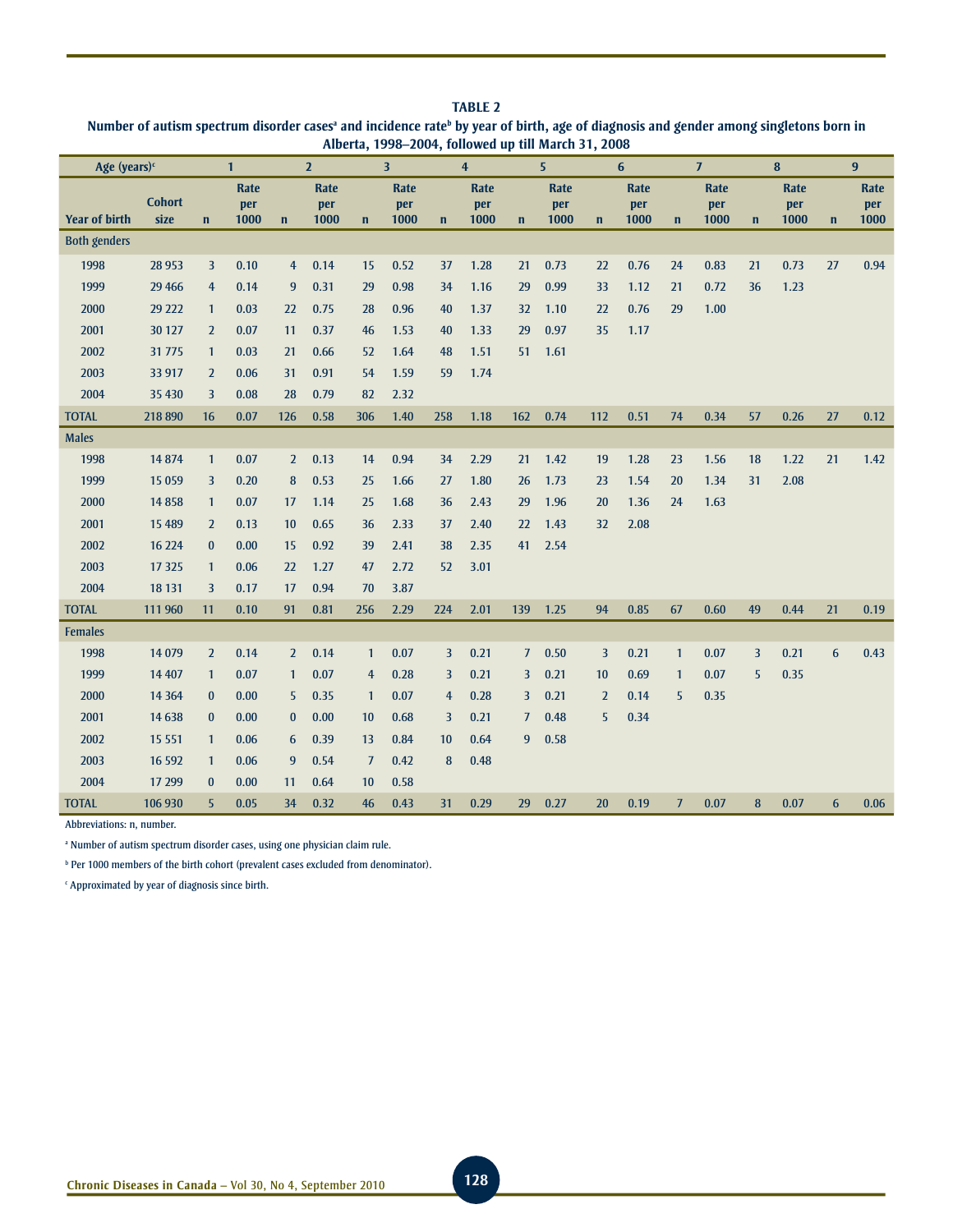**TABLE 2**

**Number of autism spectrum disorder cases[a] and incidence rate[b] by year of birth, age of diagnosis and gender among singletons born in Alberta, 1998–2004, followed up till March 31, 2008**

| Age (years)[c] | | 1 | | 2 | | 3 | | 4 | | 5 | | 6 | | 7 | | 8 | | 9 | |
|---|---|---|---|---|---|---|---|---|---|---|---|---|---|---|---|---|---|---|---|
| Year of birth | Cohort size | n | Rate per 1000 | n | Rate per 1000 | n | Rate per 1000 | n | Rate per 1000 | n | Rate per 1000 | n | Rate per 1000 | n | Rate per 1000 | n | Rate per 1000 | n | Rate per 1000 |
| **Both genders** | | | | | | | | | | | | | | | | | | | |
| 1998 | 28 953 | 3 | 0.10 | 4 | 0.14 | 15 | 0.52 | 37 | 1.28 | 21 | 0.73 | 22 | 0.76 | 24 | 0.83 | 21 | 0.73 | 27 | 0.94 |
| 1999 | 29 466 | 4 | 0.14 | 9 | 0.31 | 29 | 0.98 | 34 | 1.16 | 29 | 0.99 | 33 | 1.12 | 21 | 0.72 | 36 | 1.23 | | |
| 2000 | 29 222 | 1 | 0.03 | 22 | 0.75 | 28 | 0.96 | 40 | 1.37 | 32 | 1.10 | 22 | 0.76 | 29 | 1.00 | | | | |
| 2001 | 30 127 | 2 | 0.07 | 11 | 0.37 | 46 | 1.53 | 40 | 1.33 | 29 | 0.97 | 35 | 1.17 | | | | | | |
| 2002 | 31 775 | 1 | 0.03 | 21 | 0.66 | 52 | 1.64 | 48 | 1.51 | 51 | 1.61 | | | | | | | | |
| 2003 | 33 917 | 2 | 0.06 | 31 | 0.91 | 54 | 1.59 | 59 | 1.74 | | | | | | | | | | |
| 2004 | 35 430 | 3 | 0.08 | 28 | 0.79 | 82 | 2.32 | | | | | | | | | | | | |
| **TOTAL** | 218 890 | 16 | 0.07 | 126 | 0.58 | 306 | 1.40 | 258 | 1.18 | 162 | 0.74 | 112 | 0.51 | 74 | 0.34 | 57 | 0.26 | 27 | 0.12 |
| **Males** | | | | | | | | | | | | | | | | | | | |
| 1998 | 14 874 | 1 | 0.07 | 2 | 0.13 | 14 | 0.94 | 34 | 2.29 | 21 | 1.42 | 19 | 1.28 | 23 | 1.56 | 18 | 1.22 | 21 | 1.42 |
| 1999 | 15 059 | 3 | 0.20 | 8 | 0.53 | 25 | 1.66 | 27 | 1.80 | 26 | 1.73 | 23 | 1.54 | 20 | 1.34 | 31 | 2.08 | | |
| 2000 | 14 858 | 1 | 0.07 | 17 | 1.14 | 25 | 1.68 | 36 | 2.43 | 29 | 1.96 | 20 | 1.36 | 24 | 1.63 | | | | |
| 2001 | 15 489 | 2 | 0.13 | 10 | 0.65 | 36 | 2.33 | 37 | 2.40 | 22 | 1.43 | 32 | 2.08 | | | | | | |
| 2002 | 16 224 | 0 | 0.00 | 15 | 0.92 | 39 | 2.41 | 38 | 2.35 | 41 | 2.54 | | | | | | | | |
| 2003 | 17 325 | 1 | 0.06 | 22 | 1.27 | 47 | 2.72 | 52 | 3.01 | | | | | | | | | | |
| 2004 | 18 131 | 3 | 0.17 | 17 | 0.94 | 70 | 3.87 | | | | | | | | | | | | |
| **TOTAL** | 111 960 | 11 | 0.10 | 91 | 0.81 | 256 | 2.29 | 224 | 2.01 | 139 | 1.25 | 94 | 0.85 | 67 | 0.60 | 49 | 0.44 | 21 | 0.19 |
| **Females** | | | | | | | | | | | | | | | | | | | |
| 1998 | 14 079 | 2 | 0.14 | 2 | 0.14 | 1 | 0.07 | 3 | 0.21 | 7 | 0.50 | 3 | 0.21 | 1 | 0.07 | 3 | 0.21 | 6 | 0.43 |
| 1999 | 14 407 | 1 | 0.07 | 1 | 0.07 | 4 | 0.28 | 3 | 0.21 | 3 | 0.21 | 10 | 0.69 | 1 | 0.07 | 5 | 0.35 | | |
| 2000 | 14 364 | 0 | 0.00 | 5 | 0.35 | 1 | 0.07 | 4 | 0.28 | 3 | 0.21 | 2 | 0.14 | 5 | 0.35 | | | | |
| 2001 | 14 638 | 0 | 0.00 | 0 | 0.00 | 10 | 0.68 | 3 | 0.21 | 7 | 0.48 | 5 | 0.34 | | | | | | |
| 2002 | 15 551 | 1 | 0.06 | 6 | 0.39 | 13 | 0.84 | 10 | 0.64 | 9 | 0.58 | | | | | | | | |
| 2003 | 16 592 | 1 | 0.06 | 9 | 0.54 | 7 | 0.42 | 8 | 0.48 | | | | | | | | | | |
| 2004 | 17 299 | 0 | 0.00 | 11 | 0.64 | 10 | 0.58 | | | | | | | | | | | | |
| **TOTAL** | 106 930 | 5 | 0.05 | 34 | 0.32 | 46 | 0.43 | 31 | 0.29 | 29 | 0.27 | 20 | 0.19 | 7 | 0.07 | 8 | 0.07 | 6 | 0.06 |

Abbreviations: n, number.

[a] Number of autism spectrum disorder cases, using one physician claim rule.

[b] Per 1000 members of the birth cohort (prevalent cases excluded from denominator).

[c] Approximated by year of diagnosis since birth.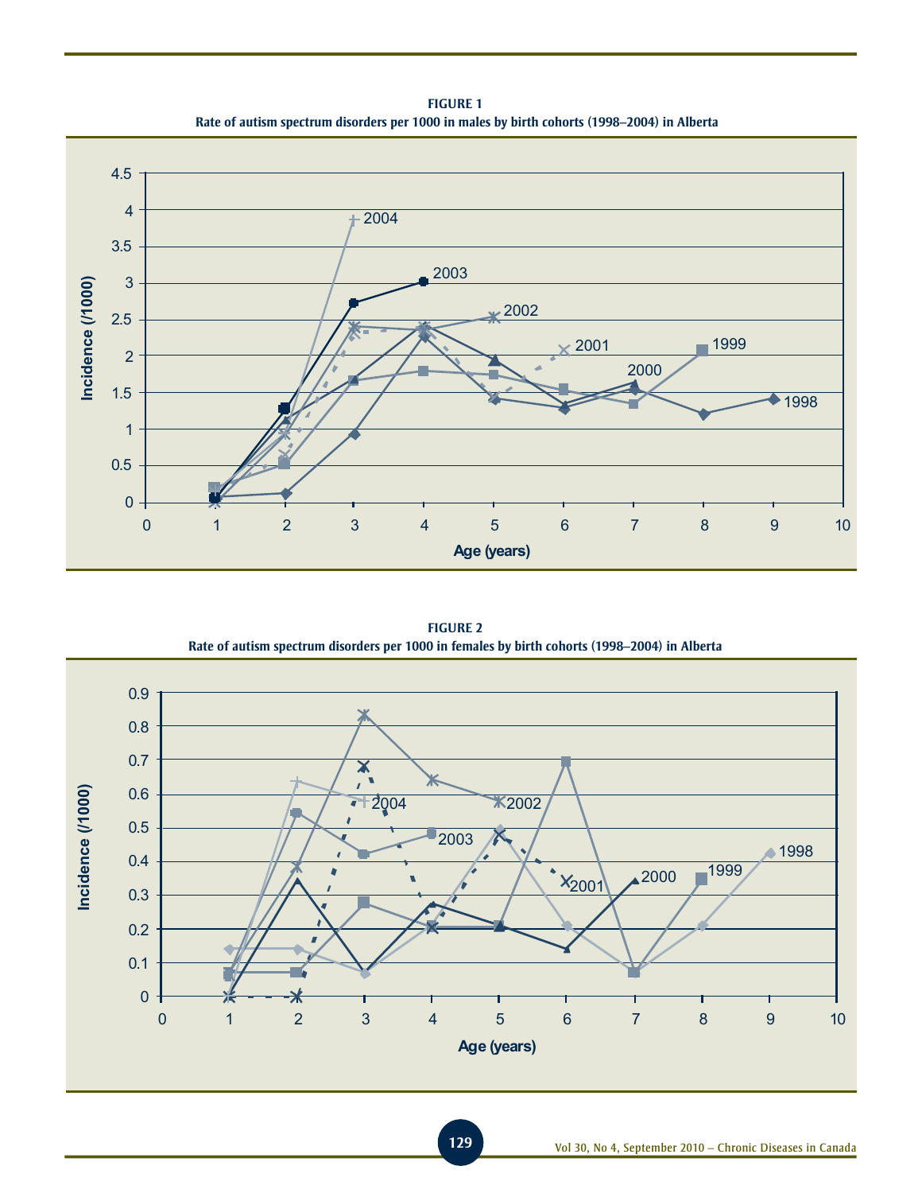**FIGURE 1**
**Rate of autism spectrum disorders per 1000 in males by birth cohorts (1998–2004) in Alberta**

**FIGURE 2**
**Rate of autism spectrum disorders per 1000 in females by birth cohorts (1998–2004) in Alberta**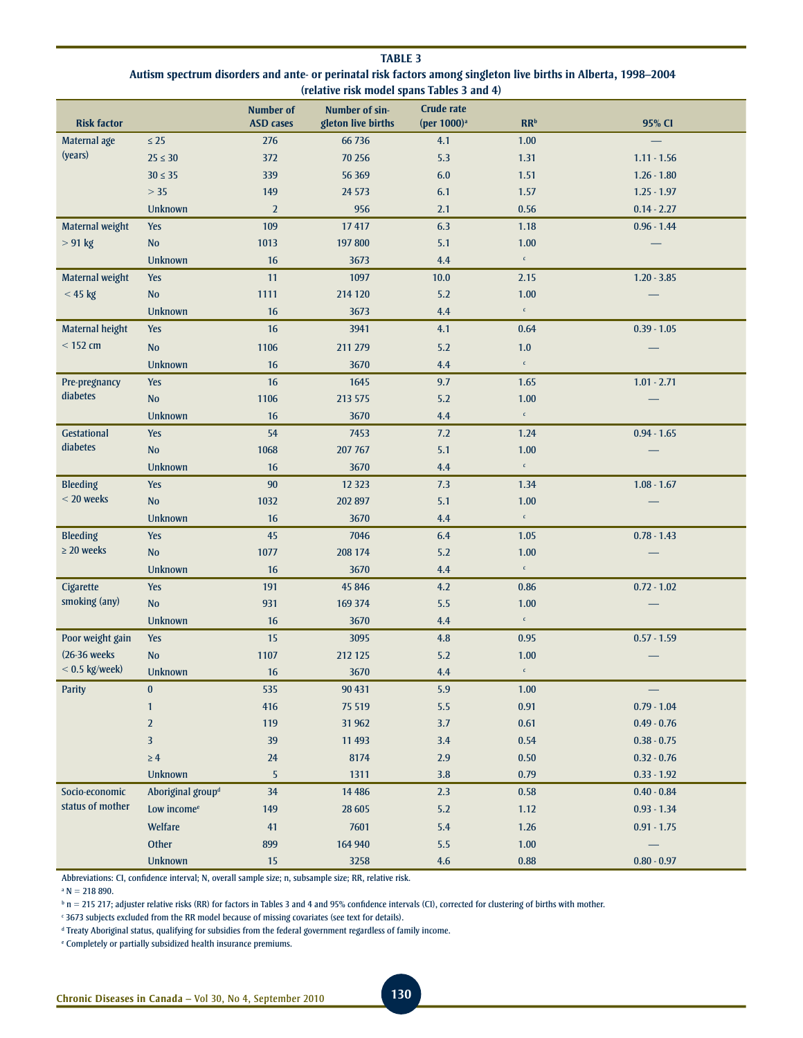**TABLE 3**

**Autism spectrum disorders and ante- or perinatal risk factors among singleton live births in Alberta, 1998–2004 (relative risk model spans Tables 3 and 4)**

| Risk factor | | Number of ASD cases | Number of singleton live births | Crude rate (per 1000)[a] | RR[b] | 95% CI |
|---|---|---|---|---|---|---|
| Maternal age (years) | ≤ 25 | 276 | 66 736 | 4.1 | 1.00 | — |
| | 25 ≤ 30 | 372 | 70 256 | 5.3 | 1.31 | 1.11 - 1.56 |
| | 30 ≤ 35 | 339 | 56 369 | 6.0 | 1.51 | 1.26 - 1.80 |
| | > 35 | 149 | 24 573 | 6.1 | 1.57 | 1.25 - 1.97 |
| | Unknown | 2 | 956 | 2.1 | 0.56 | 0.14 - 2.27 |
| Maternal weight > 91 kg | Yes | 109 | 17 417 | 6.3 | 1.18 | 0.96 - 1.44 |
| | No | 1013 | 197 800 | 5.1 | 1.00 | — |
| | Unknown | 16 | 3673 | 4.4 | [c] | |
| Maternal weight < 45 kg | Yes | 11 | 1097 | 10.0 | 2.15 | 1.20 - 3.85 |
| | No | 1111 | 214 120 | 5.2 | 1.00 | — |
| | Unknown | 16 | 3673 | 4.4 | [c] | |
| Maternal height < 152 cm | Yes | 16 | 3941 | 4.1 | 0.64 | 0.39 - 1.05 |
| | No | 1106 | 211 279 | 5.2 | 1.0 | — |
| | Unknown | 16 | 3670 | 4.4 | [c] | |
| Pre-pregnancy diabetes | Yes | 16 | 1645 | 9.7 | 1.65 | 1.01 - 2.71 |
| | No | 1106 | 213 575 | 5.2 | 1.00 | — |
| | Unknown | 16 | 3670 | 4.4 | [c] | |
| Gestational diabetes | Yes | 54 | 7453 | 7.2 | 1.24 | 0.94 - 1.65 |
| | No | 1068 | 207 767 | 5.1 | 1.00 | — |
| | Unknown | 16 | 3670 | 4.4 | [c] | |
| Bleeding < 20 weeks | Yes | 90 | 12 323 | 7.3 | 1.34 | 1.08 - 1.67 |
| | No | 1032 | 202 897 | 5.1 | 1.00 | — |
| | Unknown | 16 | 3670 | 4.4 | [c] | |
| Bleeding ≥ 20 weeks | Yes | 45 | 7046 | 6.4 | 1.05 | 0.78 - 1.43 |
| | No | 1077 | 208 174 | 5.2 | 1.00 | — |
| | Unknown | 16 | 3670 | 4.4 | [c] | |
| Cigarette smoking (any) | Yes | 191 | 45 846 | 4.2 | 0.86 | 0.72 - 1.02 |
| | No | 931 | 169 374 | 5.5 | 1.00 | — |
| | Unknown | 16 | 3670 | 4.4 | [c] | |
| Poor weight gain (26-36 weeks < 0.5 kg/week) | Yes | 15 | 3095 | 4.8 | 0.95 | 0.57 - 1.59 |
| | No | 1107 | 212 125 | 5.2 | 1.00 | — |
| | Unknown | 16 | 3670 | 4.4 | [c] | |
| Parity | 0 | 535 | 90 431 | 5.9 | 1.00 | — |
| | 1 | 416 | 75 519 | 5.5 | 0.91 | 0.79 - 1.04 |
| | 2 | 119 | 31 962 | 3.7 | 0.61 | 0.49 - 0.76 |
| | 3 | 39 | 11 493 | 3.4 | 0.54 | 0.38 - 0.75 |
| | ≥ 4 | 24 | 8174 | 2.9 | 0.50 | 0.32 - 0.76 |
| | Unknown | 5 | 1311 | 3.8 | 0.79 | 0.33 - 1.92 |
| Socio-economic status of mother | Aboriginal group[d] | 34 | 14 486 | 2.3 | 0.58 | 0.40 - 0.84 |
| | Low income[e] | 149 | 28 605 | 5.2 | 1.12 | 0.93 - 1.34 |
| | Welfare | 41 | 7601 | 5.4 | 1.26 | 0.91 - 1.75 |
| | Other | 899 | 164 940 | 5.5 | 1.00 | — |
| | Unknown | 15 | 3258 | 4.6 | 0.88 | 0.80 - 0.97 |

Abbreviations: CI, confidence interval; N, overall sample size; n, subsample size; RR, relative risk.

[a] N = 218 890.

[b] n = 215 217; adjuster relative risks (RR) for factors in Tables 3 and 4 and 95% confidence intervals (CI), corrected for clustering of births with mother.

[c] 3673 subjects excluded from the RR model because of missing covariates (see text for details).

[d] Treaty Aboriginal status, qualifying for subsidies from the federal government regardless of family income.

[e] Completely or partially subsidized health insurance premiums.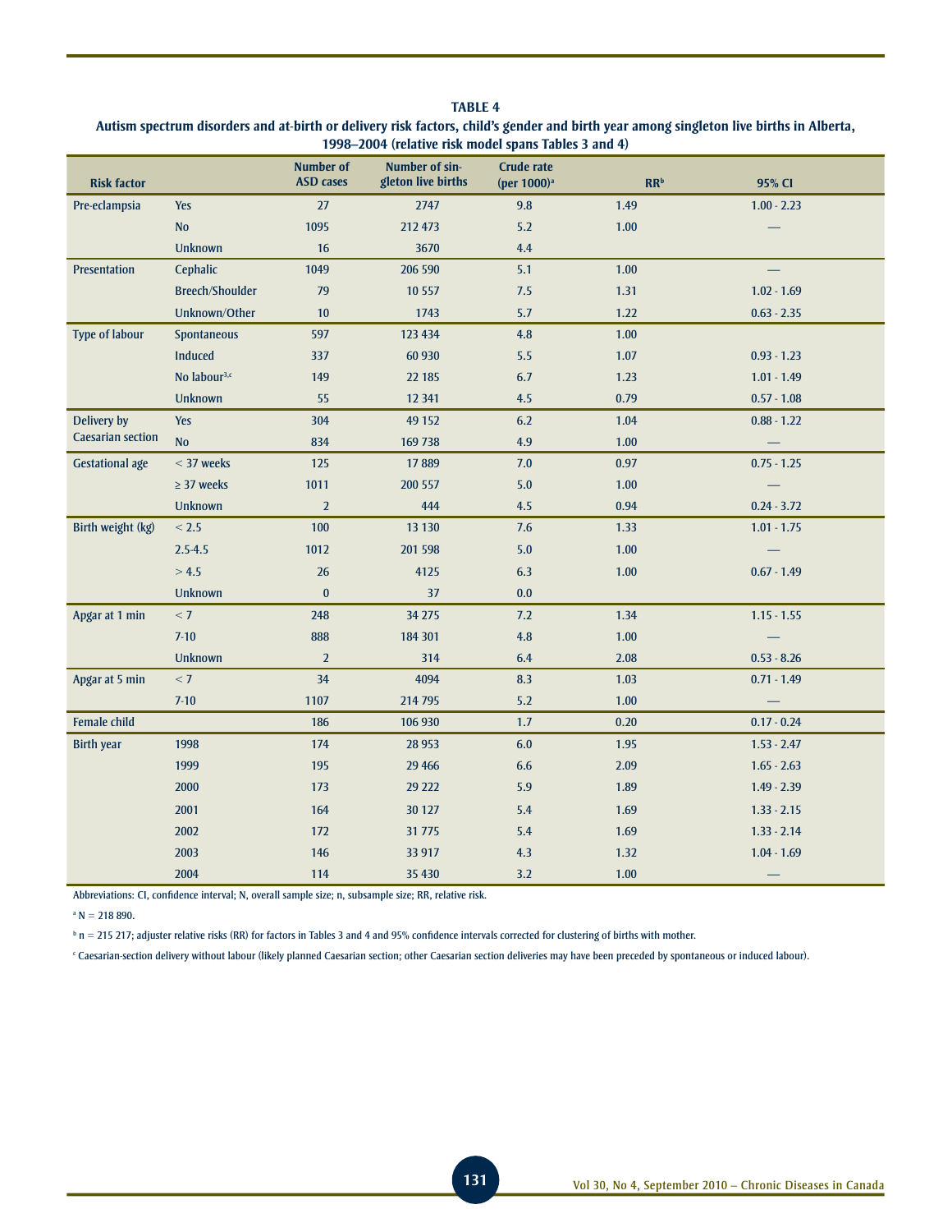**TABLE 4**
**Autism spectrum disorders and at-birth or delivery risk factors, child's gender and birth year among singleton live births in Alberta, 1998–2004 (relative risk model spans Tables 3 and 4)**

| Risk factor | | Number of ASD cases | Number of singleton live births | Crude rate (per 1000)[a] | RR[b] | 95% CI |
|---|---|---|---|---|---|---|
| Pre-eclampsia | Yes | 27 | 2747 | 9.8 | 1.49 | 1.00 - 2.23 |
| | No | 1095 | 212 473 | 5.2 | 1.00 | — |
| | Unknown | 16 | 3670 | 4.4 | | |
| Presentation | Cephalic | 1049 | 206 590 | 5.1 | 1.00 | — |
| | Breech/Shoulder | 79 | 10 557 | 7.5 | 1.31 | 1.02 - 1.69 |
| | Unknown/Other | 10 | 1743 | 5.7 | 1.22 | 0.63 - 2.35 |
| Type of labour | Spontaneous | 597 | 123 434 | 4.8 | 1.00 | |
| | Induced | 337 | 60 930 | 5.5 | 1.07 | 0.93 - 1.23 |
| | No labour[3,c] | 149 | 22 185 | 6.7 | 1.23 | 1.01 - 1.49 |
| | Unknown | 55 | 12 341 | 4.5 | 0.79 | 0.57 - 1.08 |
| Delivery by Caesarian section | Yes | 304 | 49 152 | 6.2 | 1.04 | 0.88 - 1.22 |
| | No | 834 | 169 738 | 4.9 | 1.00 | — |
| Gestational age | < 37 weeks | 125 | 17 889 | 7.0 | 0.97 | 0.75 - 1.25 |
| | ≥ 37 weeks | 1011 | 200 557 | 5.0 | 1.00 | — |
| | Unknown | 2 | 444 | 4.5 | 0.94 | 0.24 - 3.72 |
| Birth weight (kg) | < 2.5 | 100 | 13 130 | 7.6 | 1.33 | 1.01 - 1.75 |
| | 2.5-4.5 | 1012 | 201 598 | 5.0 | 1.00 | — |
| | > 4.5 | 26 | 4125 | 6.3 | 1.00 | 0.67 - 1.49 |
| | Unknown | 0 | 37 | 0.0 | | |
| Apgar at 1 min | < 7 | 248 | 34 275 | 7.2 | 1.34 | 1.15 - 1.55 |
| | 7-10 | 888 | 184 301 | 4.8 | 1.00 | — |
| | Unknown | 2 | 314 | 6.4 | 2.08 | 0.53 - 8.26 |
| Apgar at 5 min | < 7 | 34 | 4094 | 8.3 | 1.03 | 0.71 - 1.49 |
| | 7-10 | 1107 | 214 795 | 5.2 | 1.00 | — |
| Female child | | 186 | 106 930 | 1.7 | 0.20 | 0.17 - 0.24 |
| Birth year | 1998 | 174 | 28 953 | 6.0 | 1.95 | 1.53 - 2.47 |
| | 1999 | 195 | 29 466 | 6.6 | 2.09 | 1.65 - 2.63 |
| | 2000 | 173 | 29 222 | 5.9 | 1.89 | 1.49 - 2.39 |
| | 2001 | 164 | 30 127 | 5.4 | 1.69 | 1.33 - 2.15 |
| | 2002 | 172 | 31 775 | 5.4 | 1.69 | 1.33 - 2.14 |
| | 2003 | 146 | 33 917 | 4.3 | 1.32 | 1.04 - 1.69 |
| | 2004 | 114 | 35 430 | 3.2 | 1.00 | — |

Abbreviations: CI, confidence interval; N, overall sample size; n, subsample size; RR, relative risk.

[a] N = 218 890.

[b] n = 215 217; adjuster relative risks (RR) for factors in Tables 3 and 4 and 95% confidence intervals corrected for clustering of births with mother.

[c] Caesarian-section delivery without labour (likely planned Caesarian section; other Caesarian section deliveries may have been preceded by spontaneous or induced labour).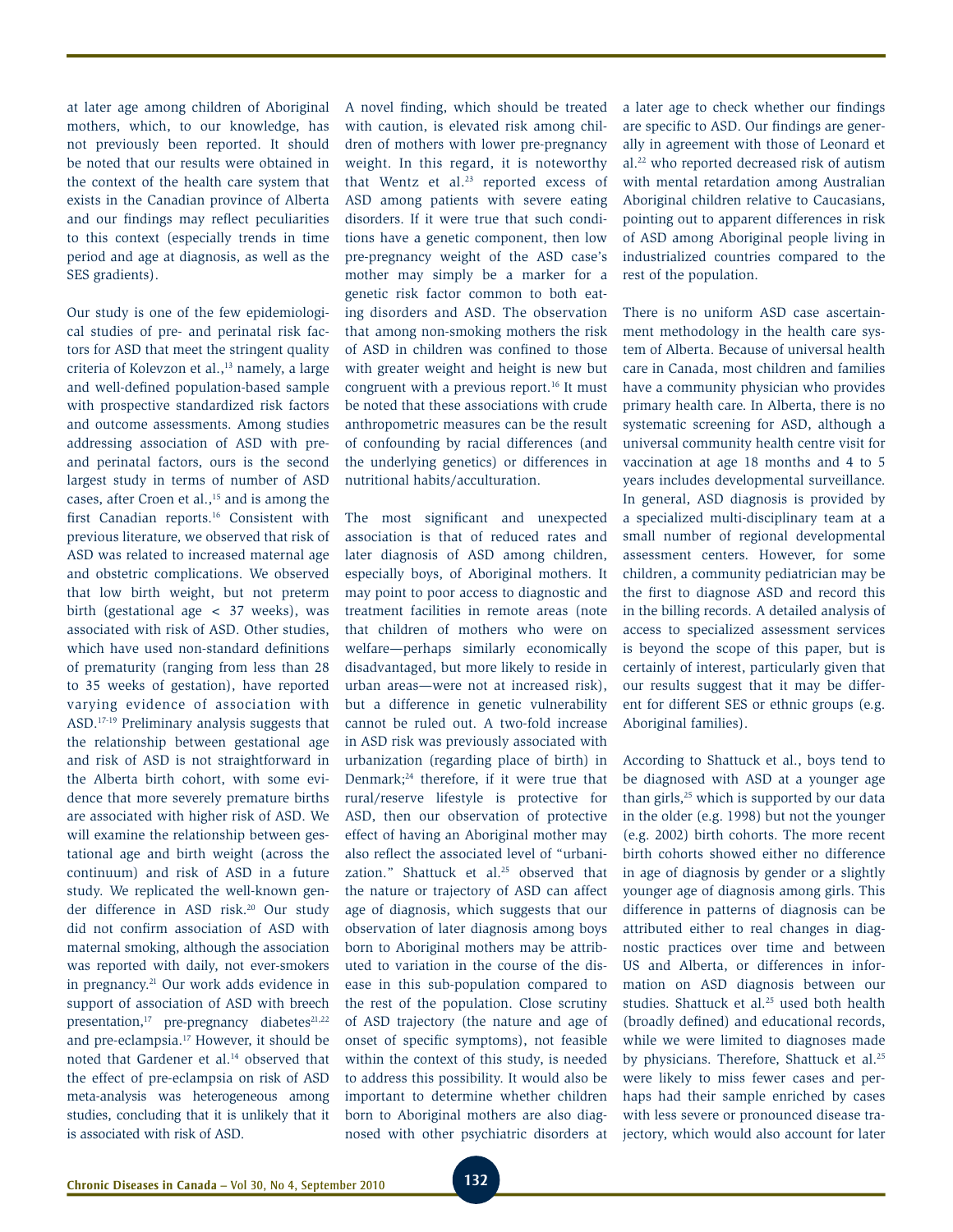at later age among children of Aboriginal mothers, which, to our knowledge, has not previously been reported. It should be noted that our results were obtained in the context of the health care system that exists in the Canadian province of Alberta and our findings may reflect peculiarities to this context (especially trends in time period and age at diagnosis, as well as the SES gradients).

Our study is one of the few epidemiological studies of pre- and perinatal risk factors for ASD that meet the stringent quality criteria of Kolevzon et al.,[13] namely, a large and well-defined population-based sample with prospective standardized risk factors and outcome assessments. Among studies addressing association of ASD with pre- and perinatal factors, ours is the second largest study in terms of number of ASD cases, after Croen et al.,[15] and is among the first Canadian reports.[16] Consistent with previous literature, we observed that risk of ASD was related to increased maternal age and obstetric complications. We observed that low birth weight, but not preterm birth (gestational age < 37 weeks), was associated with risk of ASD. Other studies, which have used non-standard definitions of prematurity (ranging from less than 28 to 35 weeks of gestation), have reported varying evidence of association with ASD.[17-19] Preliminary analysis suggests that the relationship between gestational age and risk of ASD is not straightforward in the Alberta birth cohort, with some evidence that more severely premature births are associated with higher risk of ASD. We will examine the relationship between gestational age and birth weight (across the continuum) and risk of ASD in a future study. We replicated the well-known gender difference in ASD risk.[20] Our study did not confirm association of ASD with maternal smoking, although the association was reported with daily, not ever-smokers in pregnancy.[21] Our work adds evidence in support of association of ASD with breech presentation,[17] pre-pregnancy diabetes[21,22] and pre-eclampsia.[17] However, it should be noted that Gardener et al.[14] observed that the effect of pre-eclampsia on risk of ASD meta-analysis was heterogeneous among studies, concluding that it is unlikely that it is associated with risk of ASD.

A novel finding, which should be treated with caution, is elevated risk among children of mothers with lower pre-pregnancy weight. In this regard, it is noteworthy that Wentz et al.[23] reported excess of ASD among patients with severe eating disorders. If it were true that such conditions have a genetic component, then low pre-pregnancy weight of the ASD case's mother may simply be a marker for a genetic risk factor common to both eating disorders and ASD. The observation that among non-smoking mothers the risk of ASD in children was confined to those with greater weight and height is new but congruent with a previous report.[16] It must be noted that these associations with crude anthropometric measures can be the result of confounding by racial differences (and the underlying genetics) or differences in nutritional habits/acculturation.

The most significant and unexpected association is that of reduced rates and later diagnosis of ASD among children, especially boys, of Aboriginal mothers. It may point to poor access to diagnostic and treatment facilities in remote areas (note that children of mothers who were on welfare—perhaps similarly economically disadvantaged, but more likely to reside in urban areas—were not at increased risk), but a difference in genetic vulnerability cannot be ruled out. A two-fold increase in ASD risk was previously associated with urbanization (regarding place of birth) in Denmark;[24] therefore, if it were true that rural/reserve lifestyle is protective for ASD, then our observation of protective effect of having an Aboriginal mother may also reflect the associated level of "urbanization." Shattuck et al.[25] observed that the nature or trajectory of ASD can affect age of diagnosis, which suggests that our observation of later diagnosis among boys born to Aboriginal mothers may be attributed to variation in the course of the disease in this sub-population compared to the rest of the population. Close scrutiny of ASD trajectory (the nature and age of onset of specific symptoms), not feasible within the context of this study, is needed to address this possibility. It would also be important to determine whether children born to Aboriginal mothers are also diagnosed with other psychiatric disorders at a later age to check whether our findings are specific to ASD. Our findings are generally in agreement with those of Leonard et al.[22] who reported decreased risk of autism with mental retardation among Australian Aboriginal children relative to Caucasians, pointing out to apparent differences in risk of ASD among Aboriginal people living in industrialized countries compared to the rest of the population.

There is no uniform ASD case ascertainment methodology in the health care system of Alberta. Because of universal health care in Canada, most children and families have a community physician who provides primary health care. In Alberta, there is no systematic screening for ASD, although a universal community health centre visit for vaccination at age 18 months and 4 to 5 years includes developmental surveillance. In general, ASD diagnosis is provided by a specialized multi-disciplinary team at a small number of regional developmental assessment centers. However, for some children, a community pediatrician may be the first to diagnose ASD and record this in the billing records. A detailed analysis of access to specialized assessment services is beyond the scope of this paper, but is certainly of interest, particularly given that our results suggest that it may be different for different SES or ethnic groups (e.g. Aboriginal families).

According to Shattuck et al., boys tend to be diagnosed with ASD at a younger age than girls,[25] which is supported by our data in the older (e.g. 1998) but not the younger (e.g. 2002) birth cohorts. The more recent birth cohorts showed either no difference in age of diagnosis by gender or a slightly younger age of diagnosis among girls. This difference in patterns of diagnosis can be attributed either to real changes in diagnostic practices over time and between US and Alberta, or differences in information on ASD diagnosis between our studies. Shattuck et al.[25] used both health (broadly defined) and educational records, while we were limited to diagnoses made by physicians. Therefore, Shattuck et al.[25] were likely to miss fewer cases and perhaps had their sample enriched by cases with less severe or pronounced disease trajectory, which would also account for later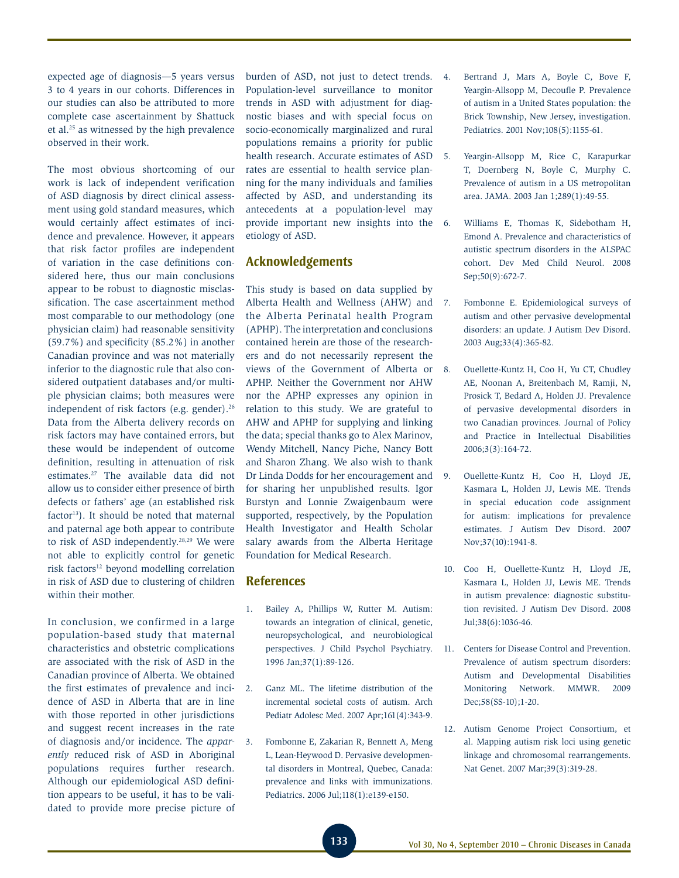expected age of diagnosis—5 years versus 3 to 4 years in our cohorts. Differences in our studies can also be attributed to more complete case ascertainment by Shattuck et al.[25] as witnessed by the high prevalence observed in their work.

The most obvious shortcoming of our work is lack of independent verification of ASD diagnosis by direct clinical assessment using gold standard measures, which would certainly affect estimates of incidence and prevalence. However, it appears that risk factor profiles are independent of variation in the case definitions considered here, thus our main conclusions appear to be robust to diagnostic misclassification. The case ascertainment method most comparable to our methodology (one physician claim) had reasonable sensitivity (59.7%) and specificity (85.2%) in another Canadian province and was not materially inferior to the diagnostic rule that also considered outpatient databases and/or multiple physician claims; both measures were independent of risk factors (e.g. gender).[26] Data from the Alberta delivery records on risk factors may have contained errors, but these would be independent of outcome definition, resulting in attenuation of risk estimates.[27] The available data did not allow us to consider either presence of birth defects or fathers' age (an established risk factor[13]). It should be noted that maternal and paternal age both appear to contribute to risk of ASD independently.[28,29] We were not able to explicitly control for genetic risk factors[12] beyond modelling correlation in risk of ASD due to clustering of children within their mother.

In conclusion, we confirmed in a large population-based study that maternal characteristics and obstetric complications are associated with the risk of ASD in the Canadian province of Alberta. We obtained the first estimates of prevalence and incidence of ASD in Alberta that are in line with those reported in other jurisdictions and suggest recent increases in the rate of diagnosis and/or incidence. The *apparently* reduced risk of ASD in Aboriginal populations requires further research. Although our epidemiological ASD definition appears to be useful, it has to be validated to provide more precise picture of burden of ASD, not just to detect trends. Population-level surveillance to monitor trends in ASD with adjustment for diagnostic biases and with special focus on socio-economically marginalized and rural populations remains a priority for public health research. Accurate estimates of ASD rates are essential to health service planning for the many individuals and families affected by ASD, and understanding its antecedents at a population-level may provide important new insights into the etiology of ASD.

## Acknowledgements

This study is based on data supplied by Alberta Health and Wellness (AHW) and the Alberta Perinatal health Program (APHP). The interpretation and conclusions contained herein are those of the researchers and do not necessarily represent the views of the Government of Alberta or APHP. Neither the Government nor AHW nor the APHP expresses any opinion in relation to this study. We are grateful to AHW and APHP for supplying and linking the data; special thanks go to Alex Marinov, Wendy Mitchell, Nancy Piche, Nancy Bott and Sharon Zhang. We also wish to thank Dr Linda Dodds for her encouragement and for sharing her unpublished results. Igor Burstyn and Lonnie Zwaigenbaum were supported, respectively, by the Population Health Investigator and Health Scholar salary awards from the Alberta Heritage Foundation for Medical Research.

## References

1. Bailey A, Phillips W, Rutter M. Autism: towards an integration of clinical, genetic, neuropsychological, and neurobiological perspectives. J Child Psychol Psychiatry. 1996 Jan;37(1):89-126.

2. Ganz ML. The lifetime distribution of the incremental societal costs of autism. Arch Pediatr Adolesc Med. 2007 Apr;161(4):343-9.

3. Fombonne E, Zakarian R, Bennett A, Meng L, Lean-Heywood D. Pervasive developmental disorders in Montreal, Quebec, Canada: prevalence and links with immunizations. Pediatrics. 2006 Jul;118(1):e139-e150.

4. Bertrand J, Mars A, Boyle C, Bove F, Yeargin-Allsopp M, Decoufle P. Prevalence of autism in a United States population: the Brick Township, New Jersey, investigation. Pediatrics. 2001 Nov;108(5):1155-61.

5. Yeargin-Allsopp M, Rice C, Karapurkar T, Doernberg N, Boyle C, Murphy C. Prevalence of autism in a US metropolitan area. JAMA. 2003 Jan 1;289(1):49-55.

6. Williams E, Thomas K, Sidebotham H, Emond A. Prevalence and characteristics of autistic spectrum disorders in the ALSPAC cohort. Dev Med Child Neurol. 2008 Sep;50(9):672-7.

7. Fombonne E. Epidemiological surveys of autism and other pervasive developmental disorders: an update. J Autism Dev Disord. 2003 Aug;33(4):365-82.

8. Ouellette-Kuntz H, Coo H, Yu CT, Chudley AE, Noonan A, Breitenbach M, Ramji, N, Prosick T, Bedard A, Holden JJ. Prevalence of pervasive developmental disorders in two Canadian provinces. Journal of Policy and Practice in Intellectual Disabilities 2006;3(3):164-72.

9. Ouellette-Kuntz H, Coo H, Lloyd JE, Kasmara L, Holden JJ, Lewis ME. Trends in special education code assignment for autism: implications for prevalence estimates. J Autism Dev Disord. 2007 Nov;37(10):1941-8.

10. Coo H, Ouellette-Kuntz H, Lloyd JE, Kasmara L, Holden JJ, Lewis ME. Trends in autism prevalence: diagnostic substitution revisited. J Autism Dev Disord. 2008 Jul;38(6):1036-46.

11. Centers for Disease Control and Prevention. Prevalence of autism spectrum disorders: Autism and Developmental Disabilities Monitoring Network. MMWR. 2009 Dec;58(SS-10);1-20.

12. Autism Genome Project Consortium, et al. Mapping autism risk loci using genetic linkage and chromosomal rearrangements. Nat Genet. 2007 Mar;39(3):319-28.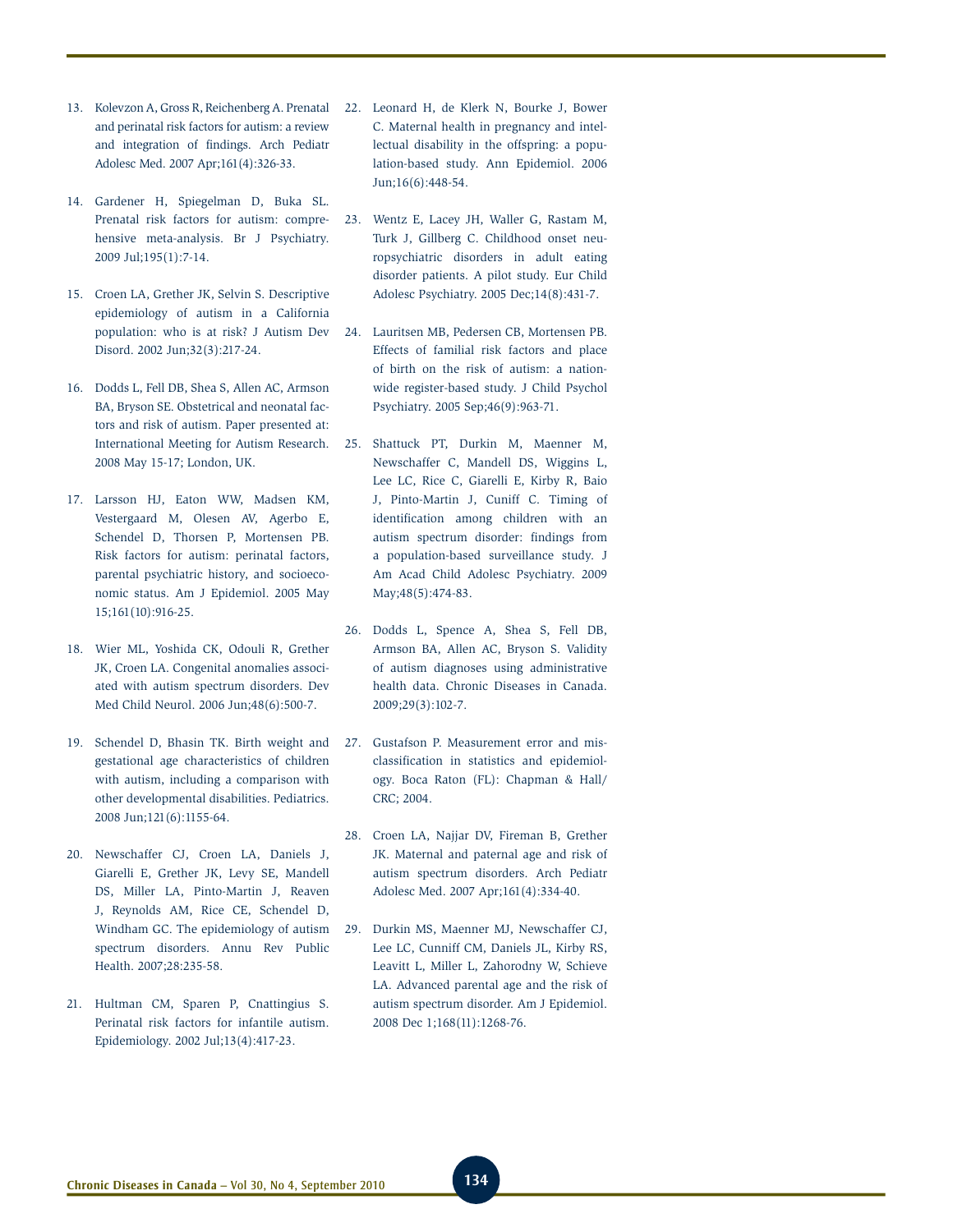13. Kolevzon A, Gross R, Reichenberg A. Prenatal and perinatal risk factors for autism: a review and integration of findings. Arch Pediatr Adolesc Med. 2007 Apr;161(4):326-33.

14. Gardener H, Spiegelman D, Buka SL. Prenatal risk factors for autism: comprehensive meta-analysis. Br J Psychiatry. 2009 Jul;195(1):7-14.

15. Croen LA, Grether JK, Selvin S. Descriptive epidemiology of autism in a California population: who is at risk? J Autism Dev Disord. 2002 Jun;32(3):217-24.

16. Dodds L, Fell DB, Shea S, Allen AC, Armson BA, Bryson SE. Obstetrical and neonatal factors and risk of autism. Paper presented at: International Meeting for Autism Research. 2008 May 15-17; London, UK.

17. Larsson HJ, Eaton WW, Madsen KM, Vestergaard M, Olesen AV, Agerbo E, Schendel D, Thorsen P, Mortensen PB. Risk factors for autism: perinatal factors, parental psychiatric history, and socioeconomic status. Am J Epidemiol. 2005 May 15;161(10):916-25.

18. Wier ML, Yoshida CK, Odouli R, Grether JK, Croen LA. Congenital anomalies associated with autism spectrum disorders. Dev Med Child Neurol. 2006 Jun;48(6):500-7.

19. Schendel D, Bhasin TK. Birth weight and gestational age characteristics of children with autism, including a comparison with other developmental disabilities. Pediatrics. 2008 Jun;121(6):1155-64.

20. Newschaffer CJ, Croen LA, Daniels J, Giarelli E, Grether JK, Levy SE, Mandell DS, Miller LA, Pinto-Martin J, Reaven J, Reynolds AM, Rice CE, Schendel D, Windham GC. The epidemiology of autism spectrum disorders. Annu Rev Public Health. 2007;28:235-58.

21. Hultman CM, Sparen P, Cnattingius S. Perinatal risk factors for infantile autism. Epidemiology. 2002 Jul;13(4):417-23.

22. Leonard H, de Klerk N, Bourke J, Bower C. Maternal health in pregnancy and intellectual disability in the offspring: a population-based study. Ann Epidemiol. 2006 Jun;16(6):448-54.

23. Wentz E, Lacey JH, Waller G, Rastam M, Turk J, Gillberg C. Childhood onset neuropsychiatric disorders in adult eating disorder patients. A pilot study. Eur Child Adolesc Psychiatry. 2005 Dec;14(8):431-7.

24. Lauritsen MB, Pedersen CB, Mortensen PB. Effects of familial risk factors and place of birth on the risk of autism: a nationwide register-based study. J Child Psychol Psychiatry. 2005 Sep;46(9):963-71.

25. Shattuck PT, Durkin M, Maenner M, Newschaffer C, Mandell DS, Wiggins L, Lee LC, Rice C, Giarelli E, Kirby R, Baio J, Pinto-Martin J, Cuniff C. Timing of identification among children with an autism spectrum disorder: findings from a population-based surveillance study. J Am Acad Child Adolesc Psychiatry. 2009 May;48(5):474-83.

26. Dodds L, Spence A, Shea S, Fell DB, Armson BA, Allen AC, Bryson S. Validity of autism diagnoses using administrative health data. Chronic Diseases in Canada. 2009;29(3):102-7.

27. Gustafson P. Measurement error and misclassification in statistics and epidemiology. Boca Raton (FL): Chapman & Hall/CRC; 2004.

28. Croen LA, Najjar DV, Fireman B, Grether JK. Maternal and paternal age and risk of autism spectrum disorders. Arch Pediatr Adolesc Med. 2007 Apr;161(4):334-40.

29. Durkin MS, Maenner MJ, Newschaffer CJ, Lee LC, Cunniff CM, Daniels JL, Kirby RS, Leavitt L, Miller L, Zahorodny W, Schieve LA. Advanced parental age and the risk of autism spectrum disorder. Am J Epidemiol. 2008 Dec 1;168(11):1268-76.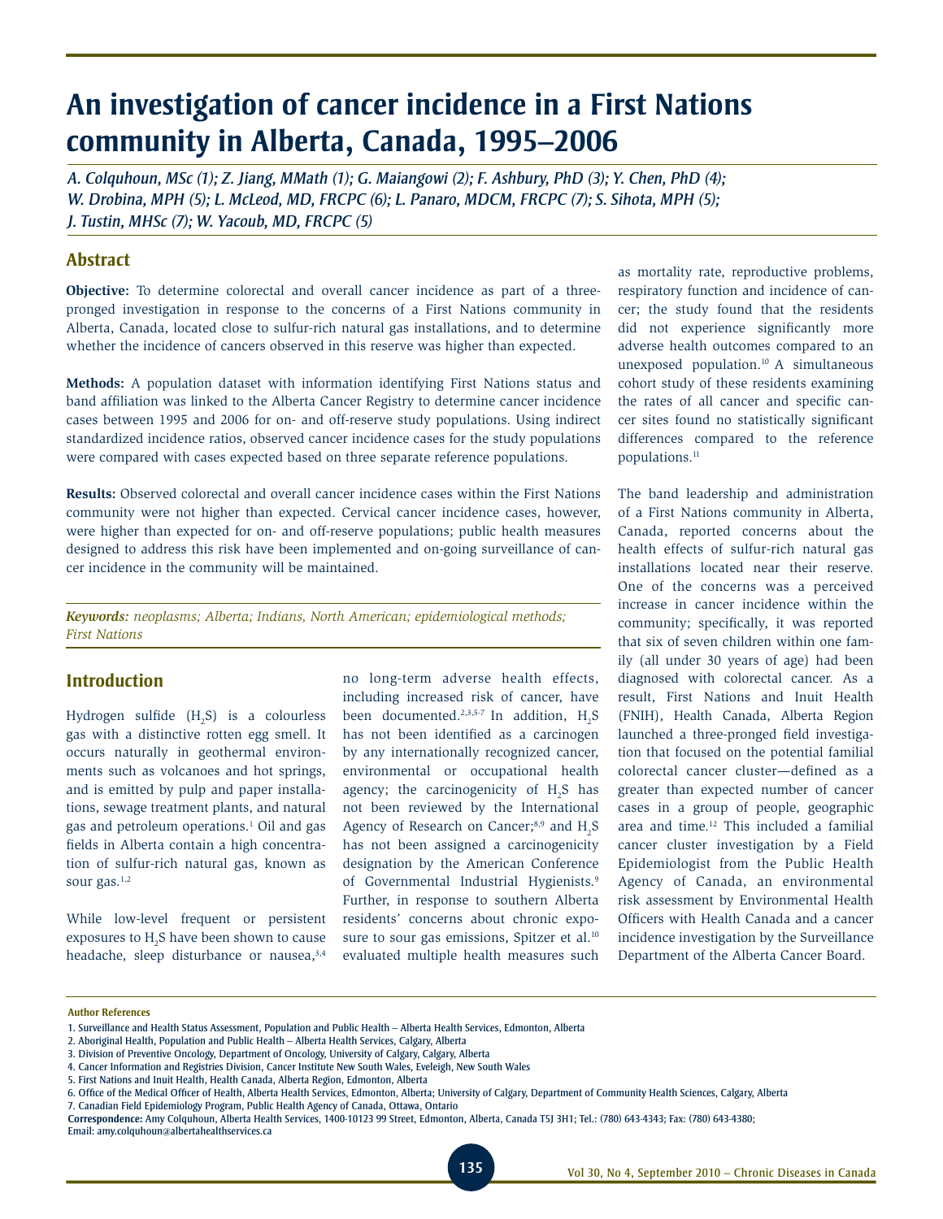# An investigation of cancer incidence in a First Nations community in Alberta, Canada, 1995–2006

*A. Colquhoun, MSc (1); Z. Jiang, MMath (1); G. Maiangowi (2); F. Ashbury, PhD (3); Y. Chen, PhD (4); W. Drobina, MPH (5); L. McLeod, MD, FRCPC (6); L. Panaro, MDCM, FRCPC (7); S. Sihota, MPH (5); J. Tustin, MHSc (7); W. Yacoub, MD, FRCPC (5)*

## Abstract

**Objective:** To determine colorectal and overall cancer incidence as part of a three-pronged investigation in response to the concerns of a First Nations community in Alberta, Canada, located close to sulfur-rich natural gas installations, and to determine whether the incidence of cancers observed in this reserve was higher than expected.

**Methods:** A population dataset with information identifying First Nations status and band affiliation was linked to the Alberta Cancer Registry to determine cancer incidence cases between 1995 and 2006 for on- and off-reserve study populations. Using indirect standardized incidence ratios, observed cancer incidence cases for the study populations were compared with cases expected based on three separate reference populations.

**Results:** Observed colorectal and overall cancer incidence cases within the First Nations community were not higher than expected. Cervical cancer incidence cases, however, were higher than expected for on- and off-reserve populations; public health measures designed to address this risk have been implemented and on-going surveillance of cancer incidence in the community will be maintained.

***Keywords:*** *neoplasms; Alberta; Indians, North American; epidemiological methods; First Nations*

## Introduction

Hydrogen sulfide ($H_2S$) is a colourless gas with a distinctive rotten egg smell. It occurs naturally in geothermal environments such as volcanoes and hot springs, and is emitted by pulp and paper installations, sewage treatment plants, and natural gas and petroleum operations.[1] Oil and gas fields in Alberta contain a high concentration of sulfur-rich natural gas, known as sour gas.[1,2]

While low-level frequent or persistent exposures to $H_2S$ have been shown to cause headache, sleep disturbance or nausea,[3,4] no long-term adverse health effects, including increased risk of cancer, have been documented.[2,3,5-7] In addition, $H_2S$ has not been identified as a carcinogen by any internationally recognized cancer, environmental or occupational health agency; the carcinogenicity of $H_2S$ has not been reviewed by the International Agency of Research on Cancer;[8,9] and $H_2S$ has not been assigned a carcinogenicity designation by the American Conference of Governmental Industrial Hygienists.[9] Further, in response to southern Alberta residents' concerns about chronic exposure to sour gas emissions, Spitzer et al.[10] evaluated multiple health measures such as mortality rate, reproductive problems, respiratory function and incidence of cancer; the study found that the residents did not experience significantly more adverse health outcomes compared to an unexposed population.[10] A simultaneous cohort study of these residents examining the rates of all cancer and specific cancer sites found no statistically significant differences compared to the reference populations.[11]

The band leadership and administration of a First Nations community in Alberta, Canada, reported concerns about the health effects of sulfur-rich natural gas installations located near their reserve. One of the concerns was a perceived increase in cancer incidence within the community; specifically, it was reported that six of seven children within one family (all under 30 years of age) had been diagnosed with colorectal cancer. As a result, First Nations and Inuit Health (FNIH), Health Canada, Alberta Region launched a three-pronged field investigation that focused on the potential familial colorectal cancer cluster—defined as a greater than expected number of cancer cases in a group of people, geographic area and time.[12] This included a familial cancer cluster investigation by a Field Epidemiologist from the Public Health Agency of Canada, an environmental risk assessment by Environmental Health Officers with Health Canada and a cancer incidence investigation by the Surveillance Department of the Alberta Cancer Board.

**Author References**

1. Surveillance and Health Status Assessment, Population and Public Health – Alberta Health Services, Edmonton, Alberta
2. Aboriginal Health, Population and Public Health – Alberta Health Services, Calgary, Alberta
3. Division of Preventive Oncology, Department of Oncology, University of Calgary, Calgary, Alberta
4. Cancer Information and Registries Division, Cancer Institute New South Wales, Eveleigh, New South Wales
5. First Nations and Inuit Health, Health Canada, Alberta Region, Edmonton, Alberta
6. Office of the Medical Officer of Health, Alberta Health Services, Edmonton, Alberta; University of Calgary, Department of Community Health Sciences, Calgary, Alberta
7. Canadian Field Epidemiology Program, Public Health Agency of Canada, Ottawa, Ontario

**Correspondence:** Amy Colquhoun, Alberta Health Services, 1400-10123 99 Street, Edmonton, Alberta, Canada T5J 3H1; Tel.: (780) 643-4343; Fax: (780) 643-4380; Email: amy.colquhoun@albertahealthservices.ca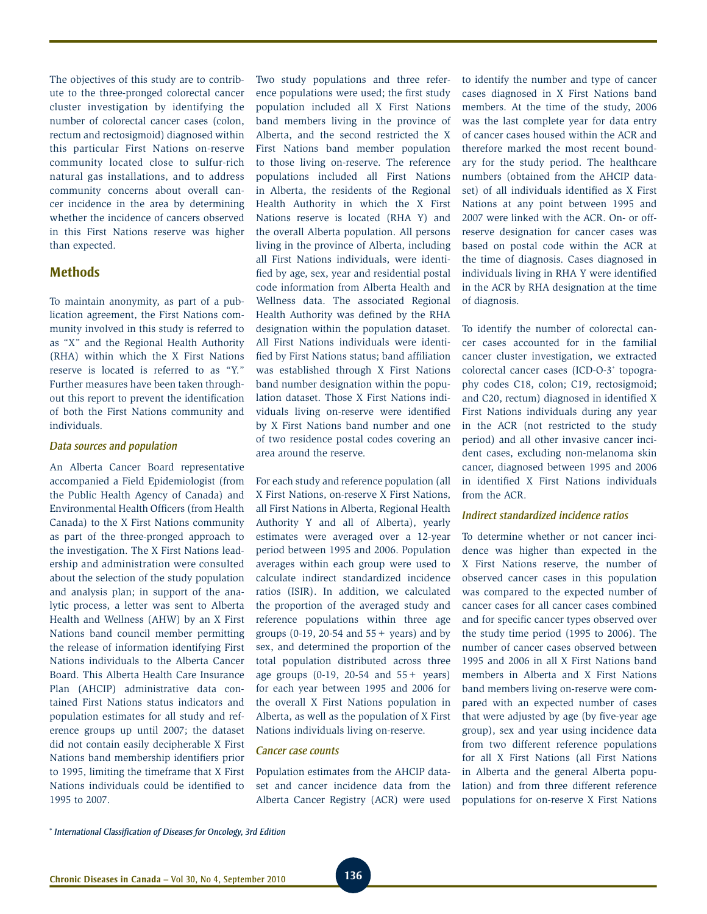The objectives of this study are to contribute to the three-pronged colorectal cancer cluster investigation by identifying the number of colorectal cancer cases (colon, rectum and rectosigmoid) diagnosed within this particular First Nations on-reserve community located close to sulfur-rich natural gas installations, and to address community concerns about overall cancer incidence in the area by determining whether the incidence of cancers observed in this First Nations reserve was higher than expected.

## Methods

To maintain anonymity, as part of a publication agreement, the First Nations community involved in this study is referred to as "X" and the Regional Health Authority (RHA) within which the X First Nations reserve is located is referred to as "Y." Further measures have been taken throughout this report to prevent the identification of both the First Nations community and individuals.

### *Data sources and population*

An Alberta Cancer Board representative accompanied a Field Epidemiologist (from the Public Health Agency of Canada) and Environmental Health Officers (from Health Canada) to the X First Nations community as part of the three-pronged approach to the investigation. The X First Nations leadership and administration were consulted about the selection of the study population and analysis plan; in support of the analytic process, a letter was sent to Alberta Health and Wellness (AHW) by an X First Nations band council member permitting the release of information identifying First Nations individuals to the Alberta Cancer Board. This Alberta Health Care Insurance Plan (AHCIP) administrative data contained First Nations status indicators and population estimates for all study and reference groups up until 2007; the dataset did not contain easily decipherable X First Nations band membership identifiers prior to 1995, limiting the timeframe that X First Nations individuals could be identified to 1995 to 2007.

Two study populations and three reference populations were used; the first study population included all X First Nations band members living in the province of Alberta, and the second restricted the X First Nations band member population to those living on-reserve. The reference populations included all First Nations in Alberta, the residents of the Regional Health Authority in which the X First Nations reserve is located (RHA Y) and the overall Alberta population. All persons living in the province of Alberta, including all First Nations individuals, were identified by age, sex, year and residential postal code information from Alberta Health and Wellness data. The associated Regional Health Authority was defined by the RHA designation within the population dataset. All First Nations individuals were identified by First Nations status; band affiliation was established through X First Nations band number designation within the population dataset. Those X First Nations individuals living on-reserve were identified by X First Nations band number and one of two residence postal codes covering an area around the reserve.

For each study and reference population (all X First Nations, on-reserve X First Nations, all First Nations in Alberta, Regional Health Authority Y and all of Alberta), yearly estimates were averaged over a 12-year period between 1995 and 2006. Population averages within each group were used to calculate indirect standardized incidence ratios (ISIR). In addition, we calculated the proportion of the averaged study and reference populations within three age groups (0-19, 20-54 and 55+ years) and by sex, and determined the proportion of the total population distributed across three age groups (0-19, 20-54 and 55+ years) for each year between 1995 and 2006 for the overall X First Nations population in Alberta, as well as the population of X First Nations individuals living on-reserve.

### *Cancer case counts*

Population estimates from the AHCIP dataset and cancer incidence data from the Alberta Cancer Registry (ACR) were used to identify the number and type of cancer cases diagnosed in X First Nations band members. At the time of the study, 2006 was the last complete year for data entry of cancer cases housed within the ACR and therefore marked the most recent boundary for the study period. The healthcare numbers (obtained from the AHCIP dataset) of all individuals identified as X First Nations at any point between 1995 and 2007 were linked with the ACR. On- or off-reserve designation for cancer cases was based on postal code within the ACR at the time of diagnosis. Cases diagnosed in individuals living in RHA Y were identified in the ACR by RHA designation at the time of diagnosis.

To identify the number of colorectal cancer cases accounted for in the familial cancer cluster investigation, we extracted colorectal cancer cases (ICD-O-3* topography codes C18, colon; C19, rectosigmoid; and C20, rectum) diagnosed in identified X First Nations individuals during any year in the ACR (not restricted to the study period) and all other invasive cancer incident cases, excluding non-melanoma skin cancer, diagnosed between 1995 and 2006 in identified X First Nations individuals from the ACR.

### *Indirect standardized incidence ratios*

To determine whether or not cancer incidence was higher than expected in the X First Nations reserve, the number of observed cancer cases in this population was compared to the expected number of cancer cases for all cancer cases combined and for specific cancer types observed over the study time period (1995 to 2006). The number of cancer cases observed between 1995 and 2006 in all X First Nations band members in Alberta and X First Nations band members living on-reserve were compared with an expected number of cases that were adjusted by age (by five-year age group), sex and year using incidence data from two different reference populations for all X First Nations (all First Nations in Alberta and the general Alberta population) and from three different reference populations for on-reserve X First Nations

\* *International Classification of Diseases for Oncology, 3rd Edition*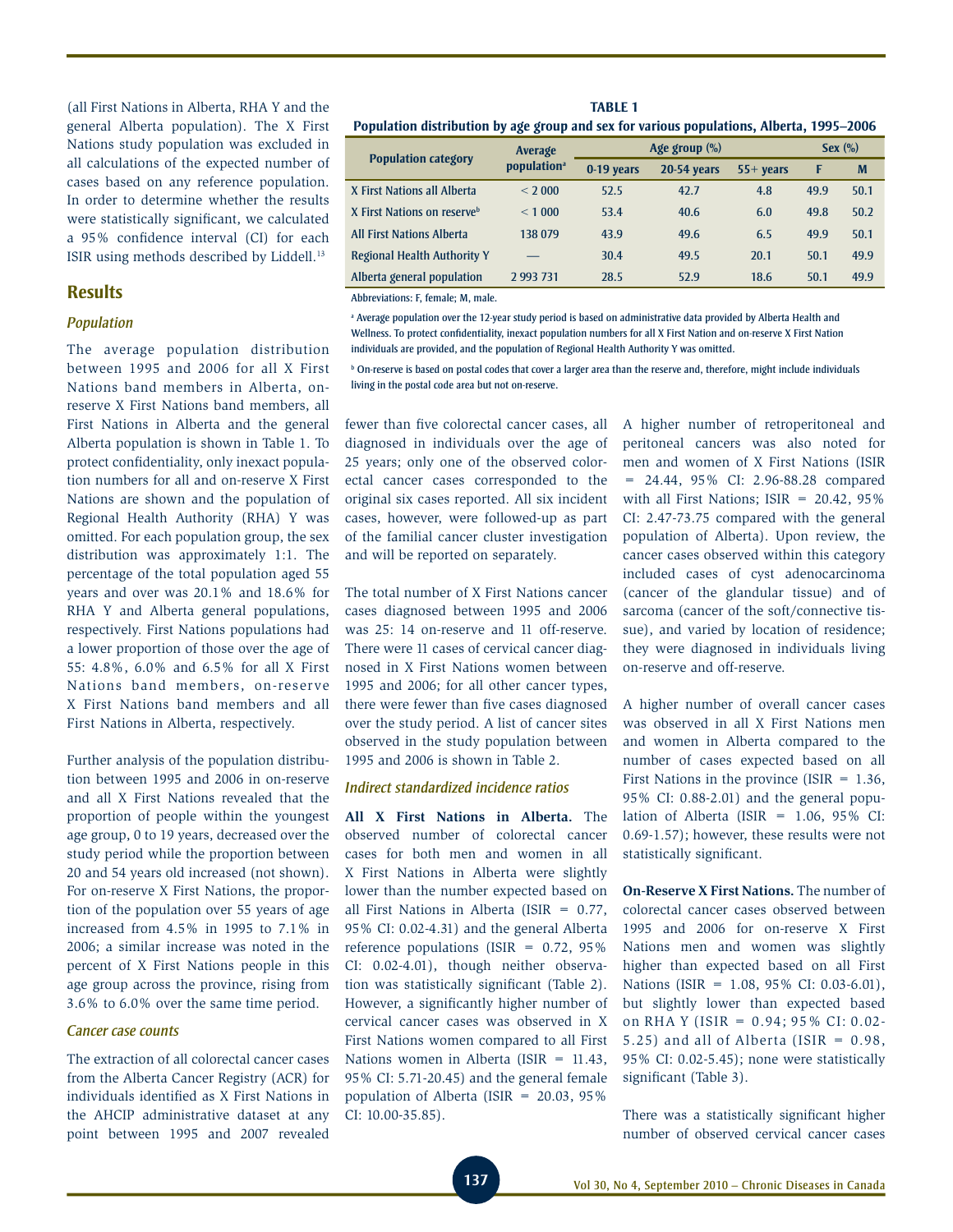(all First Nations in Alberta, RHA Y and the general Alberta population). The X First Nations study population was excluded in all calculations of the expected number of cases based on any reference population. In order to determine whether the results were statistically significant, we calculated a 95% confidence interval (CI) for each ISIR using methods described by Liddell.[13]

## Results

### *Population*

The average population distribution between 1995 and 2006 for all X First Nations band members in Alberta, on-reserve X First Nations band members, all First Nations in Alberta and the general Alberta population is shown in Table 1. To protect confidentiality, only inexact population numbers for all and on-reserve X First Nations are shown and the population of Regional Health Authority (RHA) Y was omitted. For each population group, the sex distribution was approximately 1:1. The percentage of the total population aged 55 years and over was 20.1% and 18.6% for RHA Y and Alberta general populations, respectively. First Nations populations had a lower proportion of those over the age of 55: 4.8%, 6.0% and 6.5% for all X First Nations band members, on-reserve X First Nations band members and all First Nations in Alberta, respectively.

Further analysis of the population distribution between 1995 and 2006 in on-reserve and all X First Nations revealed that the proportion of people within the youngest age group, 0 to 19 years, decreased over the study period while the proportion between 20 and 54 years old increased (not shown). For on-reserve X First Nations, the proportion of the population over 55 years of age increased from 4.5% in 1995 to 7.1% in 2006; a similar increase was noted in the percent of X First Nations people in this age group across the province, rising from 3.6% to 6.0% over the same time period.

**TABLE 1**
**Population distribution by age group and sex for various populations, Alberta, 1995–2006**

| Population category | Average population[a] | Age group (%) | | | Sex (%) | |
|---|---|---|---|---|---|---|
| | | 0-19 years | 20-54 years | 55+ years | F | M |
| X First Nations all Alberta | < 2 000 | 52.5 | 42.7 | 4.8 | 49.9 | 50.1 |
| X First Nations on reserve[b] | < 1 000 | 53.4 | 40.6 | 6.0 | 49.8 | 50.2 |
| All First Nations Alberta | 138 079 | 43.9 | 49.6 | 6.5 | 49.9 | 50.1 |
| Regional Health Authority Y | — | 30.4 | 49.5 | 20.1 | 50.1 | 49.9 |
| Alberta general population | 2 993 731 | 28.5 | 52.9 | 18.6 | 50.1 | 49.9 |

Abbreviations: F, female; M, male.

[a] Average population over the 12-year study period is based on administrative data provided by Alberta Health and Wellness. To protect confidentiality, inexact population numbers for all X First Nation and on-reserve X First Nation individuals are provided, and the population of Regional Health Authority Y was omitted.

[b] On-reserve is based on postal codes that cover a larger area than the reserve and, therefore, might include individuals living in the postal code area but not on-reserve.

### *Cancer case counts*

The extraction of all colorectal cancer cases from the Alberta Cancer Registry (ACR) for individuals identified as X First Nations in the AHCIP administrative dataset at any point between 1995 and 2007 revealed fewer than five colorectal cancer cases, all diagnosed in individuals over the age of 25 years; only one of the observed colorectal cancer cases corresponded to the original six cases reported. All six incident cases, however, were followed-up as part of the familial cancer cluster investigation and will be reported on separately.

The total number of X First Nations cancer cases diagnosed between 1995 and 2006 was 25: 14 on-reserve and 11 off-reserve. There were 11 cases of cervical cancer diagnosed in X First Nations women between 1995 and 2006; for all other cancer types, there were fewer than five cases diagnosed over the study period. A list of cancer sites observed in the study population between 1995 and 2006 is shown in Table 2.

### *Indirect standardized incidence ratios*

**All X First Nations in Alberta.** The observed number of colorectal cancer cases for both men and women in all X First Nations in Alberta were slightly lower than the number expected based on all First Nations in Alberta (ISIR = 0.77, 95% CI: 0.02-4.31) and the general Alberta reference populations (ISIR = 0.72, 95% CI: 0.02-4.01), though neither observation was statistically significant (Table 2). However, a significantly higher number of cervical cancer cases was observed in X First Nations women in Alberta compared to all First Nations women in Alberta (ISIR = 11.43, 95% CI: 5.71-20.45) and the general female population of Alberta (ISIR = 20.03, 95% CI: 10.00-35.85).

A higher number of retroperitoneal and peritoneal cancers was also noted for men and women of X First Nations (ISIR = 24.44, 95% CI: 2.96-88.28 compared with all First Nations; ISIR = 20.42, 95% CI: 2.47-73.75 compared with the general population of Alberta). Upon review, the cancer cases observed within this category included cases of cyst adenocarcinoma (cancer of the glandular tissue) and of sarcoma (cancer of the soft/connective tissue), and varied by location of residence; they were diagnosed in individuals living on-reserve and off-reserve.

A higher number of overall cancer cases was observed in all X First Nations men and women in Alberta compared to the number of cases expected based on all First Nations in the province (ISIR = 1.36, 95% CI: 0.88-2.01) and the general population of Alberta (ISIR = 1.06, 95% CI: 0.69-1.57); however, these results were not statistically significant.

**On-Reserve X First Nations.** The number of colorectal cancer cases observed between 1995 and 2006 for on-reserve X First Nations men and women was slightly higher than expected based on all First Nations (ISIR = 1.08, 95% CI: 0.03-6.01), but slightly lower than expected based on RHA Y (ISIR = 0.94; 95% CI: 0.02-5.25) and all of Alberta (ISIR = 0.98, 95% CI: 0.02-5.45); none were statistically significant (Table 3).

There was a statistically significant higher number of observed cervical cancer cases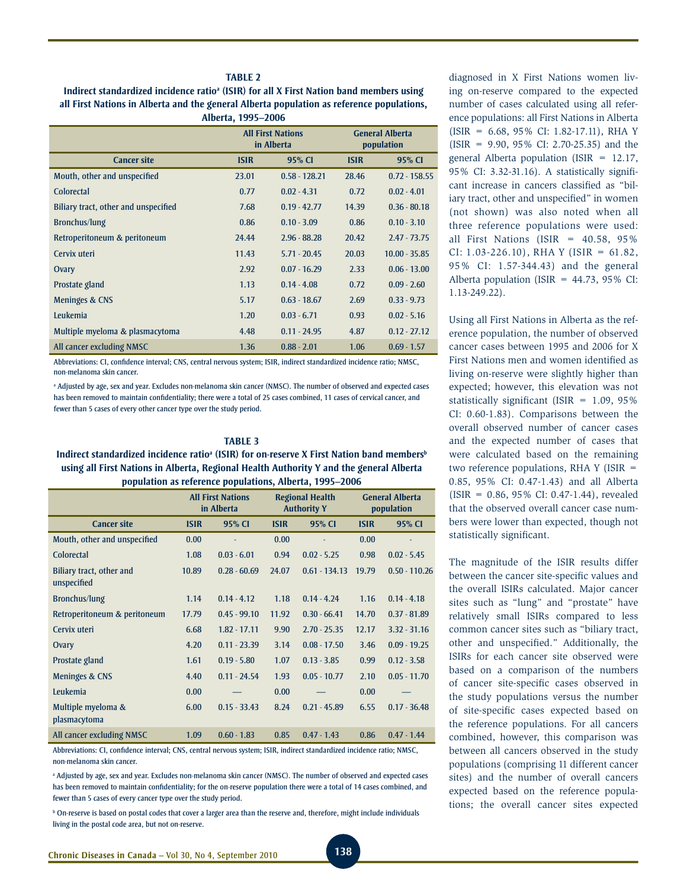**TABLE 2**

**Indirect standardized incidence ratio[a] (ISIR) for all X First Nation band members using all First Nations in Alberta and the general Alberta population as reference populations, Alberta, 1995–2006**

| | All First Nations in Alberta | | General Alberta population | |
|---|---|---|---|---|
| Cancer site | ISIR | 95% CI | ISIR | 95% CI |
| Mouth, other and unspecified | 23.01 | 0.58 - 128.21 | 28.46 | 0.72 - 158.55 |
| Colorectal | 0.77 | 0.02 - 4.31 | 0.72 | 0.02 - 4.01 |
| Biliary tract, other and unspecified | 7.68 | 0.19 - 42.77 | 14.39 | 0.36 - 80.18 |
| Bronchus/lung | 0.86 | 0.10 - 3.09 | 0.86 | 0.10 - 3.10 |
| Retroperitoneum & peritoneum | 24.44 | 2.96 - 88.28 | 20.42 | 2.47 - 73.75 |
| Cervix uteri | 11.43 | 5.71 - 20.45 | 20.03 | 10.00 - 35.85 |
| Ovary | 2.92 | 0.07 - 16.29 | 2.33 | 0.06 - 13.00 |
| Prostate gland | 1.13 | 0.14 - 4.08 | 0.72 | 0.09 - 2.60 |
| Meninges & CNS | 5.17 | 0.63 - 18.67 | 2.69 | 0.33 - 9.73 |
| Leukemia | 1.20 | 0.03 - 6.71 | 0.93 | 0.02 - 5.16 |
| Multiple myeloma & plasmacytoma | 4.48 | 0.11 - 24.95 | 4.87 | 0.12 - 27.12 |
| All cancer excluding NMSC | 1.36 | 0.88 - 2.01 | 1.06 | 0.69 - 1.57 |

Abbreviations: CI, confidence interval; CNS, central nervous system; ISIR, indirect standardized incidence ratio; NMSC, non-melanoma skin cancer.

[a] Adjusted by age, sex and year. Excludes non-melanoma skin cancer (NMSC). The number of observed and expected cases has been removed to maintain confidentiality; there were a total of 25 cases combined, 11 cases of cervical cancer, and fewer than 5 cases of every other cancer type over the study period.

**TABLE 3**

**Indirect standardized incidence ratio[a] (ISIR) for on-reserve X First Nation band members[b] using all First Nations in Alberta, Regional Health Authority Y and the general Alberta population as reference populations, Alberta, 1995–2006**

| | All First Nations in Alberta | | Regional Health Authority Y | | General Alberta population | |
|---|---|---|---|---|---|---|
| Cancer site | ISIR | 95% CI | ISIR | 95% CI | ISIR | 95% CI |
| Mouth, other and unspecified | 0.00 | - | 0.00 | - | 0.00 | - |
| Colorectal | 1.08 | 0.03 - 6.01 | 0.94 | 0.02 - 5.25 | 0.98 | 0.02 - 5.45 |
| Biliary tract, other and unspecified | 10.89 | 0.28 - 60.69 | 24.07 | 0.61 - 134.13 | 19.79 | 0.50 - 110.26 |
| Bronchus/lung | 1.14 | 0.14 - 4.12 | 1.18 | 0.14 - 4.24 | 1.16 | 0.14 - 4.18 |
| Retroperitoneum & peritoneum | 17.79 | 0.45 - 99.10 | 11.92 | 0.30 - 66.41 | 14.70 | 0.37 - 81.89 |
| Cervix uteri | 6.68 | 1.82 - 17.11 | 9.90 | 2.70 - 25.35 | 12.17 | 3.32 - 31.16 |
| Ovary | 4.20 | 0.11 - 23.39 | 3.14 | 0.08 - 17.50 | 3.46 | 0.09 - 19.25 |
| Prostate gland | 1.61 | 0.19 - 5.80 | 1.07 | 0.13 - 3.85 | 0.99 | 0.12 - 3.58 |
| Meninges & CNS | 4.40 | 0.11 - 24.54 | 1.93 | 0.05 - 10.77 | 2.10 | 0.05 - 11.70 |
| Leukemia | 0.00 | — | 0.00 | — | 0.00 | — |
| Multiple myeloma & plasmacytoma | 6.00 | 0.15 - 33.43 | 8.24 | 0.21 - 45.89 | 6.55 | 0.17 - 36.48 |
| All cancer excluding NMSC | 1.09 | 0.60 - 1.83 | 0.85 | 0.47 - 1.43 | 0.86 | 0.47 - 1.44 |

Abbreviations: CI, confidence interval; CNS, central nervous system; ISIR, indirect standardized incidence ratio; NMSC, non-melanoma skin cancer.

[a] Adjusted by age, sex and year. Excludes non-melanoma skin cancer (NMSC). The number of observed and expected cases has been removed to maintain confidentiality; for the on-reserve population there were a total of 14 cases combined, and fewer than 5 cases of every cancer type over the study period.

[b] On-reserve is based on postal codes that cover a larger area than the reserve and, therefore, might include individuals living in the postal code area, but not on-reserve.

diagnosed in X First Nations women living on-reserve compared to the expected number of cases calculated using all reference populations: all First Nations in Alberta (ISIR = 6.68, 95% CI: 1.82-17.11), RHA Y (ISIR = 9.90, 95% CI: 2.70-25.35) and the general Alberta population (ISIR = 12.17, 95% CI: 3.32-31.16). A statistically significant increase in cancers classified as "biliary tract, other and unspecified" in women (not shown) was also noted when all three reference populations were used: all First Nations (ISIR = 40.58, 95% CI: 1.03-226.10), RHA Y (ISIR = 61.82, 95% CI: 1.57-344.43) and the general Alberta population (ISIR = 44.73, 95% CI: 1.13-249.22).

Using all First Nations in Alberta as the reference population, the number of observed cancer cases between 1995 and 2006 for X First Nations men and women identified as living on-reserve were slightly higher than expected; however, this elevation was not statistically significant (ISIR = 1.09, 95% CI: 0.60-1.83). Comparisons between the overall observed number of cancer cases and the expected number of cases that were calculated based on the remaining two reference populations, RHA Y (ISIR = 0.85, 95% CI: 0.47-1.43) and all Alberta (ISIR = 0.86, 95% CI: 0.47-1.44), revealed that the observed overall cancer case numbers were lower than expected, though not statistically significant.

The magnitude of the ISIR results differ between the cancer site-specific values and the overall ISIRs calculated. Major cancer sites such as "lung" and "prostate" have relatively small ISIRs compared to less common cancer sites such as "biliary tract, other and unspecified." Additionally, the ISIRs for each cancer site observed were based on a comparison of the numbers of cancer site-specific cases observed in the study populations versus the number of site-specific cases expected based on the reference populations. For all cancers combined, however, this comparison was between all cancers observed in the study populations (comprising 11 different cancer sites) and the number of overall cancers expected based on the reference populations; the overall cancer sites expected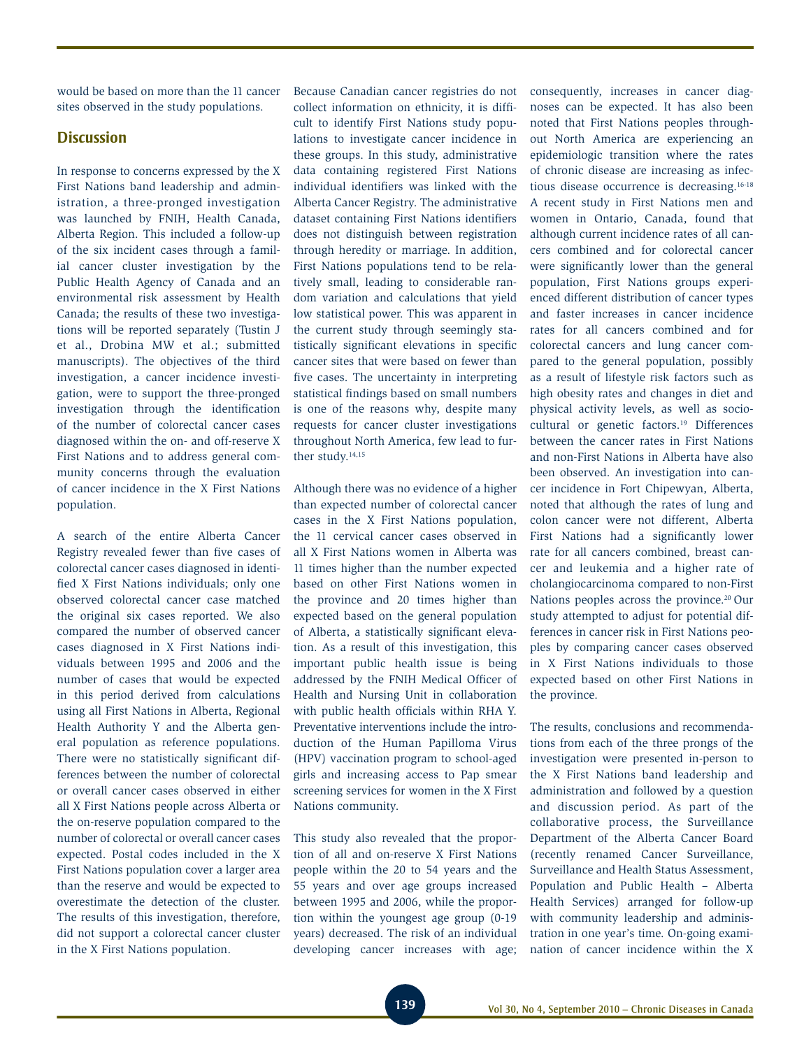would be based on more than the 11 cancer sites observed in the study populations.

## Discussion

In response to concerns expressed by the X First Nations band leadership and administration, a three-pronged investigation was launched by FNIH, Health Canada, Alberta Region. This included a follow-up of the six incident cases through a familial cancer cluster investigation by the Public Health Agency of Canada and an environmental risk assessment by Health Canada; the results of these two investigations will be reported separately (Tustin J et al., Drobina MW et al.; submitted manuscripts). The objectives of the third investigation, a cancer incidence investigation, were to support the three-pronged investigation through the identification of the number of colorectal cancer cases diagnosed within the on- and off-reserve X First Nations and to address general community concerns through the evaluation of cancer incidence in the X First Nations population.

A search of the entire Alberta Cancer Registry revealed fewer than five cases of colorectal cancer cases diagnosed in identified X First Nations individuals; only one observed colorectal cancer case matched the original six cases reported. We also compared the number of observed cancer cases diagnosed in X First Nations individuals between 1995 and 2006 and the number of cases that would be expected in this period derived from calculations using all First Nations in Alberta, Regional Health Authority Y and the Alberta general population as reference populations. There were no statistically significant differences between the number of colorectal or overall cancer cases observed in either all X First Nations people across Alberta or the on-reserve population compared to the number of colorectal or overall cancer cases expected. Postal codes included in the X First Nations population cover a larger area than the reserve and would be expected to overestimate the detection of the cluster. The results of this investigation, therefore, did not support a colorectal cancer cluster in the X First Nations population.

Because Canadian cancer registries do not collect information on ethnicity, it is difficult to identify First Nations study populations to investigate cancer incidence in these groups. In this study, administrative data containing registered First Nations individual identifiers was linked with the Alberta Cancer Registry. The administrative dataset containing First Nations identifiers does not distinguish between registration through heredity or marriage. In addition, First Nations populations tend to be relatively small, leading to considerable random variation and calculations that yield low statistical power. This was apparent in the current study through seemingly statistically significant elevations in specific cancer sites that were based on fewer than five cases. The uncertainty in interpreting statistical findings based on small numbers is one of the reasons why, despite many requests for cancer cluster investigations throughout North America, few lead to further study.[14,15]

Although there was no evidence of a higher than expected number of colorectal cancer cases in the X First Nations population, the 11 cervical cancer cases observed in all X First Nations women in Alberta was 11 times higher than the number expected based on other First Nations women in the province and 20 times higher than expected based on the general population of Alberta, a statistically significant elevation. As a result of this investigation, this important public health issue is being addressed by the FNIH Medical Officer of Health and Nursing Unit in collaboration with public health officials within RHA Y. Preventative interventions include the introduction of the Human Papilloma Virus (HPV) vaccination program to school-aged girls and increasing access to Pap smear screening services for women in the X First Nations community.

This study also revealed that the proportion of all and on-reserve X First Nations people within the 20 to 54 years and the 55 years and over age groups increased between 1995 and 2006, while the proportion within the youngest age group (0-19 years) decreased. The risk of an individual developing cancer increases with age; consequently, increases in cancer diagnoses can be expected. It has also been noted that First Nations peoples throughout North America are experiencing an epidemiologic transition where the rates of chronic disease are increasing as infectious disease occurrence is decreasing.[16-18] A recent study in First Nations men and women in Ontario, Canada, found that although current incidence rates of all cancers combined and for colorectal cancer were significantly lower than the general population, First Nations groups experienced different distribution of cancer types and faster increases in cancer incidence rates for all cancers combined and for colorectal cancers and lung cancer compared to the general population, possibly as a result of lifestyle risk factors such as high obesity rates and changes in diet and physical activity levels, as well as sociocultural or genetic factors.[19] Differences between the cancer rates in First Nations and non-First Nations in Alberta have also been observed. An investigation into cancer incidence in Fort Chipewyan, Alberta, noted that although the rates of lung and colon cancer were not different, Alberta First Nations had a significantly lower rate for all cancers combined, breast cancer and leukemia and a higher rate of cholangiocarcinoma compared to non-First Nations peoples across the province.[20] Our study attempted to adjust for potential differences in cancer risk in First Nations peoples by comparing cancer cases observed in X First Nations individuals to those expected based on other First Nations in the province.

The results, conclusions and recommendations from each of the three prongs of the investigation were presented in-person to the X First Nations band leadership and administration and followed by a question and discussion period. As part of the collaborative process, the Surveillance Department of the Alberta Cancer Board (recently renamed Cancer Surveillance, Surveillance and Health Status Assessment, Population and Public Health – Alberta Health Services) arranged for follow-up with community leadership and administration in one year's time. On-going examination of cancer incidence within the X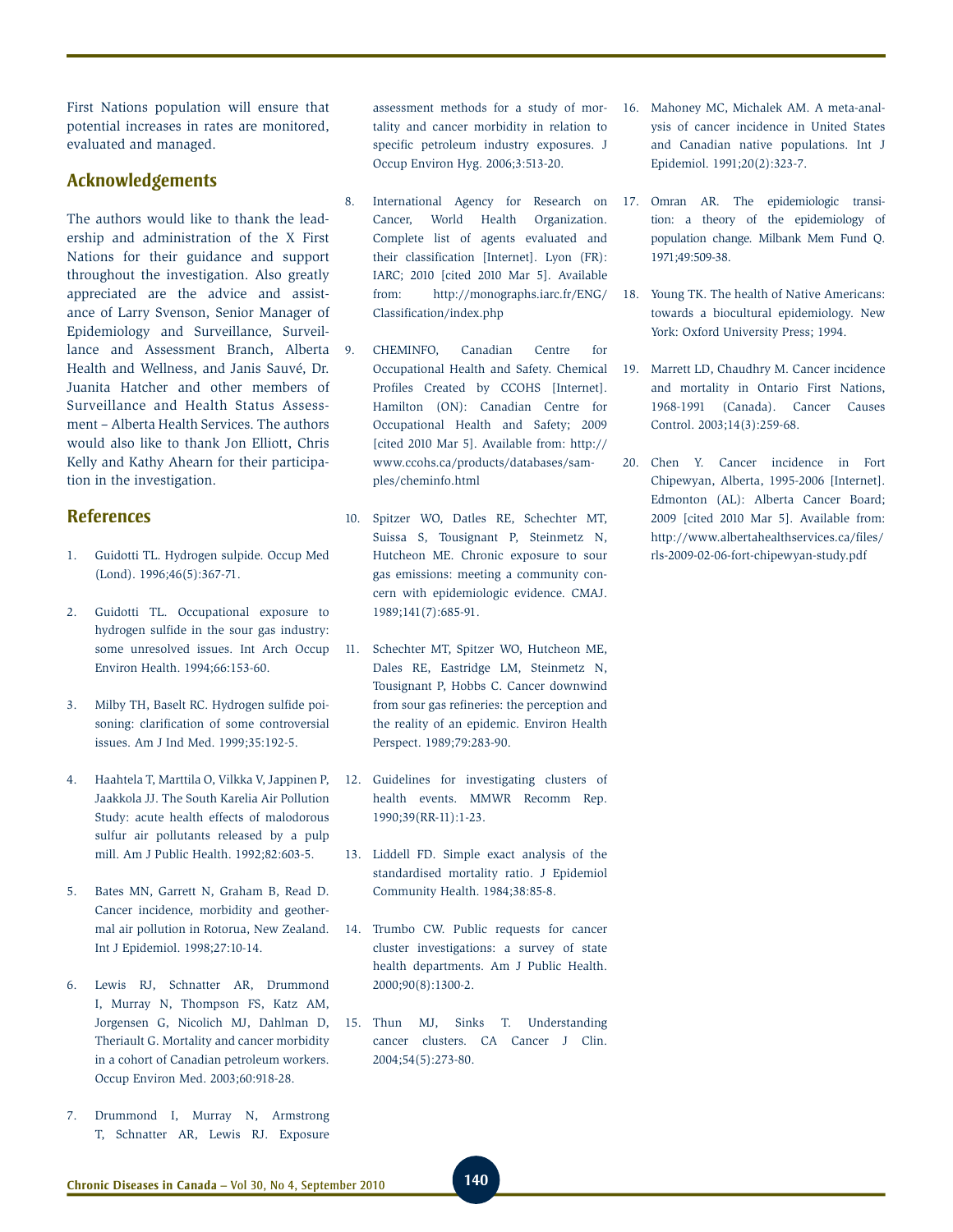First Nations population will ensure that potential increases in rates are monitored, evaluated and managed.

## Acknowledgements

The authors would like to thank the leadership and administration of the X First Nations for their guidance and support throughout the investigation. Also greatly appreciated are the advice and assistance of Larry Svenson, Senior Manager of Epidemiology and Surveillance, Surveillance and Assessment Branch, Alberta Health and Wellness, and Janis Sauvé, Dr. Juanita Hatcher and other members of Surveillance and Health Status Assessment – Alberta Health Services. The authors would also like to thank Jon Elliott, Chris Kelly and Kathy Ahearn for their participation in the investigation.

## References

1. Guidotti TL. Hydrogen sulpide. Occup Med (Lond). 1996;46(5):367-71.

2. Guidotti TL. Occupational exposure to hydrogen sulfide in the sour gas industry: some unresolved issues. Int Arch Occup Environ Health. 1994;66:153-60.

3. Milby TH, Baselt RC. Hydrogen sulfide poisoning: clarification of some controversial issues. Am J Ind Med. 1999;35:192-5.

4. Haahtela T, Marttila O, Vilkka V, Jappinen P, Jaakkola JJ. The South Karelia Air Pollution Study: acute health effects of malodorous sulfur air pollutants released by a pulp mill. Am J Public Health. 1992;82:603-5.

5. Bates MN, Garrett N, Graham B, Read D. Cancer incidence, morbidity and geothermal air pollution in Rotorua, New Zealand. Int J Epidemiol. 1998;27:10-14.

6. Lewis RJ, Schnatter AR, Drummond I, Murray N, Thompson FS, Katz AM, Jorgensen G, Nicolich MJ, Dahlman D, Theriault G. Mortality and cancer morbidity in a cohort of Canadian petroleum workers. Occup Environ Med. 2003;60:918-28.

7. Drummond I, Murray N, Armstrong T, Schnatter AR, Lewis RJ. Exposure assessment methods for a study of mortality and cancer morbidity in relation to specific petroleum industry exposures. J Occup Environ Hyg. 2006;3:513-20.

8. International Agency for Research on Cancer, World Health Organization. Complete list of agents evaluated and their classification [Internet]. Lyon (FR): IARC; 2010 [cited 2010 Mar 5]. Available from: http://monographs.iarc.fr/ENG/Classification/index.php

9. CHEMINFO, Canadian Centre for Occupational Health and Safety. Chemical Profiles Created by CCOHS [Internet]. Hamilton (ON): Canadian Centre for Occupational Health and Safety; 2009 [cited 2010 Mar 5]. Available from: http://www.ccohs.ca/products/databases/samples/cheminfo.html

10. Spitzer WO, Datles RE, Schechter MT, Suissa S, Tousignant P, Steinmetz N, Hutcheon ME. Chronic exposure to sour gas emissions: meeting a community concern with epidemiologic evidence. CMAJ. 1989;141(7):685-91.

11. Schechter MT, Spitzer WO, Hutcheon ME, Dales RE, Eastridge LM, Steinmetz N, Tousignant P, Hobbs C. Cancer downwind from sour gas refineries: the perception and the reality of an epidemic. Environ Health Perspect. 1989;79:283-90.

12. Guidelines for investigating clusters of health events. MMWR Recomm Rep. 1990;39(RR-11):1-23.

13. Liddell FD. Simple exact analysis of the standardised mortality ratio. J Epidemiol Community Health. 1984;38:85-8.

14. Trumbo CW. Public requests for cancer cluster investigations: a survey of state health departments. Am J Public Health. 2000;90(8):1300-2.

15. Thun MJ, Sinks T. Understanding cancer clusters. CA Cancer J Clin. 2004;54(5):273-80.

16. Mahoney MC, Michalek AM. A meta-analysis of cancer incidence in United States and Canadian native populations. Int J Epidemiol. 1991;20(2):323-7.

17. Omran AR. The epidemiologic transition: a theory of the epidemiology of population change. Milbank Mem Fund Q. 1971;49:509-38.

18. Young TK. The health of Native Americans: towards a biocultural epidemiology. New York: Oxford University Press; 1994.

19. Marrett LD, Chaudhry M. Cancer incidence and mortality in Ontario First Nations, 1968-1991 (Canada). Cancer Causes Control. 2003;14(3):259-68.

20. Chen Y. Cancer incidence in Fort Chipewyan, Alberta, 1995-2006 [Internet]. Edmonton (AL): Alberta Cancer Board; 2009 [cited 2010 Mar 5]. Available from: http://www.albertahealthservices.ca/files/rls-2009-02-06-fort-chipewyan-study.pdf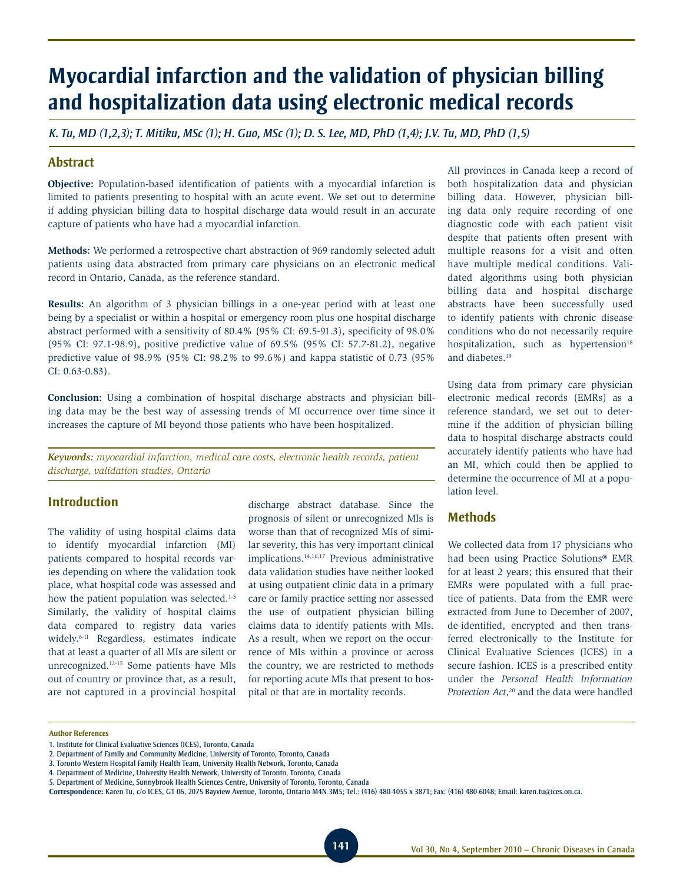# Myocardial infarction and the validation of physician billing and hospitalization data using electronic medical records

*K. Tu, MD (1,2,3); T. Mitiku, MSc (1); H. Guo, MSc (1); D. S. Lee, MD, PhD (1,4); J.V. Tu, MD, PhD (1,5)*

## Abstract

**Objective:** Population-based identification of patients with a myocardial infarction is limited to patients presenting to hospital with an acute event. We set out to determine if adding physician billing data to hospital discharge data would result in an accurate capture of patients who have had a myocardial infarction.

**Methods:** We performed a retrospective chart abstraction of 969 randomly selected adult patients using data abstracted from primary care physicians on an electronic medical record in Ontario, Canada, as the reference standard.

**Results:** An algorithm of 3 physician billings in a one-year period with at least one being by a specialist or within a hospital or emergency room plus one hospital discharge abstract performed with a sensitivity of 80.4% (95% CI: 69.5-91.3), specificity of 98.0% (95% CI: 97.1-98.9), positive predictive value of 69.5% (95% CI: 57.7-81.2), negative predictive value of 98.9% (95% CI: 98.2% to 99.6%) and kappa statistic of 0.73 (95% CI: 0.63-0.83).

**Conclusion:** Using a combination of hospital discharge abstracts and physician billing data may be the best way of assessing trends of MI occurrence over time since it increases the capture of MI beyond those patients who have been hospitalized.

***Keywords:*** *myocardial infarction, medical care costs, electronic health records, patient discharge, validation studies, Ontario*

## Introduction

The validity of using hospital claims data to identify myocardial infarction (MI) patients compared to hospital records varies depending on where the validation took place, what hospital code was assessed and how the patient population was selected.[1-5] Similarly, the validity of hospital claims data compared to registry data varies widely.[6-11] Regardless, estimates indicate that at least a quarter of all MIs are silent or unrecognized.[12-15] Some patients have MIs out of country or province that, as a result, are not captured in a provincial hospital discharge abstract database. Since the prognosis of silent or unrecognized MIs is worse than that of recognized MIs of similar severity, this has very important clinical implications.[14,16,17] Previous administrative data validation studies have neither looked at using outpatient clinic data in a primary care or family practice setting nor assessed the use of outpatient physician billing claims data to identify patients with MIs. As a result, when we report on the occurrence of MIs within a province or across the country, we are restricted to methods for reporting acute MIs that present to hospital or that are in mortality records.

All provinces in Canada keep a record of both hospitalization data and physician billing data. However, physician billing data only require recording of one diagnostic code with each patient visit despite that patients often present with multiple reasons for a visit and often have multiple medical conditions. Validated algorithms using both physician billing data and hospital discharge abstracts have been successfully used to identify patients with chronic disease conditions who do not necessarily require hospitalization, such as hypertension[18] and diabetes.[19]

Using data from primary care physician electronic medical records (EMRs) as a reference standard, we set out to determine if the addition of physician billing data to hospital discharge abstracts could accurately identify patients who have had an MI, which could then be applied to determine the occurrence of MI at a population level.

## Methods

We collected data from 17 physicians who had been using Practice Solutions® EMR for at least 2 years; this ensured that their EMRs were populated with a full practice of patients. Data from the EMR were extracted from June to December of 2007, de-identified, encrypted and then transferred electronically to the Institute for Clinical Evaluative Sciences (ICES) in a secure fashion. ICES is a prescribed entity under the *Personal Health Information Protection Act*,[20] and the data were handled

**Author References**

1. Institute for Clinical Evaluative Sciences (ICES), Toronto, Canada
2. Department of Family and Community Medicine, University of Toronto, Toronto, Canada
3. Toronto Western Hospital Family Health Team, University Health Network, Toronto, Canada
4. Department of Medicine, University Health Network, University of Toronto, Toronto, Canada
5. Department of Medicine, Sunnybrook Health Sciences Centre, University of Toronto, Toronto, Canada

**Correspondence:** Karen Tu, c/o ICES, G1 06, 2075 Bayview Avenue, Toronto, Ontario M4N 3M5; Tel.: (416) 480-4055 x 3871; Fax: (416) 480-6048; Email: karen.tu@ices.on.ca.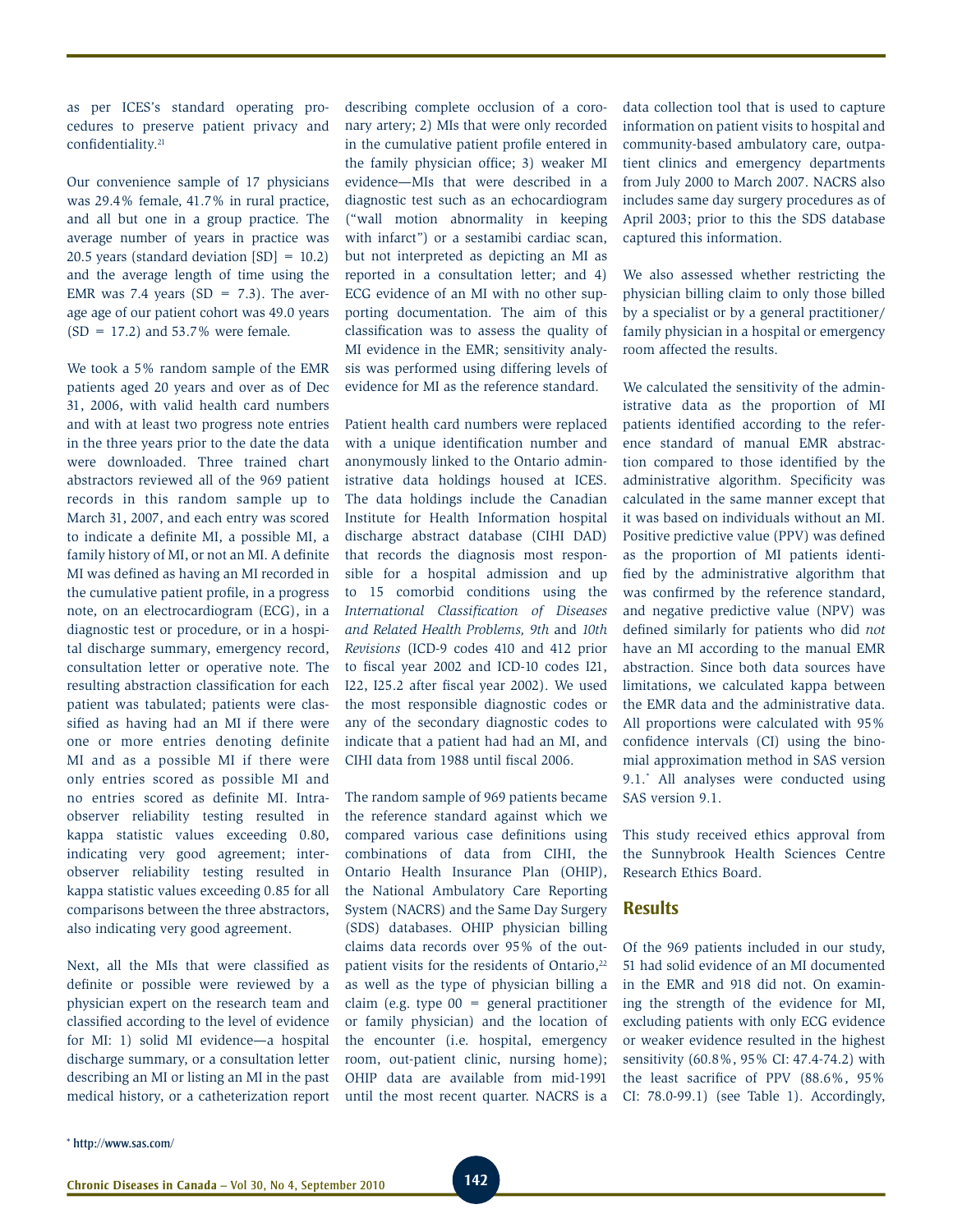as per ICES's standard operating procedures to preserve patient privacy and confidentiality.[21]

Our convenience sample of 17 physicians was 29.4% female, 41.7% in rural practice, and all but one in a group practice. The average number of years in practice was 20.5 years (standard deviation [SD] = 10.2) and the average length of time using the EMR was 7.4 years (SD = 7.3). The average age of our patient cohort was 49.0 years (SD = 17.2) and 53.7% were female.

We took a 5% random sample of the EMR patients aged 20 years and over as of Dec 31, 2006, with valid health card numbers and with at least two progress note entries in the three years prior to the date the data were downloaded. Three trained chart abstractors reviewed all of the 969 patient records in this random sample up to March 31, 2007, and each entry was scored to indicate a definite MI, a possible MI, a family history of MI, or not an MI. A definite MI was defined as having an MI recorded in the cumulative patient profile, in a progress note, on an electrocardiogram (ECG), in a diagnostic test or procedure, or in a hospital discharge summary, emergency record, consultation letter or operative note. The resulting abstraction classification for each patient was tabulated; patients were classified as having had an MI if there were one or more entries denoting definite MI and as a possible MI if there were only entries scored as possible MI and no entries scored as definite MI. Intraobserver reliability testing resulted in kappa statistic values exceeding 0.80, indicating very good agreement; interobserver reliability testing resulted in kappa statistic values exceeding 0.85 for all comparisons between the three abstractors, also indicating very good agreement.

Next, all the MIs that were classified as definite or possible were reviewed by a physician expert on the research team and classified according to the level of evidence for MI: 1) solid MI evidence—a hospital discharge summary, or a consultation letter describing an MI or listing an MI in the past medical history, or a catheterization report describing complete occlusion of a coronary artery; 2) MIs that were only recorded in the cumulative patient profile entered in the family physician office; 3) weaker MI evidence—MIs that were described in a diagnostic test such as an echocardiogram ("wall motion abnormality in keeping with infarct") or a sestamibi cardiac scan, but not interpreted as depicting an MI as reported in a consultation letter; and 4) ECG evidence of an MI with no other supporting documentation. The aim of this classification was to assess the quality of MI evidence in the EMR; sensitivity analysis was performed using differing levels of evidence for MI as the reference standard.

Patient health card numbers were replaced with a unique identification number and anonymously linked to the Ontario administrative data holdings housed at ICES. The data holdings include the Canadian Institute for Health Information hospital discharge abstract database (CIHI DAD) that records the diagnosis most responsible for a hospital admission and up to 15 comorbid conditions using the *International Classification of Diseases and Related Health Problems, 9th* and *10th Revisions* (ICD-9 codes 410 and 412 prior to fiscal year 2002 and ICD-10 codes I21, I22, I25.2 after fiscal year 2002). We used the most responsible diagnostic codes or any of the secondary diagnostic codes to indicate that a patient had had an MI, and CIHI data from 1988 until fiscal 2006.

The random sample of 969 patients became the reference standard against which we compared various case definitions using combinations of data from CIHI, the Ontario Health Insurance Plan (OHIP), the National Ambulatory Care Reporting System (NACRS) and the Same Day Surgery (SDS) databases. OHIP physician billing claims data records over 95% of the outpatient visits for the residents of Ontario,[22] as well as the type of physician billing a claim (e.g. type 00 = general practitioner or family physician) and the location of the encounter (i.e. hospital, emergency room, out-patient clinic, nursing home); OHIP data are available from mid-1991 until the most recent quarter. NACRS is a data collection tool that is used to capture information on patient visits to hospital and community-based ambulatory care, outpatient clinics and emergency departments from July 2000 to March 2007. NACRS also includes same day surgery procedures as of April 2003; prior to this the SDS database captured this information.

We also assessed whether restricting the physician billing claim to only those billed by a specialist or by a general practitioner/family physician in a hospital or emergency room affected the results.

We calculated the sensitivity of the administrative data as the proportion of MI patients identified according to the reference standard of manual EMR abstraction compared to those identified by the administrative algorithm. Specificity was calculated in the same manner except that it was based on individuals without an MI. Positive predictive value (PPV) was defined as the proportion of MI patients identified by the administrative algorithm that was confirmed by the reference standard, and negative predictive value (NPV) was defined similarly for patients who did *not* have an MI according to the manual EMR abstraction. Since both data sources have limitations, we calculated kappa between the EMR data and the administrative data. All proportions were calculated with 95% confidence intervals (CI) using the binomial approximation method in SAS version 9.1.* All analyses were conducted using SAS version 9.1.

This study received ethics approval from the Sunnybrook Health Sciences Centre Research Ethics Board.

## Results

Of the 969 patients included in our study, 51 had solid evidence of an MI documented in the EMR and 918 did not. On examining the strength of the evidence for MI, excluding patients with only ECG evidence or weaker evidence resulted in the highest sensitivity (60.8%, 95% CI: 47.4-74.2) with the least sacrifice of PPV (88.6%, 95% CI: 78.0-99.1) (see Table 1). Accordingly,

* http://www.sas.com/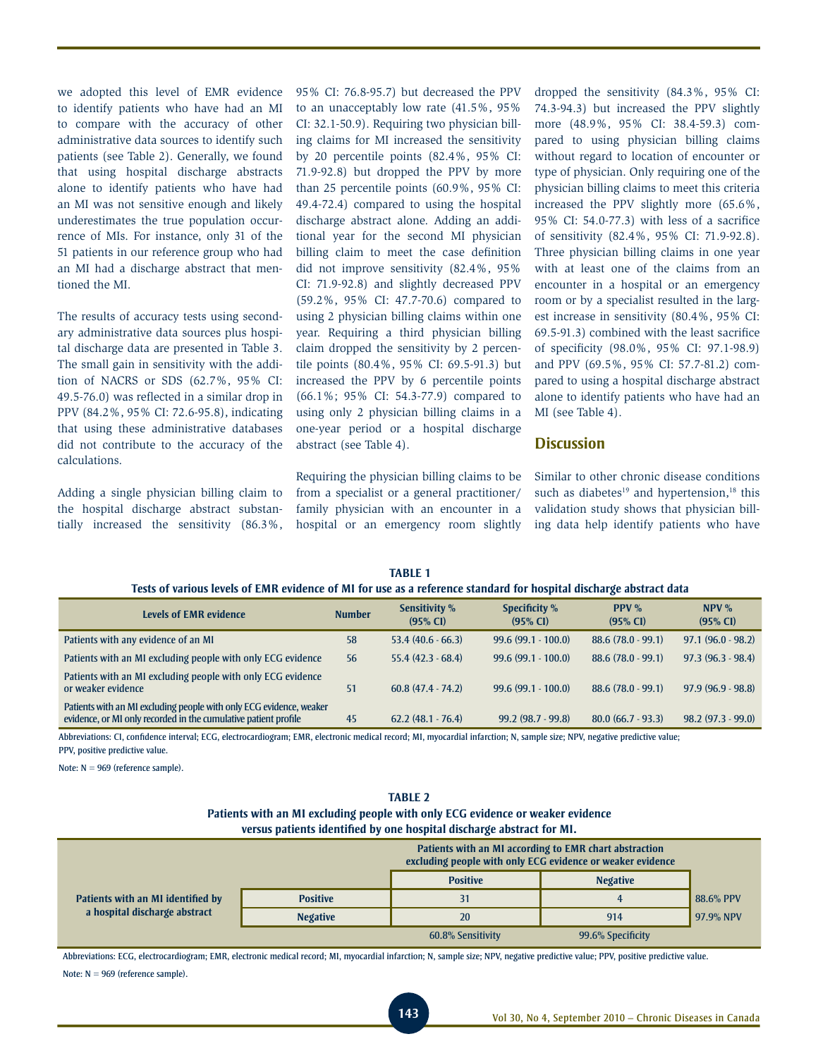we adopted this level of EMR evidence to identify patients who have had an MI to compare with the accuracy of other administrative data sources to identify such patients (see Table 2). Generally, we found that using hospital discharge abstracts alone to identify patients who have had an MI was not sensitive enough and likely underestimates the true population occurrence of MIs. For instance, only 31 of the 51 patients in our reference group who had an MI had a discharge abstract that mentioned the MI.

The results of accuracy tests using secondary administrative data sources plus hospital discharge data are presented in Table 3. The small gain in sensitivity with the addition of NACRS or SDS (62.7%, 95% CI: 49.5-76.0) was reflected in a similar drop in PPV (84.2%, 95% CI: 72.6-95.8), indicating that using these administrative databases did not contribute to the accuracy of the calculations.

Adding a single physician billing claim to the hospital discharge abstract substantially increased the sensitivity (86.3%, 95% CI: 76.8-95.7) but decreased the PPV to an unacceptably low rate (41.5%, 95% CI: 32.1-50.9). Requiring two physician billing claims for MI increased the sensitivity by 20 percentile points (82.4%, 95% CI: 71.9-92.8) but dropped the PPV by more than 25 percentile points (60.9%, 95% CI: 49.4-72.4) compared to using the hospital discharge abstract alone. Adding an additional year for the second MI physician billing claim to meet the case definition did not improve sensitivity (82.4%, 95% CI: 71.9-92.8) and slightly decreased PPV (59.2%, 95% CI: 47.7-70.6) compared to using 2 physician billing claims within one year. Requiring a third physician billing claim dropped the sensitivity by 2 percentile points (80.4%, 95% CI: 69.5-91.3) but increased the PPV by 6 percentile points (66.1%; 95% CI: 54.3-77.9) compared to using only 2 physician billing claims in a one-year period or a hospital discharge abstract (see Table 4).

Requiring the physician billing claims to be from a specialist or a general practitioner/family physician with an encounter in a hospital or an emergency room slightly dropped the sensitivity (84.3%, 95% CI: 74.3-94.3) but increased the PPV slightly more (48.9%, 95% CI: 38.4-59.3) compared to using physician billing claims without regard to location of encounter or type of physician. Only requiring one of the physician billing claims to meet this criteria increased the PPV slightly more (65.6%, 95% CI: 54.0-77.3) with less of a sacrifice of sensitivity (82.4%, 95% CI: 71.9-92.8). Three physician billing claims in one year with at least one of the claims from an encounter in a hospital or an emergency room or by a specialist resulted in the largest increase in sensitivity (80.4%, 95% CI: 69.5-91.3) combined with the least sacrifice of specificity (98.0%, 95% CI: 97.1-98.9) and PPV (69.5%, 95% CI: 57.7-81.2) compared to using a hospital discharge abstract alone to identify patients who have had an MI (see Table 4).

## Discussion

Similar to other chronic disease conditions such as diabetes[19] and hypertension,[18] this validation study shows that physician billing data help identify patients who have

**TABLE 1**
**Tests of various levels of EMR evidence of MI for use as a reference standard for hospital discharge abstract data**

| Levels of EMR evidence | Number | Sensitivity % (95% CI) | Specificity % (95% CI) | PPV % (95% CI) | NPV % (95% CI) |
|---|---|---|---|---|---|
| Patients with any evidence of an MI | 58 | 53.4 (40.6 - 66.3) | 99.6 (99.1 - 100.0) | 88.6 (78.0 - 99.1) | 97.1 (96.0 - 98.2) |
| Patients with an MI excluding people with only ECG evidence | 56 | 55.4 (42.3 - 68.4) | 99.6 (99.1 - 100.0) | 88.6 (78.0 - 99.1) | 97.3 (96.3 - 98.4) |
| Patients with an MI excluding people with only ECG evidence or weaker evidence | 51 | 60.8 (47.4 - 74.2) | 99.6 (99.1 - 100.0) | 88.6 (78.0 - 99.1) | 97.9 (96.9 - 98.8) |
| Patients with an MI excluding people with only ECG evidence, weaker evidence, or MI only recorded in the cumulative patient profile | 45 | 62.2 (48.1 - 76.4) | 99.2 (98.7 - 99.8) | 80.0 (66.7 - 93.3) | 98.2 (97.3 - 99.0) |

Abbreviations: CI, confidence interval; ECG, electrocardiogram; EMR, electronic medical record; MI, myocardial infarction; N, sample size; NPV, negative predictive value; PPV, positive predictive value.

Note: N = 969 (reference sample).

**TABLE 2**
**Patients with an MI excluding people with only ECG evidence or weaker evidence versus patients identified by one hospital discharge abstract for MI.**

| | | Patients with an MI according to EMR chart abstraction excluding people with only ECG evidence or weaker evidence | | |
|---|---|---|---|---|
| | | **Positive** | **Negative** | |
| **Patients with an MI identified by a hospital discharge abstract** | **Positive** | 31 | 4 | 88.6% PPV |
| | **Negative** | 20 | 914 | 97.9% NPV |
| | | 60.8% Sensitivity | 99.6% Specificity | |

Abbreviations: ECG, electrocardiogram; EMR, electronic medical record; MI, myocardial infarction; N, sample size; NPV, negative predictive value; PPV, positive predictive value.

Note: N = 969 (reference sample).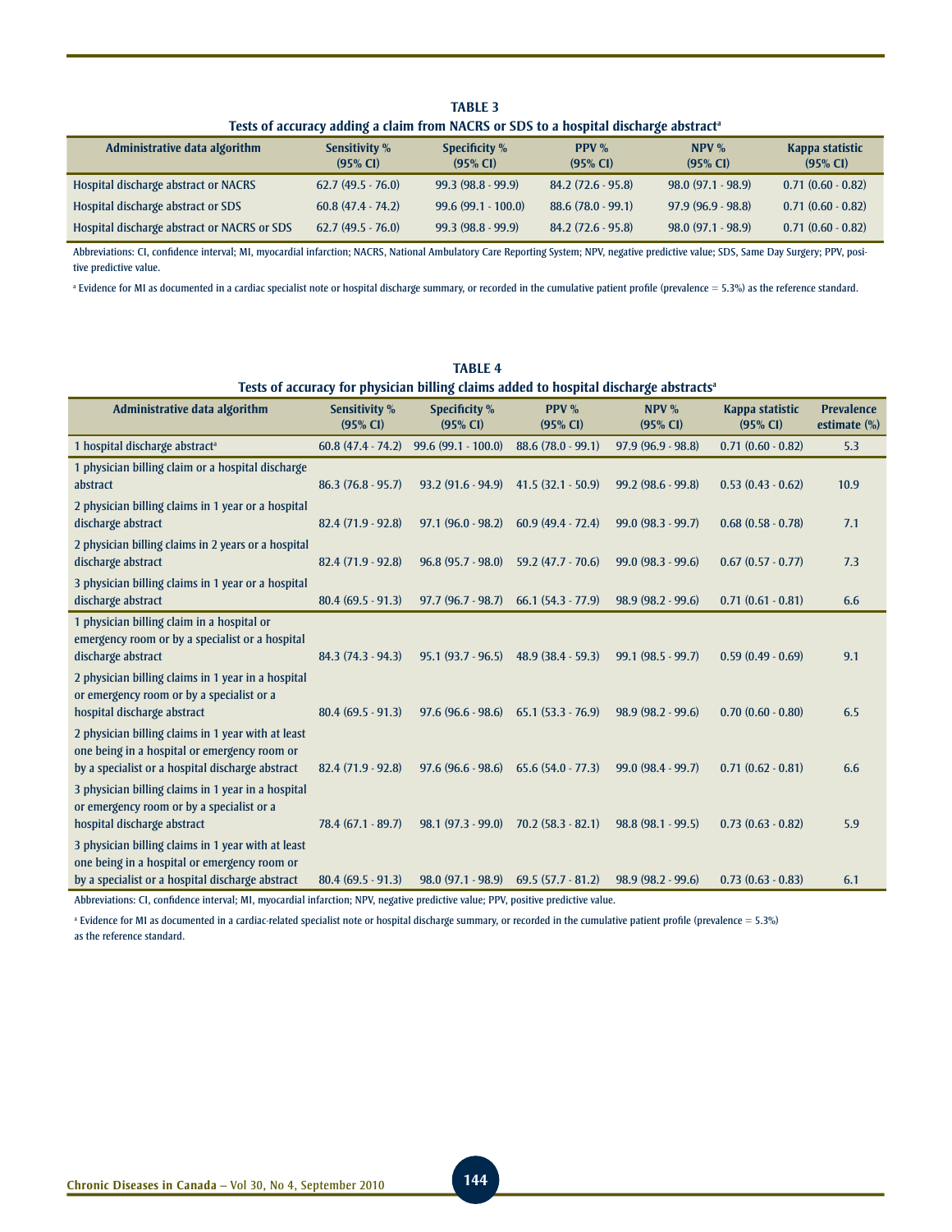**TABLE 3**
**Tests of accuracy adding a claim from NACRS or SDS to a hospital discharge abstract[a]**

| Administrative data algorithm | Sensitivity % (95% CI) | Specificity % (95% CI) | PPV % (95% CI) | NPV % (95% CI) | Kappa statistic (95% CI) |
|---|---|---|---|---|---|
| Hospital discharge abstract or NACRS | 62.7 (49.5 - 76.0) | 99.3 (98.8 - 99.9) | 84.2 (72.6 - 95.8) | 98.0 (97.1 - 98.9) | 0.71 (0.60 - 0.82) |
| Hospital discharge abstract or SDS | 60.8 (47.4 - 74.2) | 99.6 (99.1 - 100.0) | 88.6 (78.0 - 99.1) | 97.9 (96.9 - 98.8) | 0.71 (0.60 - 0.82) |
| Hospital discharge abstract or NACRS or SDS | 62.7 (49.5 - 76.0) | 99.3 (98.8 - 99.9) | 84.2 (72.6 - 95.8) | 98.0 (97.1 - 98.9) | 0.71 (0.60 - 0.82) |

Abbreviations: CI, confidence interval; MI, myocardial infarction; NACRS, National Ambulatory Care Reporting System; NPV, negative predictive value; SDS, Same Day Surgery; PPV, positive predictive value.

[a] Evidence for MI as documented in a cardiac specialist note or hospital discharge summary, or recorded in the cumulative patient profile (prevalence = 5.3%) as the reference standard.

**TABLE 4**
**Tests of accuracy for physician billing claims added to hospital discharge abstracts[a]**

| Administrative data algorithm | Sensitivity % (95% CI) | Specificity % (95% CI) | PPV % (95% CI) | NPV % (95% CI) | Kappa statistic (95% CI) | Prevalence estimate (%) |
|---|---|---|---|---|---|---|
| 1 hospital discharge abstract[a] | 60.8 (47.4 - 74.2) | 99.6 (99.1 - 100.0) | 88.6 (78.0 - 99.1) | 97.9 (96.9 - 98.8) | 0.71 (0.60 - 0.82) | 5.3 |
| 1 physician billing claim or a hospital discharge abstract | 86.3 (76.8 - 95.7) | 93.2 (91.6 - 94.9) | 41.5 (32.1 - 50.9) | 99.2 (98.6 - 99.8) | 0.53 (0.43 - 0.62) | 10.9 |
| 2 physician billing claims in 1 year or a hospital discharge abstract | 82.4 (71.9 - 92.8) | 97.1 (96.0 - 98.2) | 60.9 (49.4 - 72.4) | 99.0 (98.3 - 99.7) | 0.68 (0.58 - 0.78) | 7.1 |
| 2 physician billing claims in 2 years or a hospital discharge abstract | 82.4 (71.9 - 92.8) | 96.8 (95.7 - 98.0) | 59.2 (47.7 - 70.6) | 99.0 (98.3 - 99.6) | 0.67 (0.57 - 0.77) | 7.3 |
| 3 physician billing claims in 1 year or a hospital discharge abstract | 80.4 (69.5 - 91.3) | 97.7 (96.7 - 98.7) | 66.1 (54.3 - 77.9) | 98.9 (98.2 - 99.6) | 0.71 (0.61 - 0.81) | 6.6 |
| 1 physician billing claim in a hospital or emergency room or by a specialist or a hospital discharge abstract | 84.3 (74.3 - 94.3) | 95.1 (93.7 - 96.5) | 48.9 (38.4 - 59.3) | 99.1 (98.5 - 99.7) | 0.59 (0.49 - 0.69) | 9.1 |
| 2 physician billing claims in 1 year in a hospital or emergency room or by a specialist or a hospital discharge abstract | 80.4 (69.5 - 91.3) | 97.6 (96.6 - 98.6) | 65.1 (53.3 - 76.9) | 98.9 (98.2 - 99.6) | 0.70 (0.60 - 0.80) | 6.5 |
| 2 physician billing claims in 1 year with at least one being in a hospital or emergency room or by a specialist or a hospital discharge abstract | 82.4 (71.9 - 92.8) | 97.6 (96.6 - 98.6) | 65.6 (54.0 - 77.3) | 99.0 (98.4 - 99.7) | 0.71 (0.62 - 0.81) | 6.6 |
| 3 physician billing claims in 1 year in a hospital or emergency room or by a specialist or a hospital discharge abstract | 78.4 (67.1 - 89.7) | 98.1 (97.3 - 99.0) | 70.2 (58.3 - 82.1) | 98.8 (98.1 - 99.5) | 0.73 (0.63 - 0.82) | 5.9 |
| 3 physician billing claims in 1 year with at least one being in a hospital or emergency room or by a specialist or a hospital discharge abstract | 80.4 (69.5 - 91.3) | 98.0 (97.1 - 98.9) | 69.5 (57.7 - 81.2) | 98.9 (98.2 - 99.6) | 0.73 (0.63 - 0.83) | 6.1 |

Abbreviations: CI, confidence interval; MI, myocardial infarction; NPV, negative predictive value; PPV, positive predictive value.

[a] Evidence for MI as documented in a cardiac-related specialist note or hospital discharge summary, or recorded in the cumulative patient profile (prevalence = 5.3%) as the reference standard.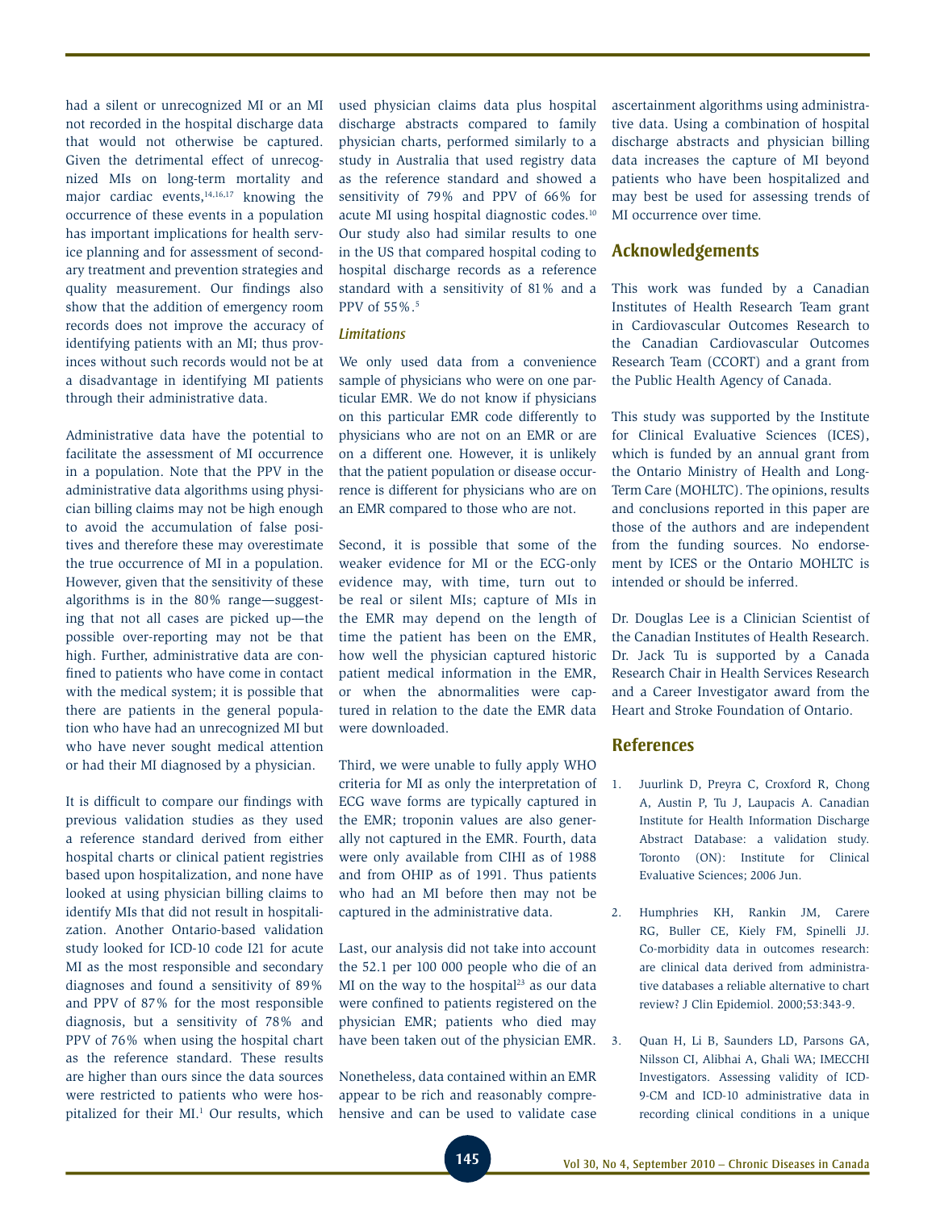had a silent or unrecognized MI or an MI not recorded in the hospital discharge data that would not otherwise be captured. Given the detrimental effect of unrecognized MIs on long-term mortality and major cardiac events,[14,16,17] knowing the occurrence of these events in a population has important implications for health service planning and for assessment of secondary treatment and prevention strategies and quality measurement. Our findings also show that the addition of emergency room records does not improve the accuracy of identifying patients with an MI; thus provinces without such records would not be at a disadvantage in identifying MI patients through their administrative data.

Administrative data have the potential to facilitate the assessment of MI occurrence in a population. Note that the PPV in the administrative data algorithms using physician billing claims may not be high enough to avoid the accumulation of false positives and therefore these may overestimate the true occurrence of MI in a population. However, given that the sensitivity of these algorithms is in the 80% range—suggesting that not all cases are picked up—the possible over-reporting may not be that high. Further, administrative data are confined to patients who have come in contact with the medical system; it is possible that there are patients in the general population who have had an unrecognized MI but who have never sought medical attention or had their MI diagnosed by a physician.

It is difficult to compare our findings with previous validation studies as they used a reference standard derived from either hospital charts or clinical patient registries based upon hospitalization, and none have looked at using physician billing claims to identify MIs that did not result in hospitalization. Another Ontario-based validation study looked for ICD-10 code I21 for acute MI as the most responsible and secondary diagnoses and found a sensitivity of 89% and PPV of 87% for the most responsible diagnosis, but a sensitivity of 78% and PPV of 76% when using the hospital chart as the reference standard. These results are higher than ours since the data sources were restricted to patients who were hospitalized for their MI.[1] Our results, which used physician claims data plus hospital discharge abstracts compared to family physician charts, performed similarly to a study in Australia that used registry data as the reference standard and showed a sensitivity of 79% and PPV of 66% for acute MI using hospital diagnostic codes.[10] Our study also had similar results to one in the US that compared hospital coding to hospital discharge records as a reference standard with a sensitivity of 81% and a PPV of 55%.[5]

### *Limitations*

We only used data from a convenience sample of physicians who were on one particular EMR. We do not know if physicians on this particular EMR code differently to physicians who are not on an EMR or are on a different one. However, it is unlikely that the patient population or disease occurrence is different for physicians who are on an EMR compared to those who are not.

Second, it is possible that some of the weaker evidence for MI or the ECG-only evidence may, with time, turn out to be real or silent MIs; capture of MIs in the EMR may depend on the length of time the patient has been on the EMR, how well the physician captured historic patient medical information in the EMR, or when the abnormalities were captured in relation to the date the EMR data were downloaded.

Third, we were unable to fully apply WHO criteria for MI as only the interpretation of ECG wave forms are typically captured in the EMR; troponin values are also generally not captured in the EMR. Fourth, data were only available from CIHI as of 1988 and from OHIP as of 1991. Thus patients who had an MI before then may not be captured in the administrative data.

Last, our analysis did not take into account the 52.1 per 100 000 people who die of an MI on the way to the hospital[23] as our data were confined to patients registered on the physician EMR; patients who died may have been taken out of the physician EMR.

Nonetheless, data contained within an EMR appear to be rich and reasonably comprehensive and can be used to validate case ascertainment algorithms using administrative data. Using a combination of hospital discharge abstracts and physician billing data increases the capture of MI beyond patients who have been hospitalized and may best be used for assessing trends of MI occurrence over time.

## Acknowledgements

This work was funded by a Canadian Institutes of Health Research Team grant in Cardiovascular Outcomes Research to the Canadian Cardiovascular Outcomes Research Team (CCORT) and a grant from the Public Health Agency of Canada.

This study was supported by the Institute for Clinical Evaluative Sciences (ICES), which is funded by an annual grant from the Ontario Ministry of Health and Long-Term Care (MOHLTC). The opinions, results and conclusions reported in this paper are those of the authors and are independent from the funding sources. No endorsement by ICES or the Ontario MOHLTC is intended or should be inferred.

Dr. Douglas Lee is a Clinician Scientist of the Canadian Institutes of Health Research. Dr. Jack Tu is supported by a Canada Research Chair in Health Services Research and a Career Investigator award from the Heart and Stroke Foundation of Ontario.

## References

1. Juurlink D, Preyra C, Croxford R, Chong A, Austin P, Tu J, Laupacis A. Canadian Institute for Health Information Discharge Abstract Database: a validation study. Toronto (ON): Institute for Clinical Evaluative Sciences; 2006 Jun.

2. Humphries KH, Rankin JM, Carere RG, Buller CE, Kiely FM, Spinelli JJ. Co-morbidity data in outcomes research: are clinical data derived from administrative databases a reliable alternative to chart review? J Clin Epidemiol. 2000;53:343-9.

3. Quan H, Li B, Saunders LD, Parsons GA, Nilsson CI, Alibhai A, Ghali WA; IMECCHI Investigators. Assessing validity of ICD-9-CM and ICD-10 administrative data in recording clinical conditions in a unique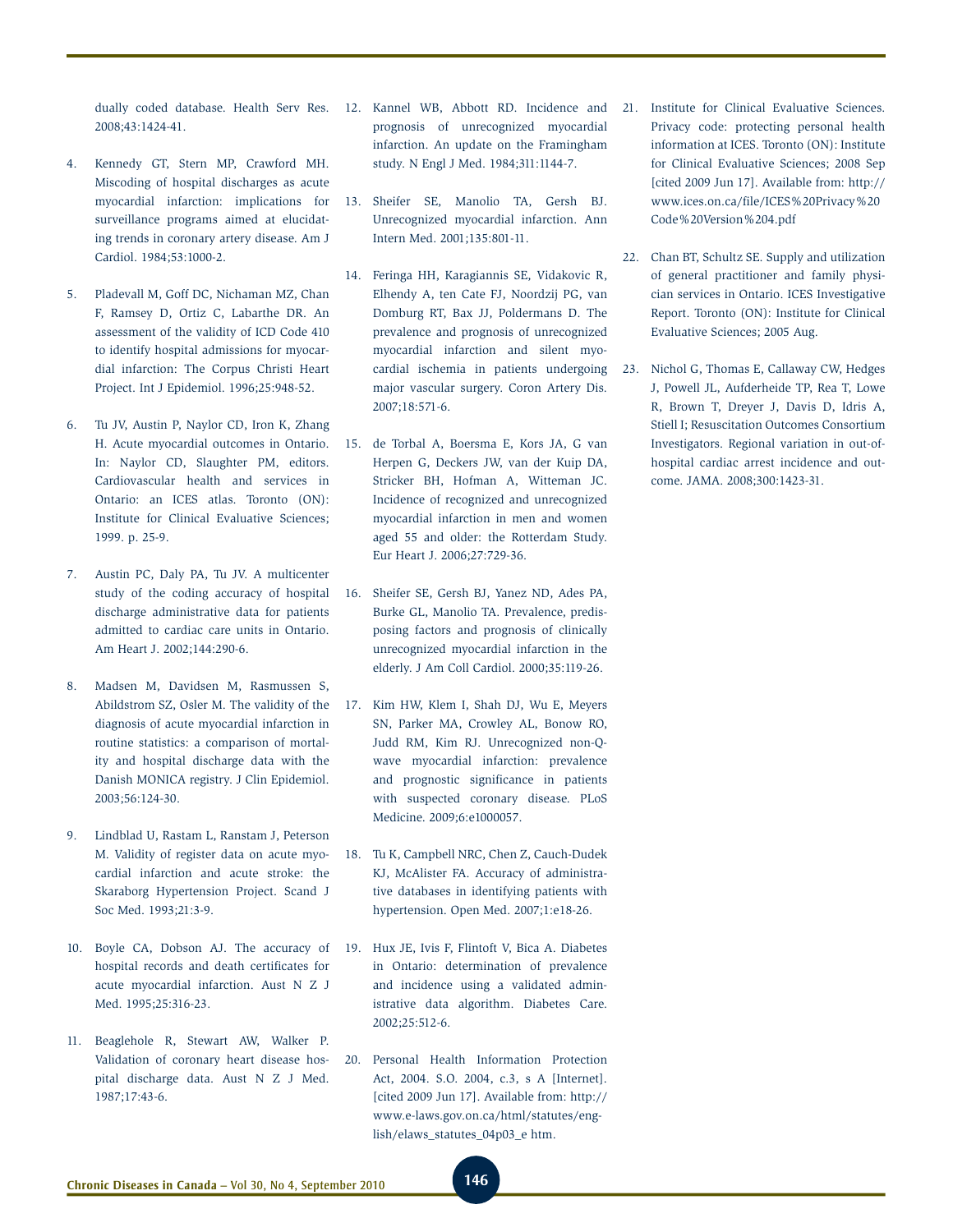dually coded database. Health Serv Res. 2008;43:1424-41.

4. Kennedy GT, Stern MP, Crawford MH. Miscoding of hospital discharges as acute myocardial infarction: implications for surveillance programs aimed at elucidating trends in coronary artery disease. Am J Cardiol. 1984;53:1000-2.

5. Pladevall M, Goff DC, Nichaman MZ, Chan F, Ramsey D, Ortiz C, Labarthe DR. An assessment of the validity of ICD Code 410 to identify hospital admissions for myocardial infarction: The Corpus Christi Heart Project. Int J Epidemiol. 1996;25:948-52.

6. Tu JV, Austin P, Naylor CD, Iron K, Zhang H. Acute myocardial outcomes in Ontario. In: Naylor CD, Slaughter PM, editors. Cardiovascular health and services in Ontario: an ICES atlas. Toronto (ON): Institute for Clinical Evaluative Sciences; 1999. p. 25-9.

7. Austin PC, Daly PA, Tu JV. A multicenter study of the coding accuracy of hospital discharge administrative data for patients admitted to cardiac care units in Ontario. Am Heart J. 2002;144:290-6.

8. Madsen M, Davidsen M, Rasmussen S, Abildstrom SZ, Osler M. The validity of the diagnosis of acute myocardial infarction in routine statistics: a comparison of mortality and hospital discharge data with the Danish MONICA registry. J Clin Epidemiol. 2003;56:124-30.

9. Lindblad U, Rastam L, Ranstam J, Peterson M. Validity of register data on acute myocardial infarction and acute stroke: the Skaraborg Hypertension Project. Scand J Soc Med. 1993;21:3-9.

10. Boyle CA, Dobson AJ. The accuracy of hospital records and death certificates for acute myocardial infarction. Aust N Z J Med. 1995;25:316-23.

11. Beaglehole R, Stewart AW, Walker P. Validation of coronary heart disease hospital discharge data. Aust N Z J Med. 1987;17:43-6.

12. Kannel WB, Abbott RD. Incidence and prognosis of unrecognized myocardial infarction. An update on the Framingham study. N Engl J Med. 1984;311:1144-7.

13. Sheifer SE, Manolio TA, Gersh BJ. Unrecognized myocardial infarction. Ann Intern Med. 2001;135:801-11.

14. Feringa HH, Karagiannis SE, Vidakovic R, Elhendy A, ten Cate FJ, Noordzij PG, van Domburg RT, Bax JJ, Poldermans D. The prevalence and prognosis of unrecognized myocardial infarction and silent myocardial ischemia in patients undergoing major vascular surgery. Coron Artery Dis. 2007;18:571-6.

15. de Torbal A, Boersma E, Kors JA, G van Herpen G, Deckers JW, van der Kuip DA, Stricker BH, Hofman A, Witteman JC. Incidence of recognized and unrecognized myocardial infarction in men and women aged 55 and older: the Rotterdam Study. Eur Heart J. 2006;27:729-36.

16. Sheifer SE, Gersh BJ, Yanez ND, Ades PA, Burke GL, Manolio TA. Prevalence, predisposing factors and prognosis of clinically unrecognized myocardial infarction in the elderly. J Am Coll Cardiol. 2000;35:119-26.

17. Kim HW, Klem I, Shah DJ, Wu E, Meyers SN, Parker MA, Crowley AL, Bonow RO, Judd RM, Kim RJ. Unrecognized non-Q-wave myocardial infarction: prevalence and prognostic significance in patients with suspected coronary disease. PLoS Medicine. 2009;6:e1000057.

18. Tu K, Campbell NRC, Chen Z, Cauch-Dudek KJ, McAlister FA. Accuracy of administrative databases in identifying patients with hypertension. Open Med. 2007;1:e18-26.

19. Hux JE, Ivis F, Flintoft V, Bica A. Diabetes in Ontario: determination of prevalence and incidence using a validated administrative data algorithm. Diabetes Care. 2002;25:512-6.

20. Personal Health Information Protection Act, 2004. S.O. 2004, c.3, s A [Internet]. [cited 2009 Jun 17]. Available from: http://www.e-laws.gov.on.ca/html/statutes/english/elaws_statutes_04p03_e htm.

21. Institute for Clinical Evaluative Sciences. Privacy code: protecting personal health information at ICES. Toronto (ON): Institute for Clinical Evaluative Sciences; 2008 Sep [cited 2009 Jun 17]. Available from: http://www.ices.on.ca/file/ICES%20Privacy%20Code%20Version%204.pdf

22. Chan BT, Schultz SE. Supply and utilization of general practitioner and family physician services in Ontario. ICES Investigative Report. Toronto (ON): Institute for Clinical Evaluative Sciences; 2005 Aug.

23. Nichol G, Thomas E, Callaway CW, Hedges J, Powell JL, Aufderheide TP, Rea T, Lowe R, Brown T, Dreyer J, Davis D, Idris A, Stiell I; Resuscitation Outcomes Consortium Investigators. Regional variation in out-of-hospital cardiac arrest incidence and outcome. JAMA. 2008;300:1423-31.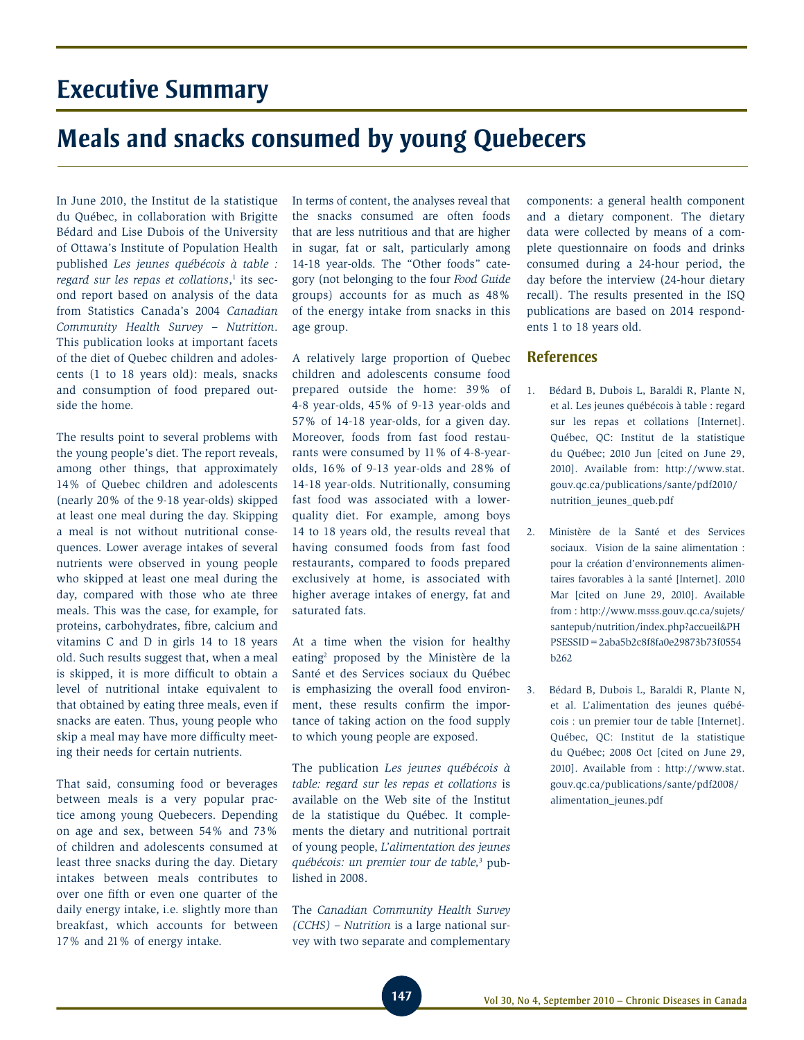# Executive Summary

# Meals and snacks consumed by young Quebecers

In June 2010, the Institut de la statistique du Québec, in collaboration with Brigitte Bédard and Lise Dubois of the University of Ottawa's Institute of Population Health published *Les jeunes québécois à table : regard sur les repas et collations*,[1] its second report based on analysis of the data from Statistics Canada's 2004 *Canadian Community Health Survey – Nutrition*. This publication looks at important facets of the diet of Quebec children and adolescents (1 to 18 years old): meals, snacks and consumption of food prepared outside the home.

The results point to several problems with the young people's diet. The report reveals, among other things, that approximately 14% of Quebec children and adolescents (nearly 20% of the 9-18 year-olds) skipped at least one meal during the day. Skipping a meal is not without nutritional consequences. Lower average intakes of several nutrients were observed in young people who skipped at least one meal during the day, compared with those who ate three meals. This was the case, for example, for proteins, carbohydrates, fibre, calcium and vitamins C and D in girls 14 to 18 years old. Such results suggest that, when a meal is skipped, it is more difficult to obtain a level of nutritional intake equivalent to that obtained by eating three meals, even if snacks are eaten. Thus, young people who skip a meal may have more difficulty meeting their needs for certain nutrients.

That said, consuming food or beverages between meals is a very popular practice among young Quebecers. Depending on age and sex, between 54% and 73% of children and adolescents consumed at least three snacks during the day. Dietary intakes between meals contributes to over one fifth or even one quarter of the daily energy intake, i.e. slightly more than breakfast, which accounts for between 17% and 21% of energy intake.

In terms of content, the analyses reveal that the snacks consumed are often foods that are less nutritious and that are higher in sugar, fat or salt, particularly among 14-18 year-olds. The "Other foods" category (not belonging to the four *Food Guide* groups) accounts for as much as 48% of the energy intake from snacks in this age group.

A relatively large proportion of Quebec children and adolescents consume food prepared outside the home: 39% of 4-8 year-olds, 45% of 9-13 year-olds and 57% of 14-18 year-olds, for a given day. Moreover, foods from fast food restaurants were consumed by 11% of 4-8-year-olds, 16% of 9-13 year-olds and 28% of 14-18 year-olds. Nutritionally, consuming fast food was associated with a lower-quality diet. For example, among boys 14 to 18 years old, the results reveal that having consumed foods from fast food restaurants, compared to foods prepared exclusively at home, is associated with higher average intakes of energy, fat and saturated fats.

At a time when the vision for healthy eating[2] proposed by the Ministère de la Santé et des Services sociaux du Québec is emphasizing the overall food environment, these results confirm the importance of taking action on the food supply to which young people are exposed.

The publication *Les jeunes québécois à table: regard sur les repas et collations* is available on the Web site of the Institut de la statistique du Québec. It complements the dietary and nutritional portrait of young people, *L'alimentation des jeunes québécois: un premier tour de table*,[3] published in 2008.

The *Canadian Community Health Survey (CCHS) – Nutrition* is a large national survey with two separate and complementary components: a general health component and a dietary component. The dietary data were collected by means of a complete questionnaire on foods and drinks consumed during a 24-hour period, the day before the interview (24-hour dietary recall). The results presented in the ISQ publications are based on 2014 respondents 1 to 18 years old.

## References

1. Bédard B, Dubois L, Baraldi R, Plante N, et al. Les jeunes québécois à table : regard sur les repas et collations [Internet]. Québec, QC: Institut de la statistique du Québec; 2010 Jun [cited on June 29, 2010]. Available from: http://www.stat.gouv.qc.ca/publications/sante/pdf2010/nutrition_jeunes_queb.pdf

2. Ministère de la Santé et des Services sociaux. Vision de la saine alimentation : pour la création d'environnements alimentaires favorables à la santé [Internet]. 2010 Mar [cited on June 29, 2010]. Available from : http://www.msss.gouv.qc.ca/sujets/santepub/nutrition/index.php?accueil&PHPSESSID=2aba5b2c8f8fa0e29873b73f0554b262

3. Bédard B, Dubois L, Baraldi R, Plante N, et al. L'alimentation des jeunes québécois : un premier tour de table [Internet]. Québec, QC: Institut de la statistique du Québec; 2008 Oct [cited on June 29, 2010]. Available from : http://www.stat.gouv.qc.ca/publications/sante/pdf2008/alimentation_jeunes.pdf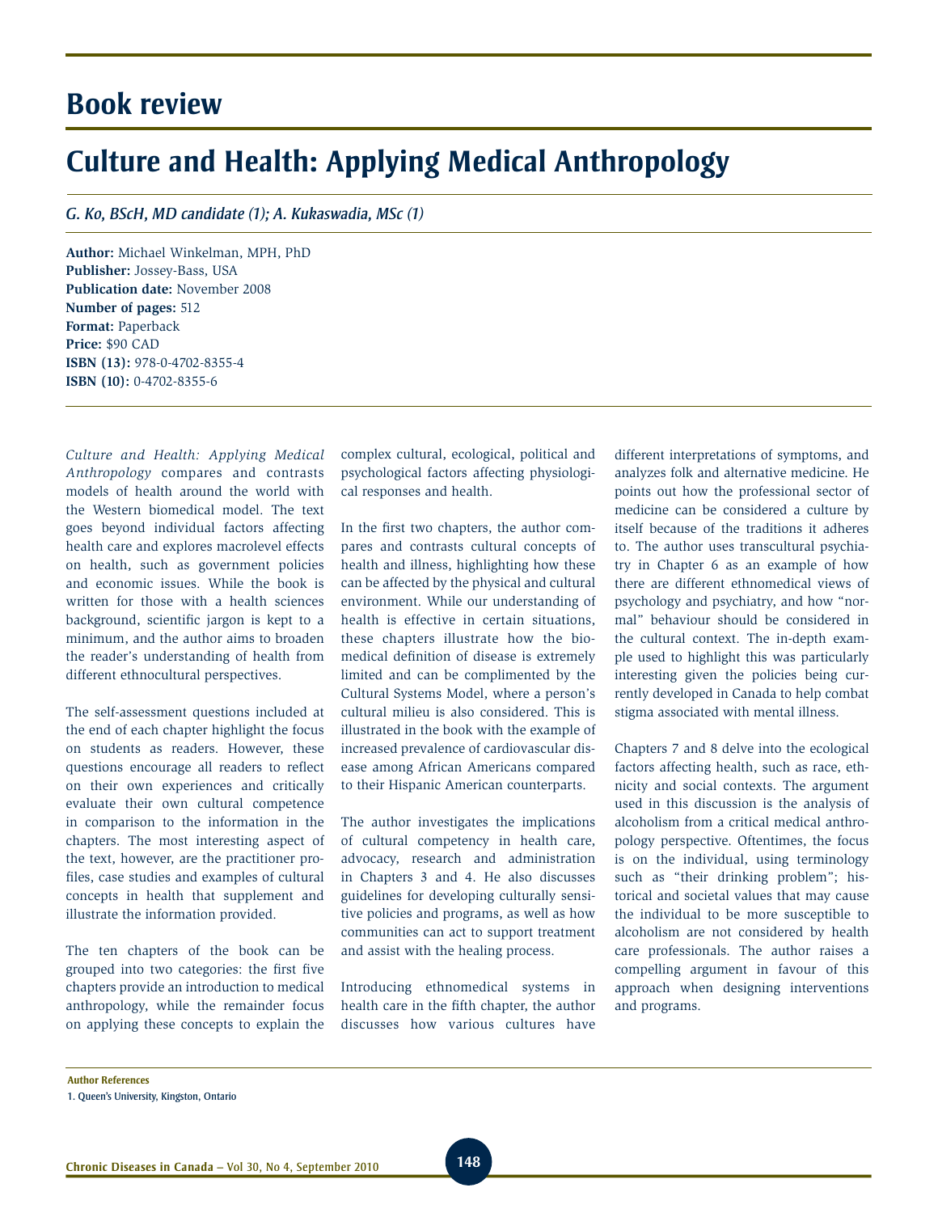# Book review

## Culture and Health: Applying Medical Anthropology

*G. Ko, BScH, MD candidate (1); A. Kukaswadia, MSc (1)*

**Author:** Michael Winkelman, MPH, PhD
**Publisher:** Jossey-Bass, USA
**Publication date:** November 2008
**Number of pages:** 512
**Format:** Paperback
**Price:** $90 CAD
**ISBN (13):** 978-0-4702-8355-4
**ISBN (10):** 0-4702-8355-6

*Culture and Health: Applying Medical Anthropology* compares and contrasts models of health around the world with the Western biomedical model. The text goes beyond individual factors affecting health care and explores macrolevel effects on health, such as government policies and economic issues. While the book is written for those with a health sciences background, scientific jargon is kept to a minimum, and the author aims to broaden the reader's understanding of health from different ethnocultural perspectives.

The self-assessment questions included at the end of each chapter highlight the focus on students as readers. However, these questions encourage all readers to reflect on their own experiences and critically evaluate their own cultural competence in comparison to the information in the chapters. The most interesting aspect of the text, however, are the practitioner profiles, case studies and examples of cultural concepts in health that supplement and illustrate the information provided.

The ten chapters of the book can be grouped into two categories: the first five chapters provide an introduction to medical anthropology, while the remainder focus on applying these concepts to explain the complex cultural, ecological, political and psychological factors affecting physiological responses and health.

In the first two chapters, the author compares and contrasts cultural concepts of health and illness, highlighting how these can be affected by the physical and cultural environment. While our understanding of health is effective in certain situations, these chapters illustrate how the biomedical definition of disease is extremely limited and can be complimented by the Cultural Systems Model, where a person's cultural milieu is also considered. This is illustrated in the book with the example of increased prevalence of cardiovascular disease among African Americans compared to their Hispanic American counterparts.

The author investigates the implications of cultural competency in health care, advocacy, research and administration in Chapters 3 and 4. He also discusses guidelines for developing culturally sensitive policies and programs, as well as how communities can act to support treatment and assist with the healing process.

Introducing ethnomedical systems in health care in the fifth chapter, the author discusses how various cultures have different interpretations of symptoms, and analyzes folk and alternative medicine. He points out how the professional sector of medicine can be considered a culture by itself because of the traditions it adheres to. The author uses transcultural psychiatry in Chapter 6 as an example of how there are different ethnomedical views of psychology and psychiatry, and how "normal" behaviour should be considered in the cultural context. The in-depth example used to highlight this was particularly interesting given the policies being currently developed in Canada to help combat stigma associated with mental illness.

Chapters 7 and 8 delve into the ecological factors affecting health, such as race, ethnicity and social contexts. The argument used in this discussion is the analysis of alcoholism from a critical medical anthropology perspective. Oftentimes, the focus is on the individual, using terminology such as "their drinking problem"; historical and societal values that may cause the individual to be more susceptible to alcoholism are not considered by health care professionals. The author raises a compelling argument in favour of this approach when designing interventions and programs.

**Author References**

1. Queen's University, Kingston, Ontario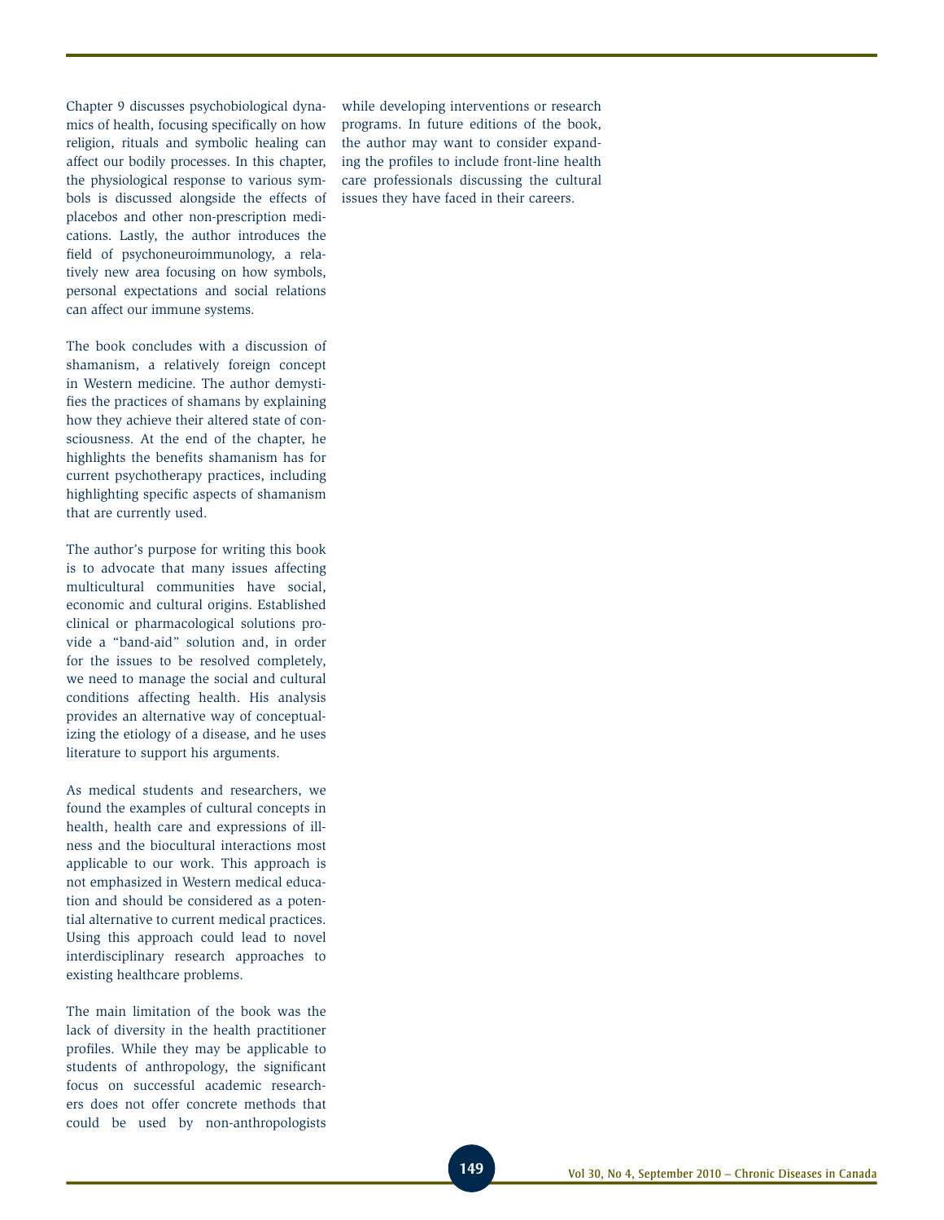Chapter 9 discusses psychobiological dynamics of health, focusing specifically on how religion, rituals and symbolic healing can affect our bodily processes. In this chapter, the physiological response to various symbols is discussed alongside the effects of placebos and other non-prescription medications. Lastly, the author introduces the field of psychoneuroimmunology, a relatively new area focusing on how symbols, personal expectations and social relations can affect our immune systems.

The book concludes with a discussion of shamanism, a relatively foreign concept in Western medicine. The author demystifies the practices of shamans by explaining how they achieve their altered state of consciousness. At the end of the chapter, he highlights the benefits shamanism has for current psychotherapy practices, including highlighting specific aspects of shamanism that are currently used.

The author's purpose for writing this book is to advocate that many issues affecting multicultural communities have social, economic and cultural origins. Established clinical or pharmacological solutions provide a "band-aid" solution and, in order for the issues to be resolved completely, we need to manage the social and cultural conditions affecting health. His analysis provides an alternative way of conceptualizing the etiology of a disease, and he uses literature to support his arguments.

As medical students and researchers, we found the examples of cultural concepts in health, health care and expressions of illness and the biocultural interactions most applicable to our work. This approach is not emphasized in Western medical education and should be considered as a potential alternative to current medical practices. Using this approach could lead to novel interdisciplinary research approaches to existing healthcare problems.

The main limitation of the book was the lack of diversity in the health practitioner profiles. While they may be applicable to students of anthropology, the significant focus on successful academic researchers does not offer concrete methods that could be used by non-anthropologists while developing interventions or research programs. In future editions of the book, the author may want to consider expanding the profiles to include front-line health care professionals discussing the cultural issues they have faced in their careers.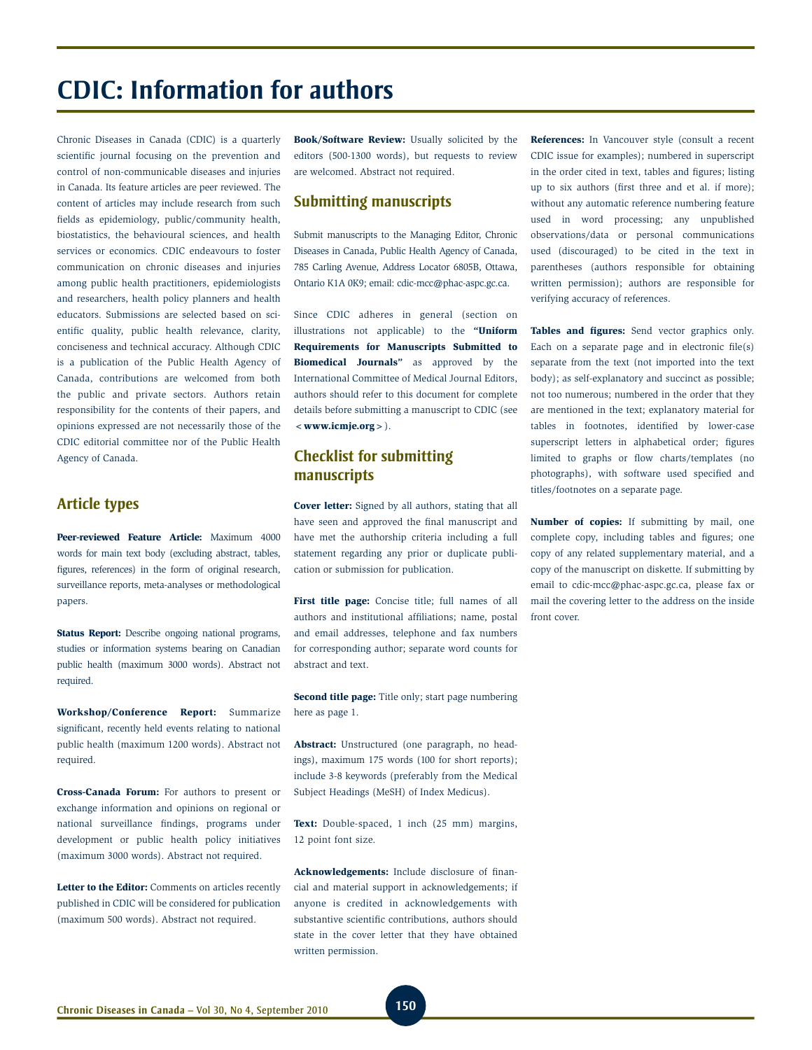# CDIC: Information for authors

Chronic Diseases in Canada (CDIC) is a quarterly scientific journal focusing on the prevention and control of non-communicable diseases and injuries in Canada. Its feature articles are peer reviewed. The content of articles may include research from such fields as epidemiology, public/community health, biostatistics, the behavioural sciences, and health services or economics. CDIC endeavours to foster communication on chronic diseases and injuries among public health practitioners, epidemiologists and researchers, health policy planners and health educators. Submissions are selected based on scientific quality, public health relevance, clarity, conciseness and technical accuracy. Although CDIC is a publication of the Public Health Agency of Canada, contributions are welcomed from both the public and private sectors. Authors retain responsibility for the contents of their papers, and opinions expressed are not necessarily those of the CDIC editorial committee nor of the Public Health Agency of Canada.

## Article types

**Peer-reviewed Feature Article:** Maximum 4000 words for main text body (excluding abstract, tables, figures, references) in the form of original research, surveillance reports, meta-analyses or methodological papers.

**Status Report:** Describe ongoing national programs, studies or information systems bearing on Canadian public health (maximum 3000 words). Abstract not required.

**Workshop/Conference Report:** Summarize significant, recently held events relating to national public health (maximum 1200 words). Abstract not required.

**Cross-Canada Forum:** For authors to present or exchange information and opinions on regional or national surveillance findings, programs under development or public health policy initiatives (maximum 3000 words). Abstract not required.

**Letter to the Editor:** Comments on articles recently published in CDIC will be considered for publication (maximum 500 words). Abstract not required.

**Book/Software Review:** Usually solicited by the editors (500-1300 words), but requests to review are welcomed. Abstract not required.

## Submitting manuscripts

Submit manuscripts to the Managing Editor, Chronic Diseases in Canada, Public Health Agency of Canada, 785 Carling Avenue, Address Locator 6805B, Ottawa, Ontario K1A 0K9; email: cdic-mcc@phac-aspc.gc.ca.

Since CDIC adheres in general (section on illustrations not applicable) to the **"Uniform Requirements for Manuscripts Submitted to Biomedical Journals"** as approved by the International Committee of Medical Journal Editors, authors should refer to this document for complete details before submitting a manuscript to CDIC (see <**www.icmje.org**>).

## Checklist for submitting manuscripts

**Cover letter:** Signed by all authors, stating that all have seen and approved the final manuscript and have met the authorship criteria including a full statement regarding any prior or duplicate publication or submission for publication.

**First title page:** Concise title; full names of all authors and institutional affiliations; name, postal and email addresses, telephone and fax numbers for corresponding author; separate word counts for abstract and text.

**Second title page:** Title only; start page numbering here as page 1.

**Abstract:** Unstructured (one paragraph, no headings), maximum 175 words (100 for short reports); include 3-8 keywords (preferably from the Medical Subject Headings (MeSH) of Index Medicus).

**Text:** Double-spaced, 1 inch (25 mm) margins, 12 point font size.

**Acknowledgements:** Include disclosure of financial and material support in acknowledgements; if anyone is credited in acknowledgements with substantive scientific contributions, authors should state in the cover letter that they have obtained written permission.

**References:** In Vancouver style (consult a recent CDIC issue for examples); numbered in superscript in the order cited in text, tables and figures; listing up to six authors (first three and et al. if more); without any automatic reference numbering feature used in word processing; any unpublished observations/data or personal communications used (discouraged) to be cited in the text in parentheses (authors responsible for obtaining written permission); authors are responsible for verifying accuracy of references.

**Tables and figures:** Send vector graphics only. Each on a separate page and in electronic file(s) separate from the text (not imported into the text body); as self-explanatory and succinct as possible; not too numerous; numbered in the order that they are mentioned in the text; explanatory material for tables in footnotes, identified by lower-case superscript letters in alphabetical order; figures limited to graphs or flow charts/templates (no photographs), with software used specified and titles/footnotes on a separate page.

**Number of copies:** If submitting by mail, one complete copy, including tables and figures; one copy of any related supplementary material, and a copy of the manuscript on diskette. If submitting by email to cdic-mcc@phac-aspc.gc.ca, please fax or mail the covering letter to the address on the inside front cover.